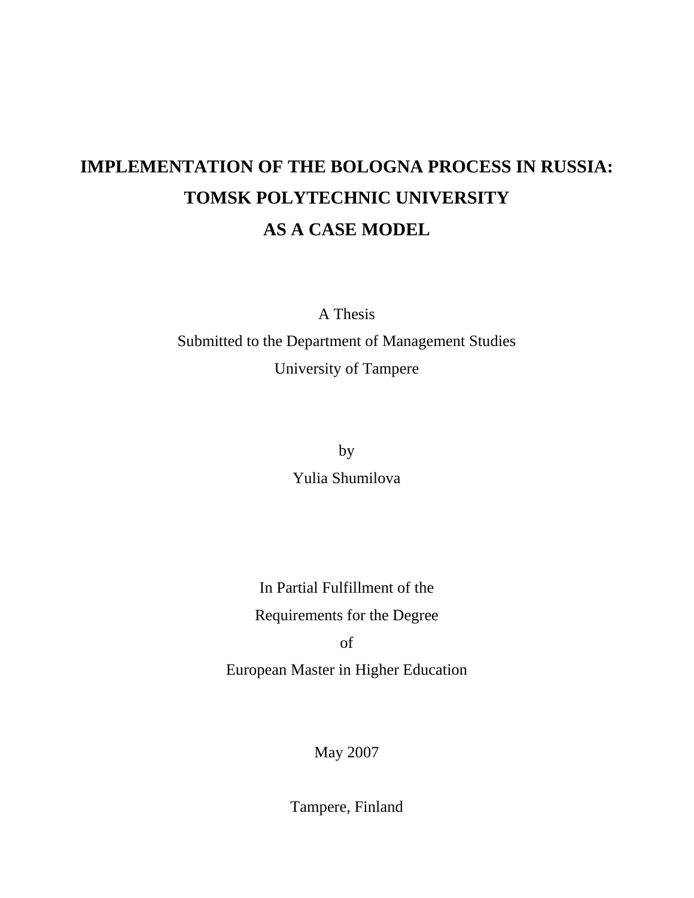# IMPLEMENTATION OF THE BOLOGNA PROCESS IN RUSSIA: TOMSK POLYTECHNIC UNIVERSITY AS A CASE MODEL

A Thesis

Submitted to the Department of Management Studies

University of Tampere

by

Yulia Shumilova

In Partial Fulfillment of the

Requirements for the Degree

of

European Master in Higher Education

May 2007

Tampere, Finland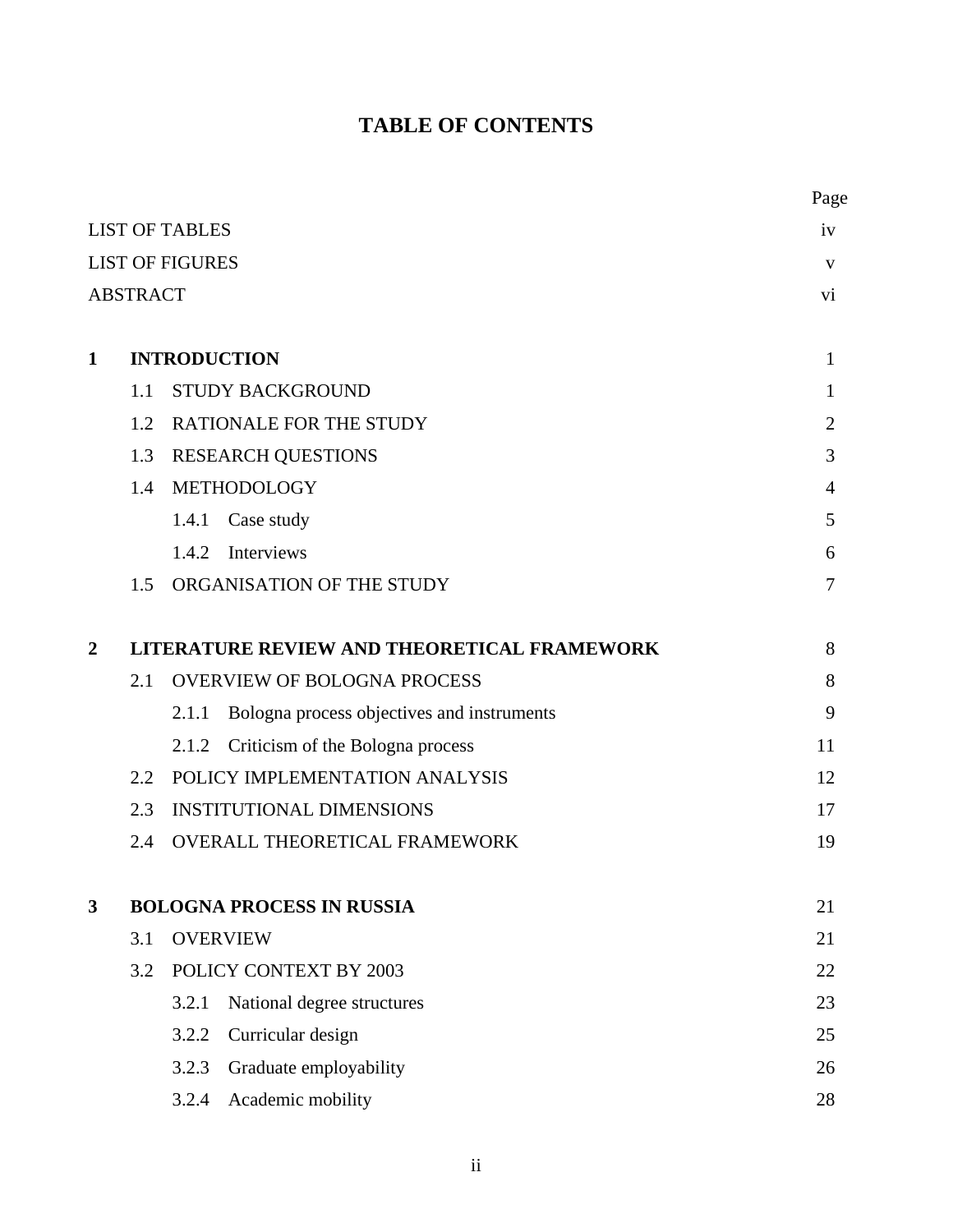# TABLE OF CONTENTS

| | Page |
|---|---|
| LIST OF TABLES | iv |
| LIST OF FIGURES | v |
| ABSTRACT | vi |
| **1 INTRODUCTION** | 1 |
| 1.1 STUDY BACKGROUND | 1 |
| 1.2 RATIONALE FOR THE STUDY | 2 |
| 1.3 RESEARCH QUESTIONS | 3 |
| 1.4 METHODOLOGY | 4 |
| 1.4.1 Case study | 5 |
| 1.4.2 Interviews | 6 |
| 1.5 ORGANISATION OF THE STUDY | 7 |
| **2 LITERATURE REVIEW AND THEORETICAL FRAMEWORK** | 8 |
| 2.1 OVERVIEW OF BOLOGNA PROCESS | 8 |
| 2.1.1 Bologna process objectives and instruments | 9 |
| 2.1.2 Criticism of the Bologna process | 11 |
| 2.2 POLICY IMPLEMENTATION ANALYSIS | 12 |
| 2.3 INSTITUTIONAL DIMENSIONS | 17 |
| 2.4 OVERALL THEORETICAL FRAMEWORK | 19 |
| **3 BOLOGNA PROCESS IN RUSSIA** | 21 |
| 3.1 OVERVIEW | 21 |
| 3.2 POLICY CONTEXT BY 2003 | 22 |
| 3.2.1 National degree structures | 23 |
| 3.2.2 Curricular design | 25 |
| 3.2.3 Graduate employability | 26 |
| 3.2.4 Academic mobility | 28 |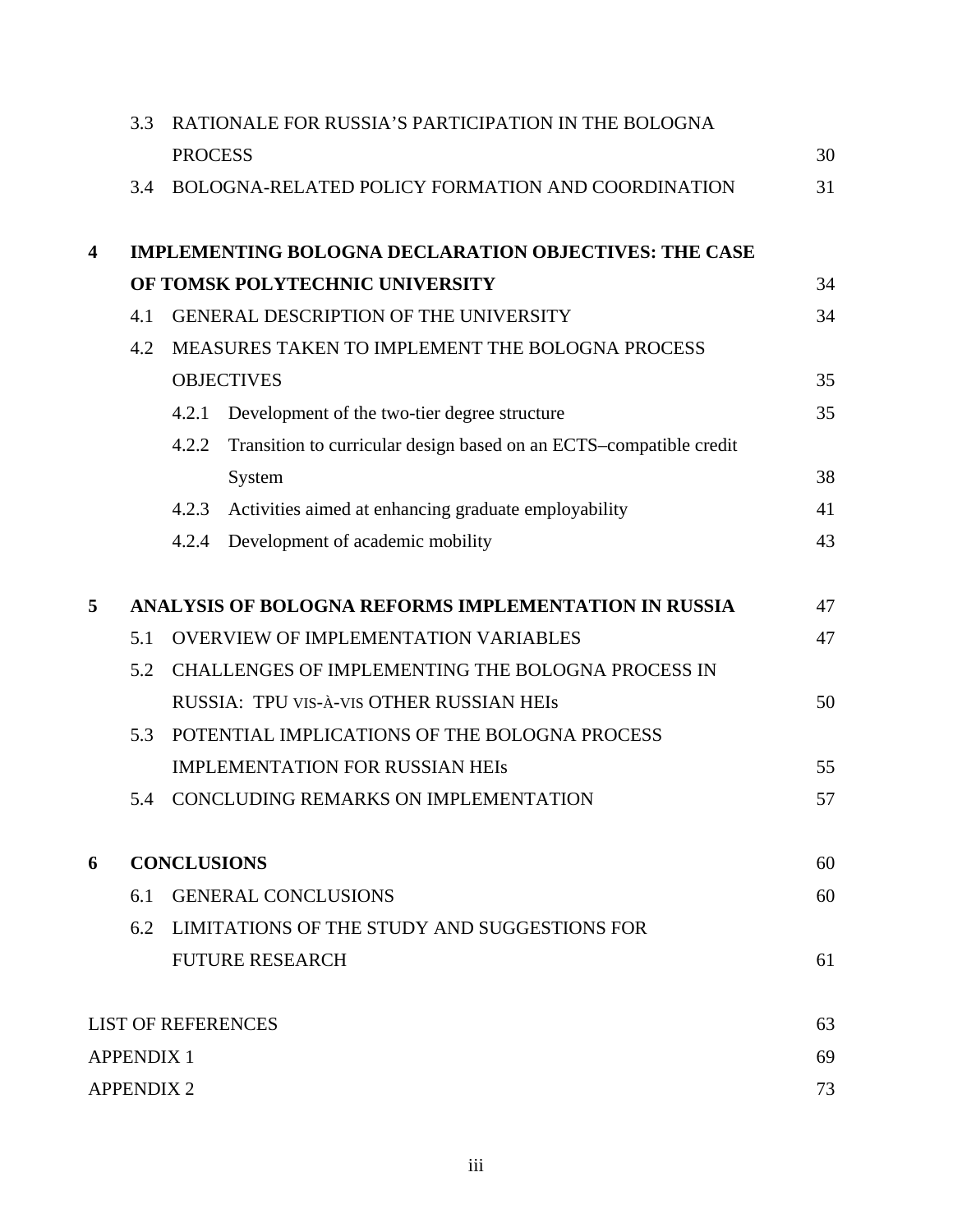3.3 RATIONALE FOR RUSSIA'S PARTICIPATION IN THE BOLOGNA PROCESS 30

3.4 BOLOGNA-RELATED POLICY FORMATION AND COORDINATION 31

**4 IMPLEMENTING BOLOGNA DECLARATION OBJECTIVES: THE CASE OF TOMSK POLYTECHNIC UNIVERSITY** 34

4.1 GENERAL DESCRIPTION OF THE UNIVERSITY 34

4.2 MEASURES TAKEN TO IMPLEMENT THE BOLOGNA PROCESS OBJECTIVES 35

4.2.1 Development of the two-tier degree structure 35

4.2.2 Transition to curricular design based on an ECTS–compatible credit System 38

4.2.3 Activities aimed at enhancing graduate employability 41

4.2.4 Development of academic mobility 43

**5 ANALYSIS OF BOLOGNA REFORMS IMPLEMENTATION IN RUSSIA** 47

5.1 OVERVIEW OF IMPLEMENTATION VARIABLES 47

5.2 CHALLENGES OF IMPLEMENTING THE BOLOGNA PROCESS IN RUSSIA: TPU VIS-À-VIS OTHER RUSSIAN HEIs 50

5.3 POTENTIAL IMPLICATIONS OF THE BOLOGNA PROCESS IMPLEMENTATION FOR RUSSIAN HEIs 55

5.4 CONCLUDING REMARKS ON IMPLEMENTATION 57

**6 CONCLUSIONS** 60

6.1 GENERAL CONCLUSIONS 60

6.2 LIMITATIONS OF THE STUDY AND SUGGESTIONS FOR FUTURE RESEARCH 61

LIST OF REFERENCES 63

APPENDIX 1 69

APPENDIX 2 73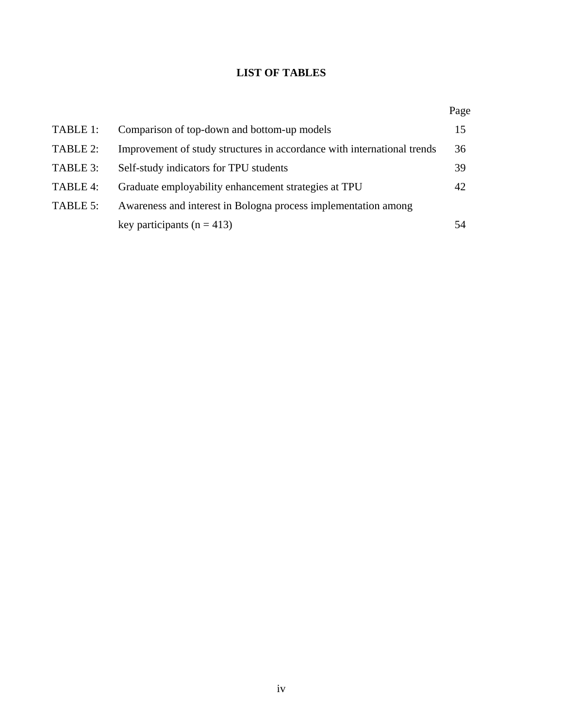# LIST OF TABLES

| | | Page |
|---|---|---|
| TABLE 1: | Comparison of top-down and bottom-up models | 15 |
| TABLE 2: | Improvement of study structures in accordance with international trends | 36 |
| TABLE 3: | Self-study indicators for TPU students | 39 |
| TABLE 4: | Graduate employability enhancement strategies at TPU | 42 |
| TABLE 5: | Awareness and interest in Bologna process implementation among key participants (n = 413) | 54 |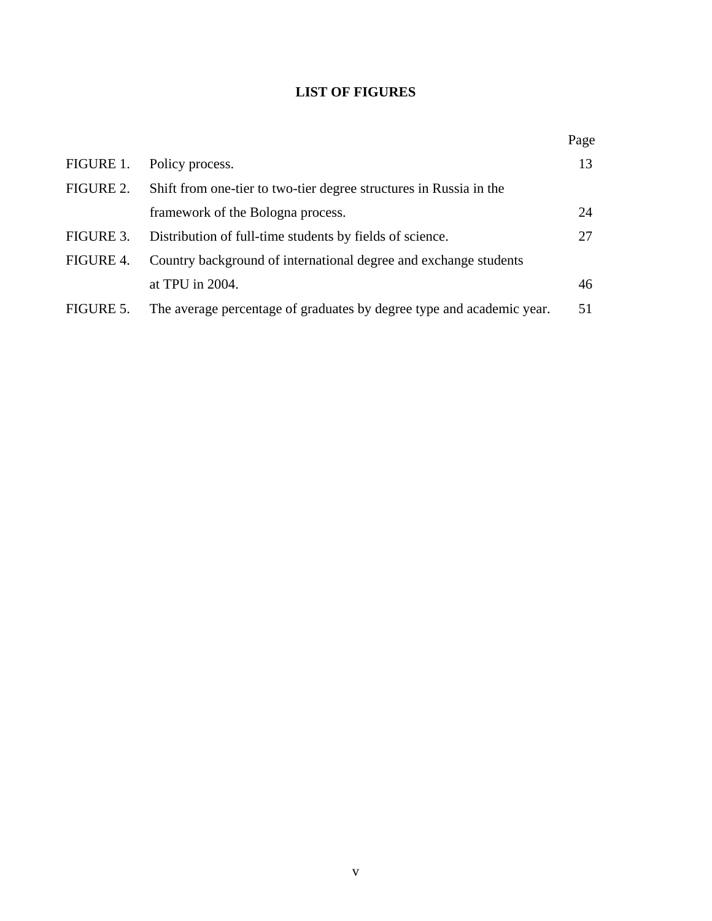# LIST OF FIGURES

| | | Page |
|---|---|---|
| FIGURE 1. | Policy process. | 13 |
| FIGURE 2. | Shift from one-tier to two-tier degree structures in Russia in the framework of the Bologna process. | 24 |
| FIGURE 3. | Distribution of full-time students by fields of science. | 27 |
| FIGURE 4. | Country background of international degree and exchange students at TPU in 2004. | 46 |
| FIGURE 5. | The average percentage of graduates by degree type and academic year. | 51 |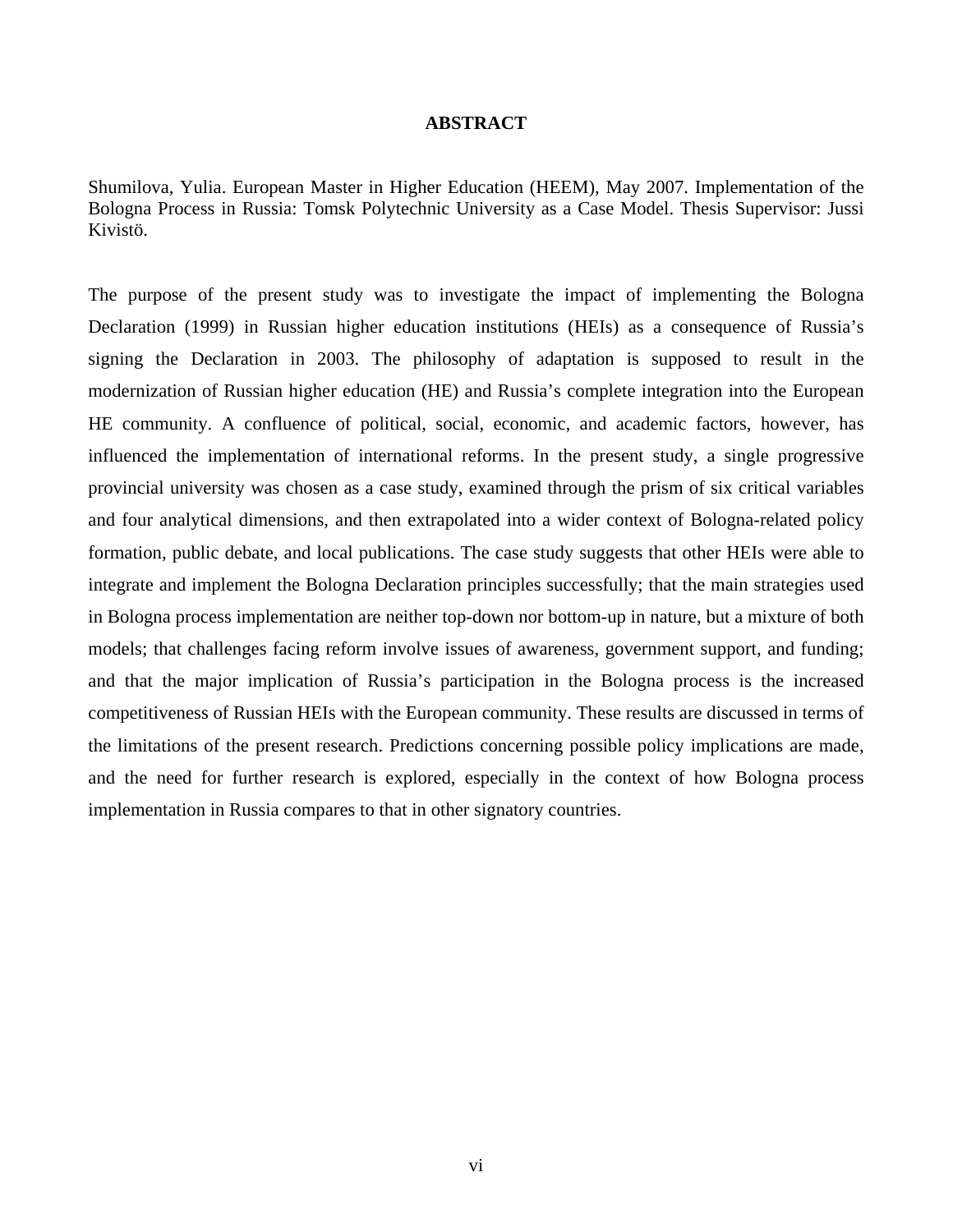## ABSTRACT

Shumilova, Yulia. European Master in Higher Education (HEEM), May 2007. Implementation of the Bologna Process in Russia: Tomsk Polytechnic University as a Case Model. Thesis Supervisor: Jussi Kivistö.

The purpose of the present study was to investigate the impact of implementing the Bologna Declaration (1999) in Russian higher education institutions (HEIs) as a consequence of Russia's signing the Declaration in 2003. The philosophy of adaptation is supposed to result in the modernization of Russian higher education (HE) and Russia's complete integration into the European HE community. A confluence of political, social, economic, and academic factors, however, has influenced the implementation of international reforms. In the present study, a single progressive provincial university was chosen as a case study, examined through the prism of six critical variables and four analytical dimensions, and then extrapolated into a wider context of Bologna-related policy formation, public debate, and local publications. The case study suggests that other HEIs were able to integrate and implement the Bologna Declaration principles successfully; that the main strategies used in Bologna process implementation are neither top-down nor bottom-up in nature, but a mixture of both models; that challenges facing reform involve issues of awareness, government support, and funding; and that the major implication of Russia's participation in the Bologna process is the increased competitiveness of Russian HEIs with the European community. These results are discussed in terms of the limitations of the present research. Predictions concerning possible policy implications are made, and the need for further research is explored, especially in the context of how Bologna process implementation in Russia compares to that in other signatory countries.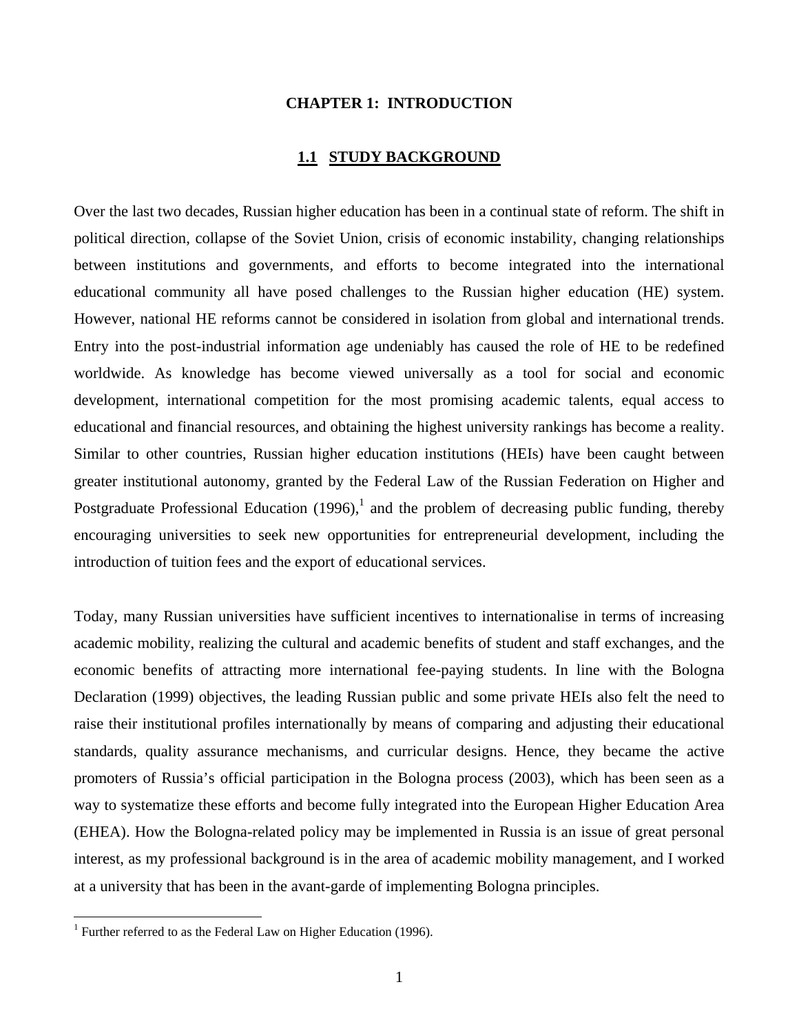# CHAPTER 1: INTRODUCTION

## 1.1 STUDY BACKGROUND

Over the last two decades, Russian higher education has been in a continual state of reform. The shift in political direction, collapse of the Soviet Union, crisis of economic instability, changing relationships between institutions and governments, and efforts to become integrated into the international educational community all have posed challenges to the Russian higher education (HE) system. However, national HE reforms cannot be considered in isolation from global and international trends. Entry into the post-industrial information age undeniably has caused the role of HE to be redefined worldwide. As knowledge has become viewed universally as a tool for social and economic development, international competition for the most promising academic talents, equal access to educational and financial resources, and obtaining the highest university rankings has become a reality. Similar to other countries, Russian higher education institutions (HEIs) have been caught between greater institutional autonomy, granted by the Federal Law of the Russian Federation on Higher and Postgraduate Professional Education (1996),[1] and the problem of decreasing public funding, thereby encouraging universities to seek new opportunities for entrepreneurial development, including the introduction of tuition fees and the export of educational services.

Today, many Russian universities have sufficient incentives to internationalise in terms of increasing academic mobility, realizing the cultural and academic benefits of student and staff exchanges, and the economic benefits of attracting more international fee-paying students. In line with the Bologna Declaration (1999) objectives, the leading Russian public and some private HEIs also felt the need to raise their institutional profiles internationally by means of comparing and adjusting their educational standards, quality assurance mechanisms, and curricular designs. Hence, they became the active promoters of Russia's official participation in the Bologna process (2003), which has been seen as a way to systematize these efforts and become fully integrated into the European Higher Education Area (EHEA). How the Bologna-related policy may be implemented in Russia is an issue of great personal interest, as my professional background is in the area of academic mobility management, and I worked at a university that has been in the avant-garde of implementing Bologna principles.

[1] Further referred to as the Federal Law on Higher Education (1996).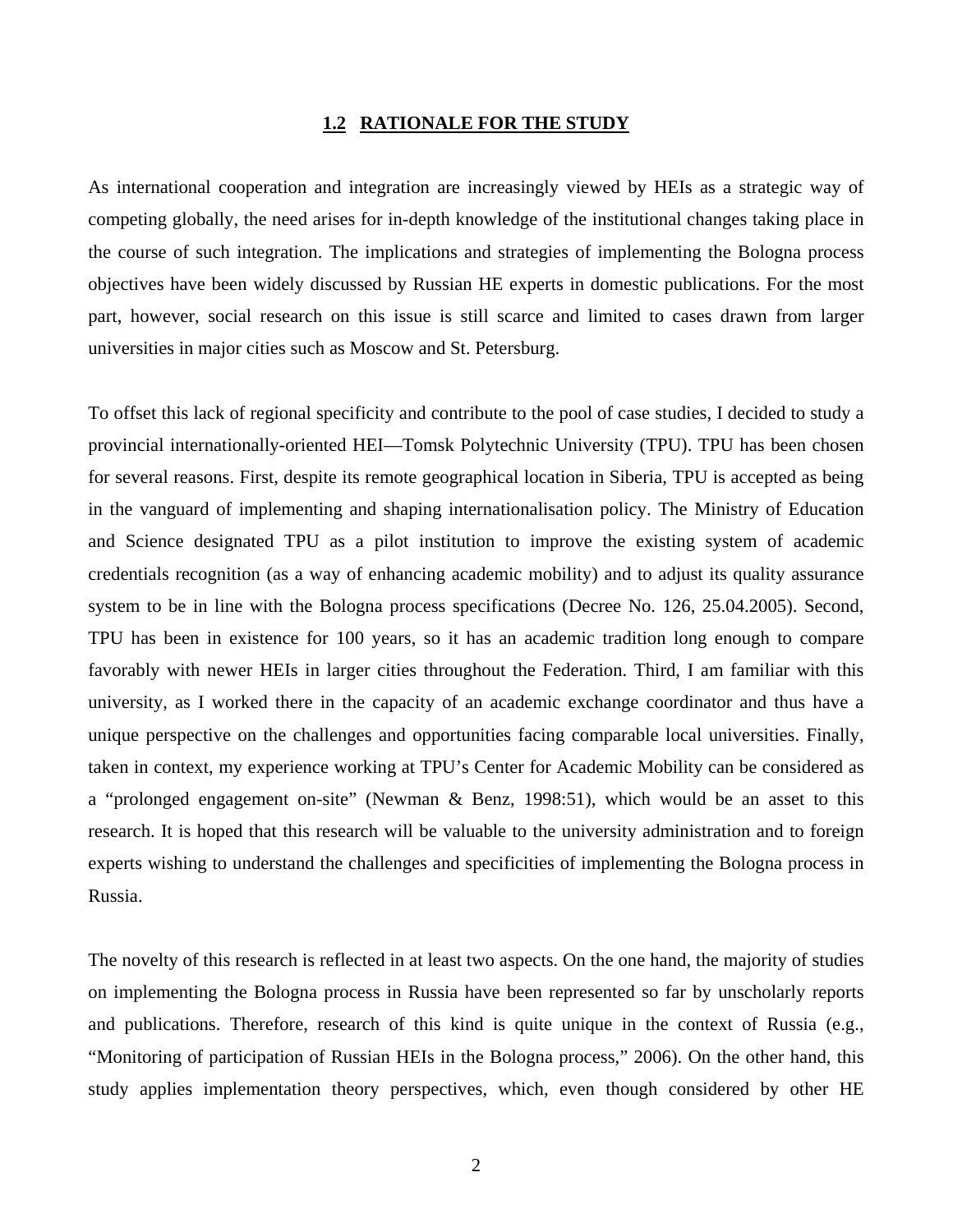## 1.2 RATIONALE FOR THE STUDY

As international cooperation and integration are increasingly viewed by HEIs as a strategic way of competing globally, the need arises for in-depth knowledge of the institutional changes taking place in the course of such integration. The implications and strategies of implementing the Bologna process objectives have been widely discussed by Russian HE experts in domestic publications. For the most part, however, social research on this issue is still scarce and limited to cases drawn from larger universities in major cities such as Moscow and St. Petersburg.

To offset this lack of regional specificity and contribute to the pool of case studies, I decided to study a provincial internationally-oriented HEI—Tomsk Polytechnic University (TPU). TPU has been chosen for several reasons. First, despite its remote geographical location in Siberia, TPU is accepted as being in the vanguard of implementing and shaping internationalisation policy. The Ministry of Education and Science designated TPU as a pilot institution to improve the existing system of academic credentials recognition (as a way of enhancing academic mobility) and to adjust its quality assurance system to be in line with the Bologna process specifications (Decree No. 126, 25.04.2005). Second, TPU has been in existence for 100 years, so it has an academic tradition long enough to compare favorably with newer HEIs in larger cities throughout the Federation. Third, I am familiar with this university, as I worked there in the capacity of an academic exchange coordinator and thus have a unique perspective on the challenges and opportunities facing comparable local universities. Finally, taken in context, my experience working at TPU's Center for Academic Mobility can be considered as a "prolonged engagement on-site" (Newman & Benz, 1998:51), which would be an asset to this research. It is hoped that this research will be valuable to the university administration and to foreign experts wishing to understand the challenges and specificities of implementing the Bologna process in Russia.

The novelty of this research is reflected in at least two aspects. On the one hand, the majority of studies on implementing the Bologna process in Russia have been represented so far by unscholarly reports and publications. Therefore, research of this kind is quite unique in the context of Russia (e.g., "Monitoring of participation of Russian HEIs in the Bologna process," 2006). On the other hand, this study applies implementation theory perspectives, which, even though considered by other HE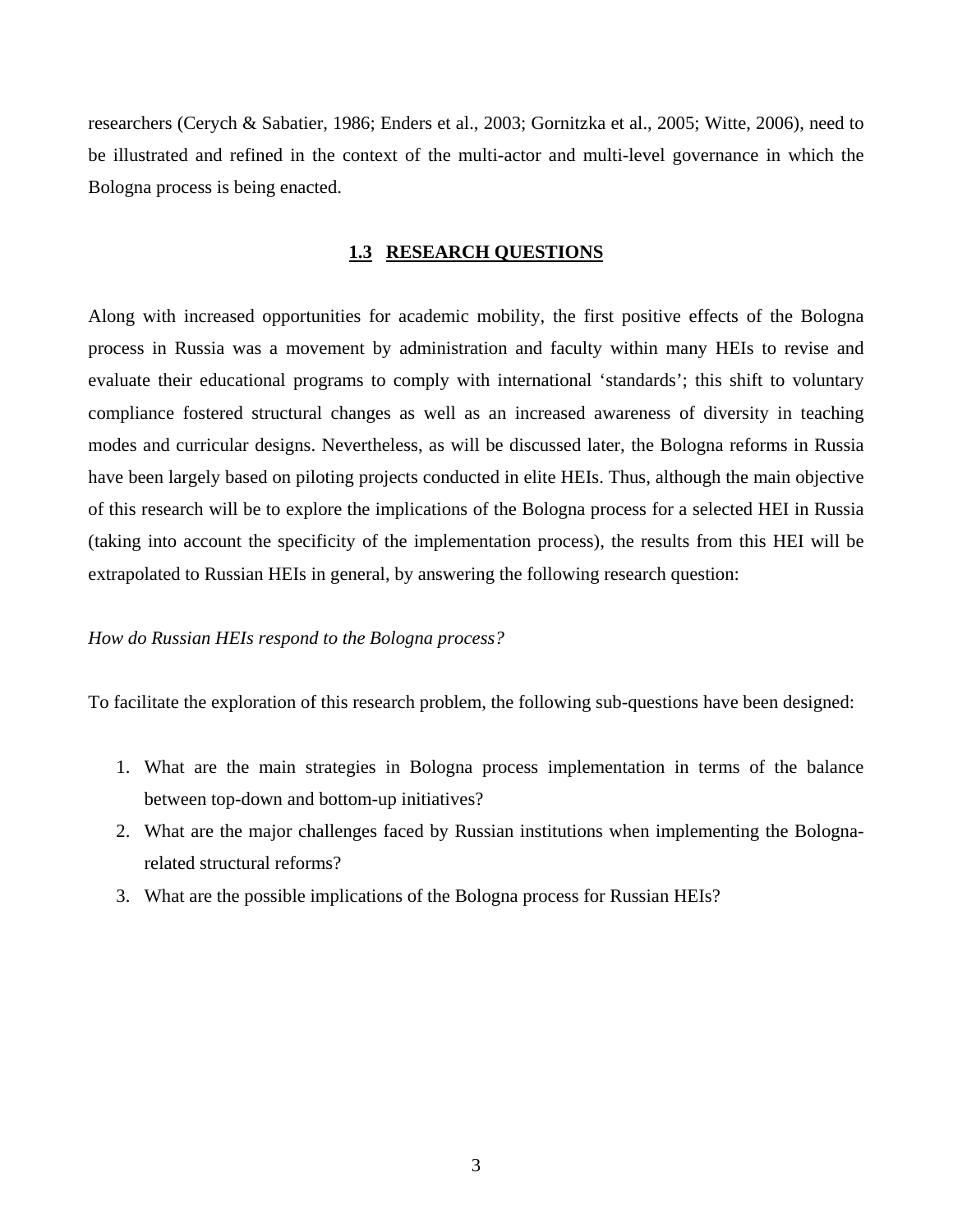researchers (Cerych & Sabatier, 1986; Enders et al., 2003; Gornitzka et al., 2005; Witte, 2006), need to be illustrated and refined in the context of the multi-actor and multi-level governance in which the Bologna process is being enacted.

## 1.3 RESEARCH QUESTIONS

Along with increased opportunities for academic mobility, the first positive effects of the Bologna process in Russia was a movement by administration and faculty within many HEIs to revise and evaluate their educational programs to comply with international 'standards'; this shift to voluntary compliance fostered structural changes as well as an increased awareness of diversity in teaching modes and curricular designs. Nevertheless, as will be discussed later, the Bologna reforms in Russia have been largely based on piloting projects conducted in elite HEIs. Thus, although the main objective of this research will be to explore the implications of the Bologna process for a selected HEI in Russia (taking into account the specificity of the implementation process), the results from this HEI will be extrapolated to Russian HEIs in general, by answering the following research question:

*How do Russian HEIs respond to the Bologna process?*

To facilitate the exploration of this research problem, the following sub-questions have been designed:

1. What are the main strategies in Bologna process implementation in terms of the balance between top-down and bottom-up initiatives?
2. What are the major challenges faced by Russian institutions when implementing the Bologna-related structural reforms?
3. What are the possible implications of the Bologna process for Russian HEIs?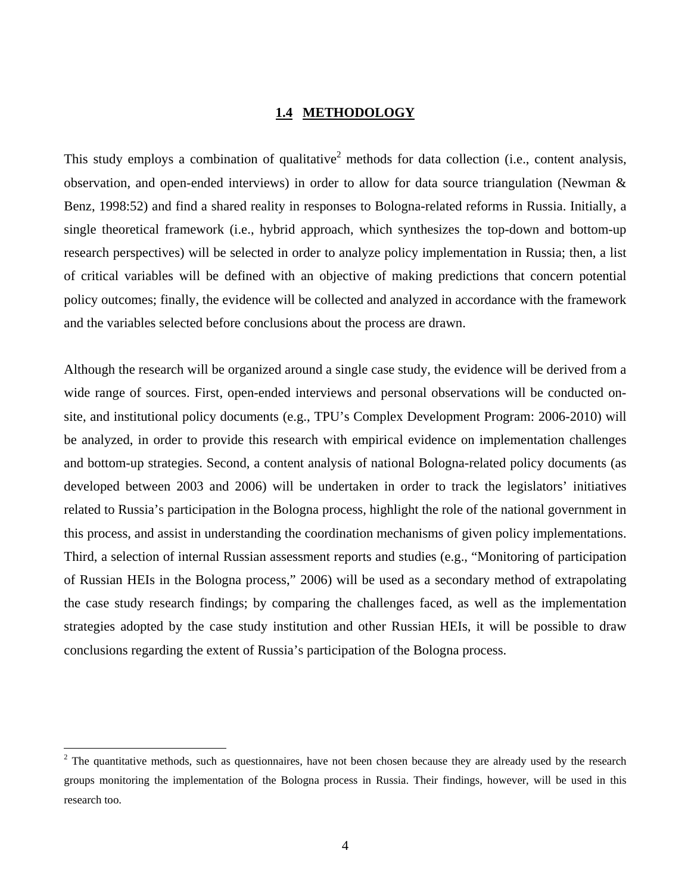## 1.4 METHODOLOGY

This study employs a combination of qualitative[2] methods for data collection (i.e., content analysis, observation, and open-ended interviews) in order to allow for data source triangulation (Newman & Benz, 1998:52) and find a shared reality in responses to Bologna-related reforms in Russia. Initially, a single theoretical framework (i.e., hybrid approach, which synthesizes the top-down and bottom-up research perspectives) will be selected in order to analyze policy implementation in Russia; then, a list of critical variables will be defined with an objective of making predictions that concern potential policy outcomes; finally, the evidence will be collected and analyzed in accordance with the framework and the variables selected before conclusions about the process are drawn.

Although the research will be organized around a single case study, the evidence will be derived from a wide range of sources. First, open-ended interviews and personal observations will be conducted on-site, and institutional policy documents (e.g., TPU's Complex Development Program: 2006-2010) will be analyzed, in order to provide this research with empirical evidence on implementation challenges and bottom-up strategies. Second, a content analysis of national Bologna-related policy documents (as developed between 2003 and 2006) will be undertaken in order to track the legislators' initiatives related to Russia's participation in the Bologna process, highlight the role of the national government in this process, and assist in understanding the coordination mechanisms of given policy implementations. Third, a selection of internal Russian assessment reports and studies (e.g., "Monitoring of participation of Russian HEIs in the Bologna process," 2006) will be used as a secondary method of extrapolating the case study research findings; by comparing the challenges faced, as well as the implementation strategies adopted by the case study institution and other Russian HEIs, it will be possible to draw conclusions regarding the extent of Russia's participation of the Bologna process.

---

[2] The quantitative methods, such as questionnaires, have not been chosen because they are already used by the research groups monitoring the implementation of the Bologna process in Russia. Their findings, however, will be used in this research too.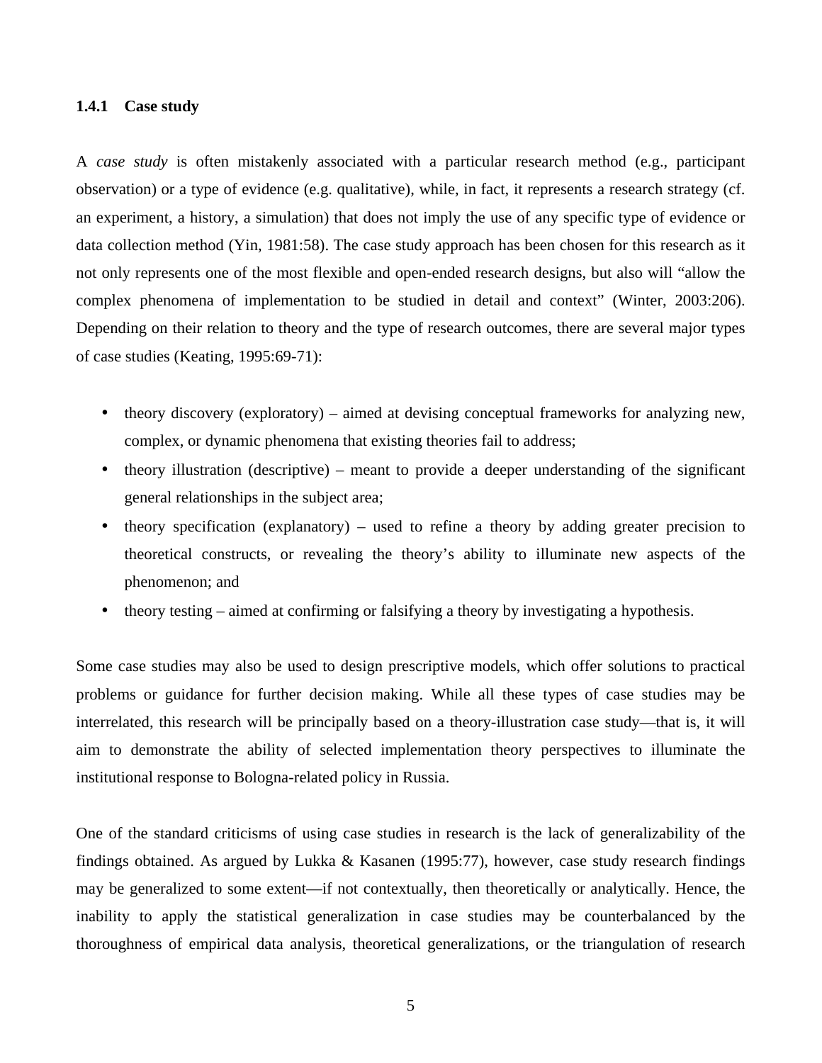### 1.4.1 Case study

A *case study* is often mistakenly associated with a particular research method (e.g., participant observation) or a type of evidence (e.g. qualitative), while, in fact, it represents a research strategy (cf. an experiment, a history, a simulation) that does not imply the use of any specific type of evidence or data collection method (Yin, 1981:58). The case study approach has been chosen for this research as it not only represents one of the most flexible and open-ended research designs, but also will "allow the complex phenomena of implementation to be studied in detail and context" (Winter, 2003:206). Depending on their relation to theory and the type of research outcomes, there are several major types of case studies (Keating, 1995:69-71):

- theory discovery (exploratory) – aimed at devising conceptual frameworks for analyzing new, complex, or dynamic phenomena that existing theories fail to address;
- theory illustration (descriptive) – meant to provide a deeper understanding of the significant general relationships in the subject area;
- theory specification (explanatory) – used to refine a theory by adding greater precision to theoretical constructs, or revealing the theory's ability to illuminate new aspects of the phenomenon; and
- theory testing – aimed at confirming or falsifying a theory by investigating a hypothesis.

Some case studies may also be used to design prescriptive models, which offer solutions to practical problems or guidance for further decision making. While all these types of case studies may be interrelated, this research will be principally based on a theory-illustration case study—that is, it will aim to demonstrate the ability of selected implementation theory perspectives to illuminate the institutional response to Bologna-related policy in Russia.

One of the standard criticisms of using case studies in research is the lack of generalizability of the findings obtained. As argued by Lukka & Kasanen (1995:77), however, case study research findings may be generalized to some extent—if not contextually, then theoretically or analytically. Hence, the inability to apply the statistical generalization in case studies may be counterbalanced by the thoroughness of empirical data analysis, theoretical generalizations, or the triangulation of research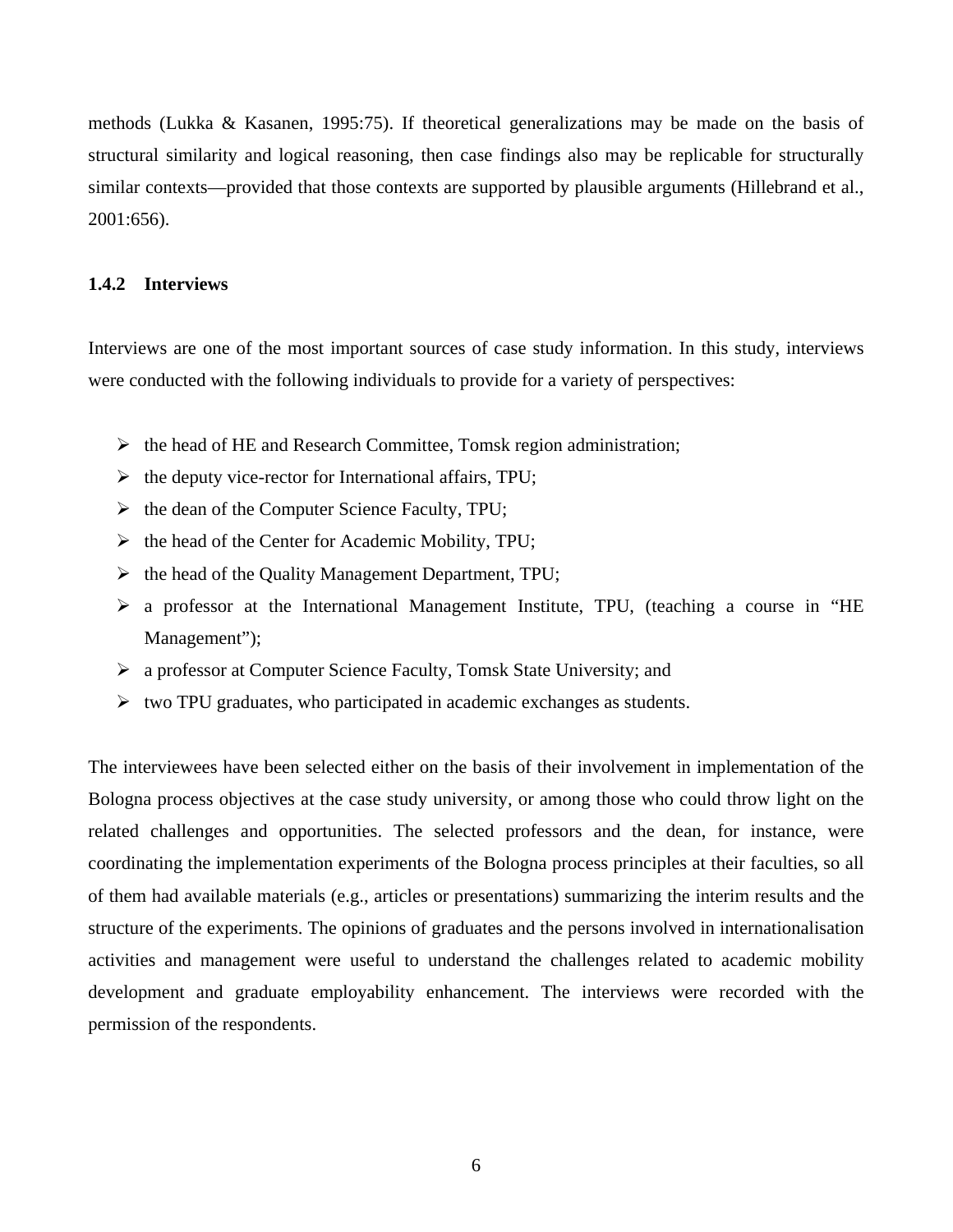methods (Lukka & Kasanen, 1995:75). If theoretical generalizations may be made on the basis of structural similarity and logical reasoning, then case findings also may be replicable for structurally similar contexts—provided that those contexts are supported by plausible arguments (Hillebrand et al., 2001:656).

### 1.4.2 Interviews

Interviews are one of the most important sources of case study information. In this study, interviews were conducted with the following individuals to provide for a variety of perspectives:

- the head of HE and Research Committee, Tomsk region administration;
- the deputy vice-rector for International affairs, TPU;
- the dean of the Computer Science Faculty, TPU;
- the head of the Center for Academic Mobility, TPU;
- the head of the Quality Management Department, TPU;
- a professor at the International Management Institute, TPU, (teaching a course in "HE Management");
- a professor at Computer Science Faculty, Tomsk State University; and
- two TPU graduates, who participated in academic exchanges as students.

The interviewees have been selected either on the basis of their involvement in implementation of the Bologna process objectives at the case study university, or among those who could throw light on the related challenges and opportunities. The selected professors and the dean, for instance, were coordinating the implementation experiments of the Bologna process principles at their faculties, so all of them had available materials (e.g., articles or presentations) summarizing the interim results and the structure of the experiments. The opinions of graduates and the persons involved in internationalisation activities and management were useful to understand the challenges related to academic mobility development and graduate employability enhancement. The interviews were recorded with the permission of the respondents.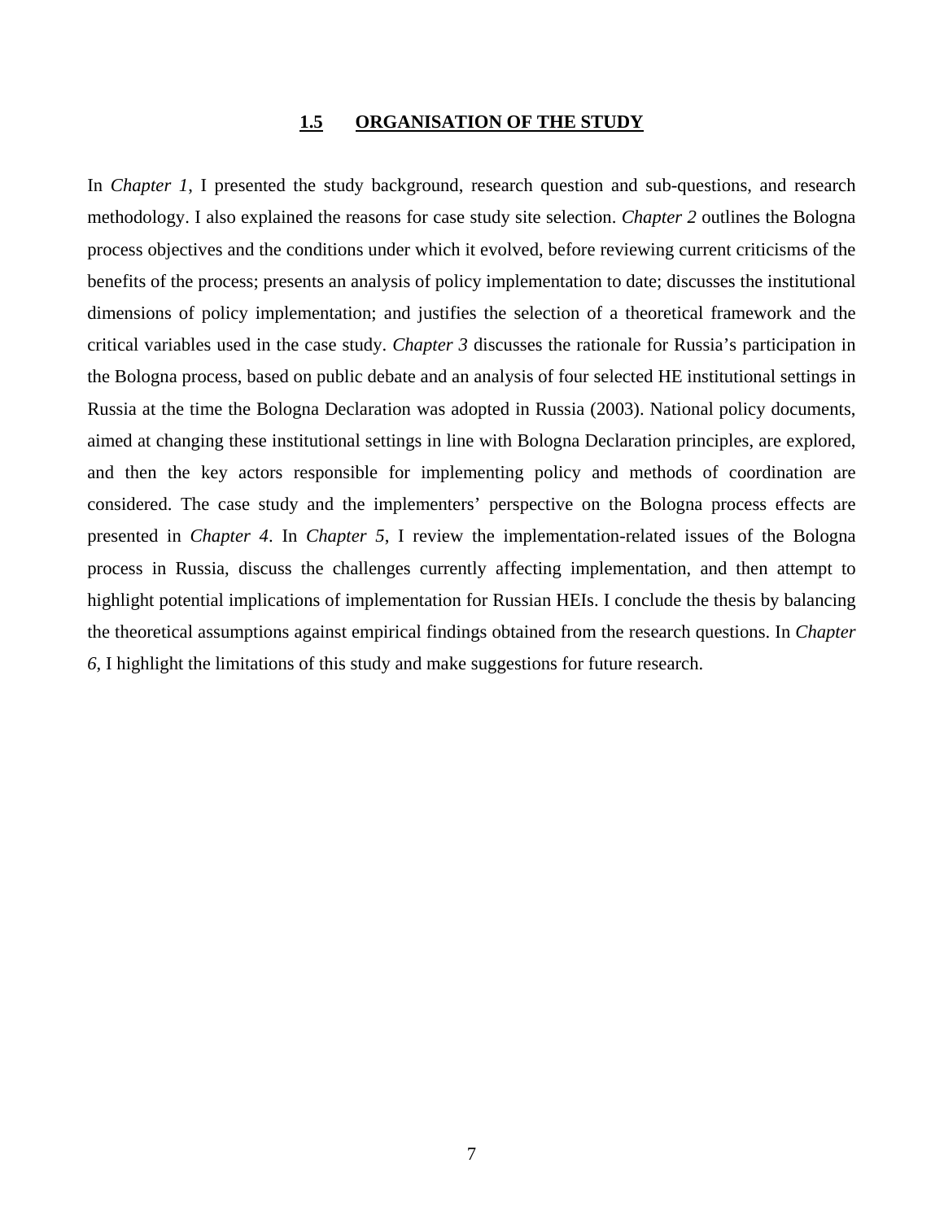## 1.5 ORGANISATION OF THE STUDY

In *Chapter 1*, I presented the study background, research question and sub-questions, and research methodology. I also explained the reasons for case study site selection. *Chapter 2* outlines the Bologna process objectives and the conditions under which it evolved, before reviewing current criticisms of the benefits of the process; presents an analysis of policy implementation to date; discusses the institutional dimensions of policy implementation; and justifies the selection of a theoretical framework and the critical variables used in the case study. *Chapter 3* discusses the rationale for Russia's participation in the Bologna process, based on public debate and an analysis of four selected HE institutional settings in Russia at the time the Bologna Declaration was adopted in Russia (2003). National policy documents, aimed at changing these institutional settings in line with Bologna Declaration principles, are explored, and then the key actors responsible for implementing policy and methods of coordination are considered. The case study and the implementers' perspective on the Bologna process effects are presented in *Chapter 4*. In *Chapter 5*, I review the implementation-related issues of the Bologna process in Russia, discuss the challenges currently affecting implementation, and then attempt to highlight potential implications of implementation for Russian HEIs. I conclude the thesis by balancing the theoretical assumptions against empirical findings obtained from the research questions. In *Chapter 6*, I highlight the limitations of this study and make suggestions for future research.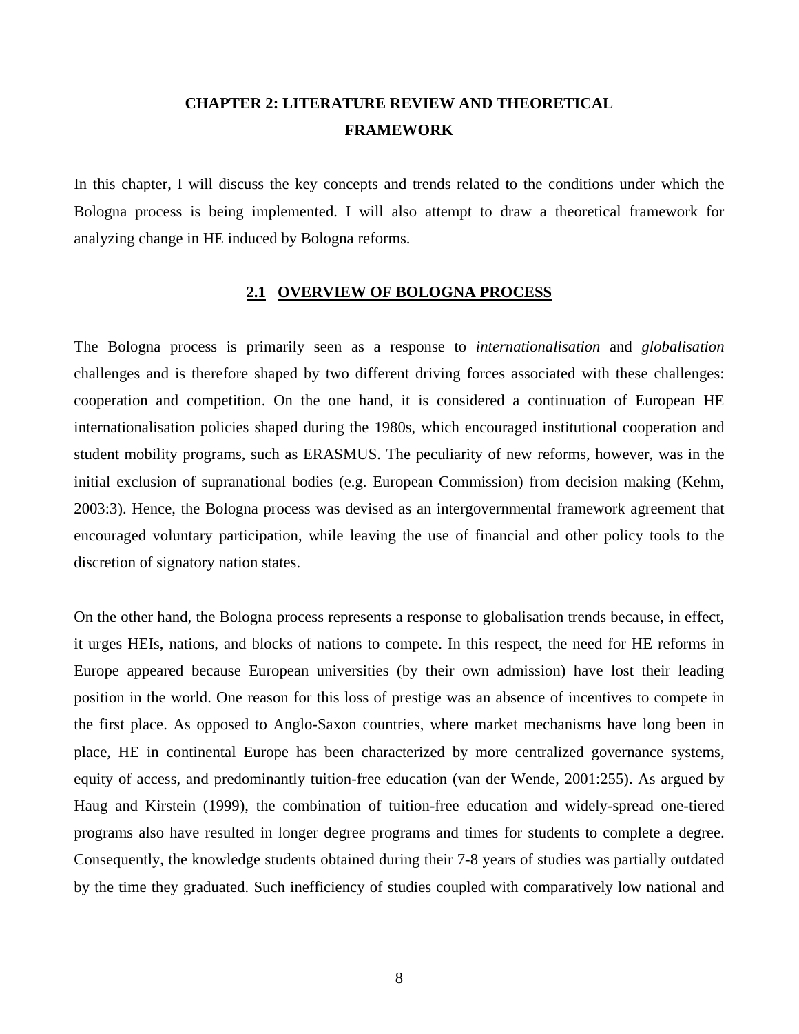# CHAPTER 2: LITERATURE REVIEW AND THEORETICAL FRAMEWORK

In this chapter, I will discuss the key concepts and trends related to the conditions under which the Bologna process is being implemented. I will also attempt to draw a theoretical framework for analyzing change in HE induced by Bologna reforms.

## 2.1 OVERVIEW OF BOLOGNA PROCESS

The Bologna process is primarily seen as a response to *internationalisation* and *globalisation* challenges and is therefore shaped by two different driving forces associated with these challenges: cooperation and competition. On the one hand, it is considered a continuation of European HE internationalisation policies shaped during the 1980s, which encouraged institutional cooperation and student mobility programs, such as ERASMUS. The peculiarity of new reforms, however, was in the initial exclusion of supranational bodies (e.g. European Commission) from decision making (Kehm, 2003:3). Hence, the Bologna process was devised as an intergovernmental framework agreement that encouraged voluntary participation, while leaving the use of financial and other policy tools to the discretion of signatory nation states.

On the other hand, the Bologna process represents a response to globalisation trends because, in effect, it urges HEIs, nations, and blocks of nations to compete. In this respect, the need for HE reforms in Europe appeared because European universities (by their own admission) have lost their leading position in the world. One reason for this loss of prestige was an absence of incentives to compete in the first place. As opposed to Anglo-Saxon countries, where market mechanisms have long been in place, HE in continental Europe has been characterized by more centralized governance systems, equity of access, and predominantly tuition-free education (van der Wende, 2001:255). As argued by Haug and Kirstein (1999), the combination of tuition-free education and widely-spread one-tiered programs also have resulted in longer degree programs and times for students to complete a degree. Consequently, the knowledge students obtained during their 7-8 years of studies was partially outdated by the time they graduated. Such inefficiency of studies coupled with comparatively low national and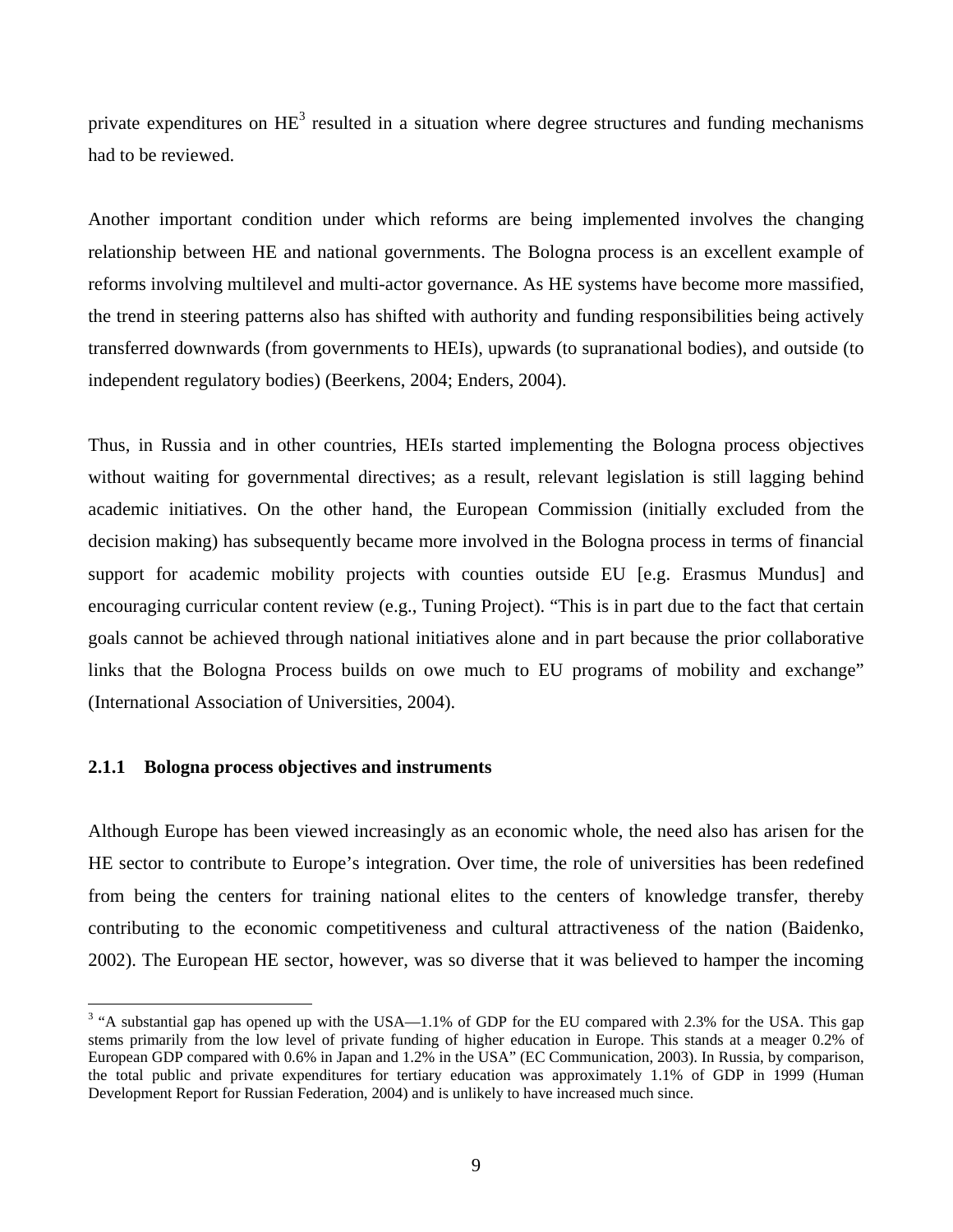private expenditures on HE[3] resulted in a situation where degree structures and funding mechanisms had to be reviewed.

Another important condition under which reforms are being implemented involves the changing relationship between HE and national governments. The Bologna process is an excellent example of reforms involving multilevel and multi-actor governance. As HE systems have become more massified, the trend in steering patterns also has shifted with authority and funding responsibilities being actively transferred downwards (from governments to HEIs), upwards (to supranational bodies), and outside (to independent regulatory bodies) (Beerkens, 2004; Enders, 2004).

Thus, in Russia and in other countries, HEIs started implementing the Bologna process objectives without waiting for governmental directives; as a result, relevant legislation is still lagging behind academic initiatives. On the other hand, the European Commission (initially excluded from the decision making) has subsequently became more involved in the Bologna process in terms of financial support for academic mobility projects with counties outside EU [e.g. Erasmus Mundus] and encouraging curricular content review (e.g., Tuning Project). "This is in part due to the fact that certain goals cannot be achieved through national initiatives alone and in part because the prior collaborative links that the Bologna Process builds on owe much to EU programs of mobility and exchange" (International Association of Universities, 2004).

### 2.1.1 Bologna process objectives and instruments

Although Europe has been viewed increasingly as an economic whole, the need also has arisen for the HE sector to contribute to Europe's integration. Over time, the role of universities has been redefined from being the centers for training national elites to the centers of knowledge transfer, thereby contributing to the economic competitiveness and cultural attractiveness of the nation (Baidenko, 2002). The European HE sector, however, was so diverse that it was believed to hamper the incoming

[3] "A substantial gap has opened up with the USA—1.1% of GDP for the EU compared with 2.3% for the USA. This gap stems primarily from the low level of private funding of higher education in Europe. This stands at a meager 0.2% of European GDP compared with 0.6% in Japan and 1.2% in the USA" (EC Communication, 2003). In Russia, by comparison, the total public and private expenditures for tertiary education was approximately 1.1% of GDP in 1999 (Human Development Report for Russian Federation, 2004) and is unlikely to have increased much since.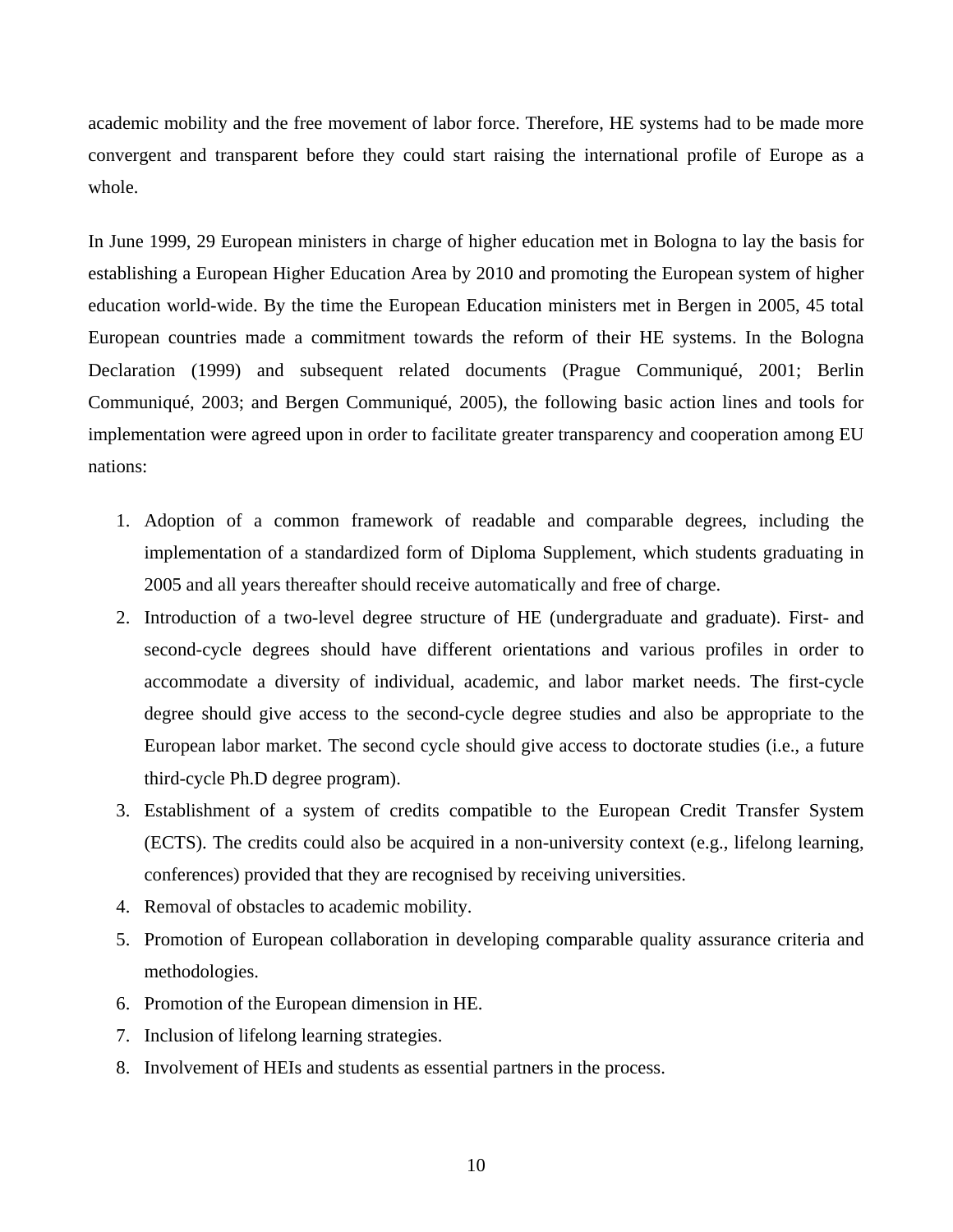academic mobility and the free movement of labor force. Therefore, HE systems had to be made more convergent and transparent before they could start raising the international profile of Europe as a whole.

In June 1999, 29 European ministers in charge of higher education met in Bologna to lay the basis for establishing a European Higher Education Area by 2010 and promoting the European system of higher education world-wide. By the time the European Education ministers met in Bergen in 2005, 45 total European countries made a commitment towards the reform of their HE systems. In the Bologna Declaration (1999) and subsequent related documents (Prague Communiqué, 2001; Berlin Communiqué, 2003; and Bergen Communiqué, 2005), the following basic action lines and tools for implementation were agreed upon in order to facilitate greater transparency and cooperation among EU nations:

1. Adoption of a common framework of readable and comparable degrees, including the implementation of a standardized form of Diploma Supplement, which students graduating in 2005 and all years thereafter should receive automatically and free of charge.
2. Introduction of a two-level degree structure of HE (undergraduate and graduate). First- and second-cycle degrees should have different orientations and various profiles in order to accommodate a diversity of individual, academic, and labor market needs. The first-cycle degree should give access to the second-cycle degree studies and also be appropriate to the European labor market. The second cycle should give access to doctorate studies (i.e., a future third-cycle Ph.D degree program).
3. Establishment of a system of credits compatible to the European Credit Transfer System (ECTS). The credits could also be acquired in a non-university context (e.g., lifelong learning, conferences) provided that they are recognised by receiving universities.
4. Removal of obstacles to academic mobility.
5. Promotion of European collaboration in developing comparable quality assurance criteria and methodologies.
6. Promotion of the European dimension in HE.
7. Inclusion of lifelong learning strategies.
8. Involvement of HEIs and students as essential partners in the process.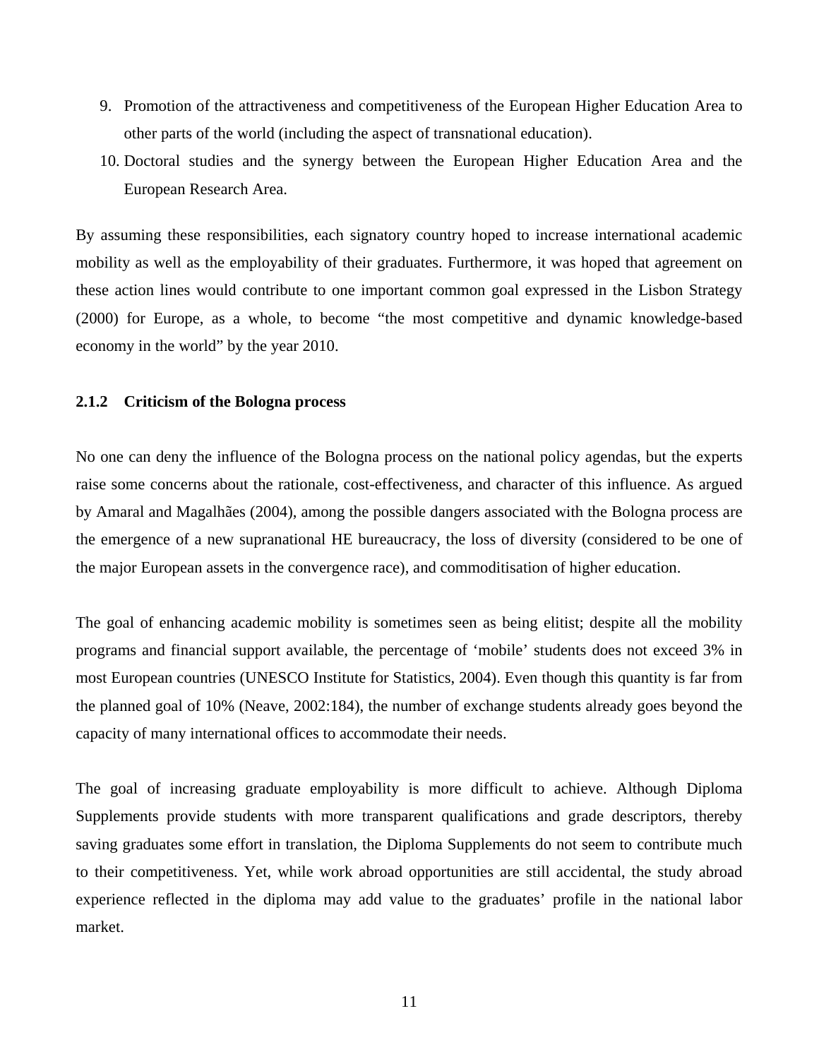9. Promotion of the attractiveness and competitiveness of the European Higher Education Area to other parts of the world (including the aspect of transnational education).
10. Doctoral studies and the synergy between the European Higher Education Area and the European Research Area.

By assuming these responsibilities, each signatory country hoped to increase international academic mobility as well as the employability of their graduates. Furthermore, it was hoped that agreement on these action lines would contribute to one important common goal expressed in the Lisbon Strategy (2000) for Europe, as a whole, to become "the most competitive and dynamic knowledge-based economy in the world" by the year 2010.

### 2.1.2 Criticism of the Bologna process

No one can deny the influence of the Bologna process on the national policy agendas, but the experts raise some concerns about the rationale, cost-effectiveness, and character of this influence. As argued by Amaral and Magalhães (2004), among the possible dangers associated with the Bologna process are the emergence of a new supranational HE bureaucracy, the loss of diversity (considered to be one of the major European assets in the convergence race), and commoditisation of higher education.

The goal of enhancing academic mobility is sometimes seen as being elitist; despite all the mobility programs and financial support available, the percentage of 'mobile' students does not exceed 3% in most European countries (UNESCO Institute for Statistics, 2004). Even though this quantity is far from the planned goal of 10% (Neave, 2002:184), the number of exchange students already goes beyond the capacity of many international offices to accommodate their needs.

The goal of increasing graduate employability is more difficult to achieve. Although Diploma Supplements provide students with more transparent qualifications and grade descriptors, thereby saving graduates some effort in translation, the Diploma Supplements do not seem to contribute much to their competitiveness. Yet, while work abroad opportunities are still accidental, the study abroad experience reflected in the diploma may add value to the graduates' profile in the national labor market.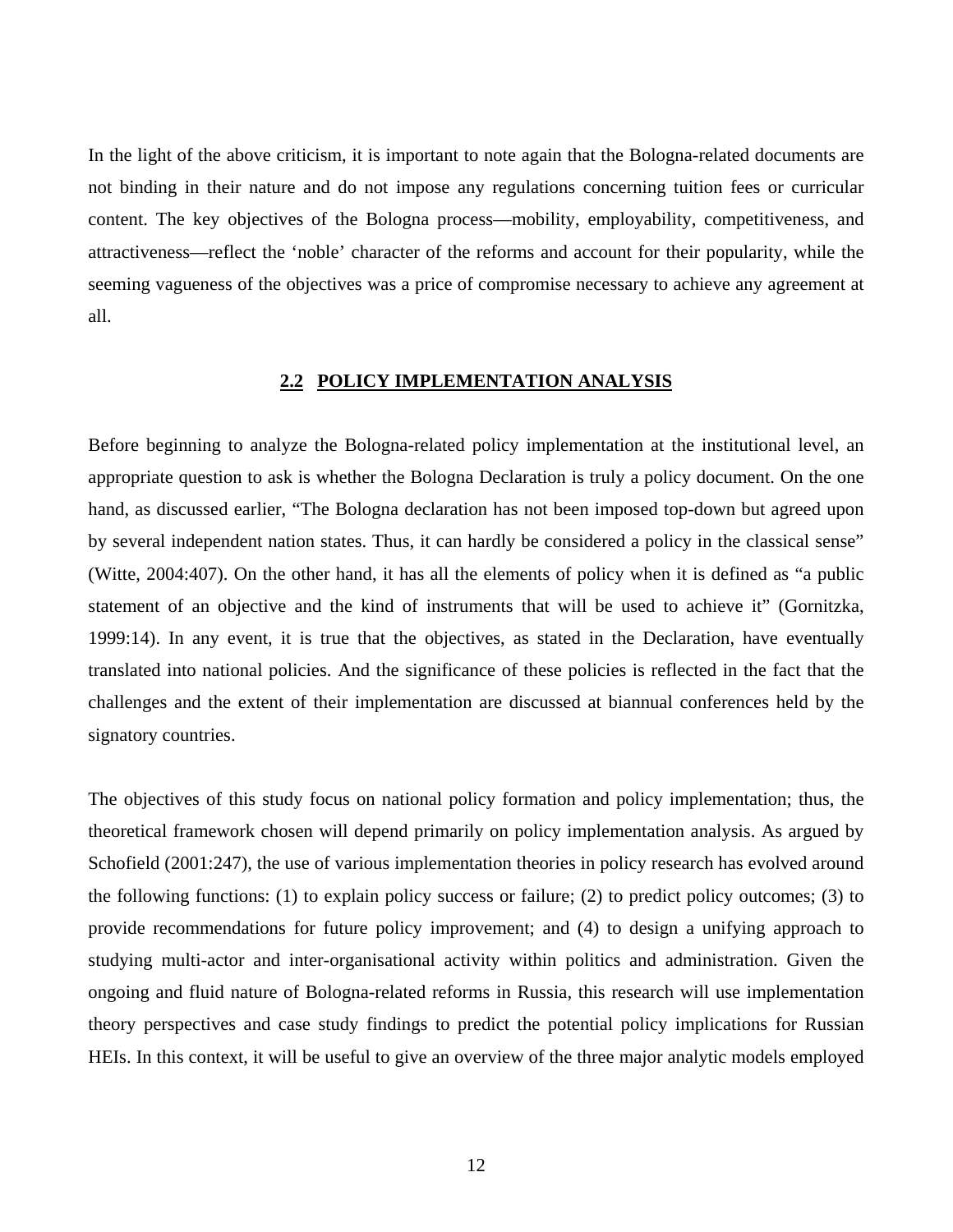In the light of the above criticism, it is important to note again that the Bologna-related documents are not binding in their nature and do not impose any regulations concerning tuition fees or curricular content. The key objectives of the Bologna process—mobility, employability, competitiveness, and attractiveness—reflect the 'noble' character of the reforms and account for their popularity, while the seeming vagueness of the objectives was a price of compromise necessary to achieve any agreement at all.

## 2.2 POLICY IMPLEMENTATION ANALYSIS

Before beginning to analyze the Bologna-related policy implementation at the institutional level, an appropriate question to ask is whether the Bologna Declaration is truly a policy document. On the one hand, as discussed earlier, "The Bologna declaration has not been imposed top-down but agreed upon by several independent nation states. Thus, it can hardly be considered a policy in the classical sense" (Witte, 2004:407). On the other hand, it has all the elements of policy when it is defined as "a public statement of an objective and the kind of instruments that will be used to achieve it" (Gornitzka, 1999:14). In any event, it is true that the objectives, as stated in the Declaration, have eventually translated into national policies. And the significance of these policies is reflected in the fact that the challenges and the extent of their implementation are discussed at biannual conferences held by the signatory countries.

The objectives of this study focus on national policy formation and policy implementation; thus, the theoretical framework chosen will depend primarily on policy implementation analysis. As argued by Schofield (2001:247), the use of various implementation theories in policy research has evolved around the following functions: (1) to explain policy success or failure; (2) to predict policy outcomes; (3) to provide recommendations for future policy improvement; and (4) to design a unifying approach to studying multi-actor and inter-organisational activity within politics and administration. Given the ongoing and fluid nature of Bologna-related reforms in Russia, this research will use implementation theory perspectives and case study findings to predict the potential policy implications for Russian HEIs. In this context, it will be useful to give an overview of the three major analytic models employed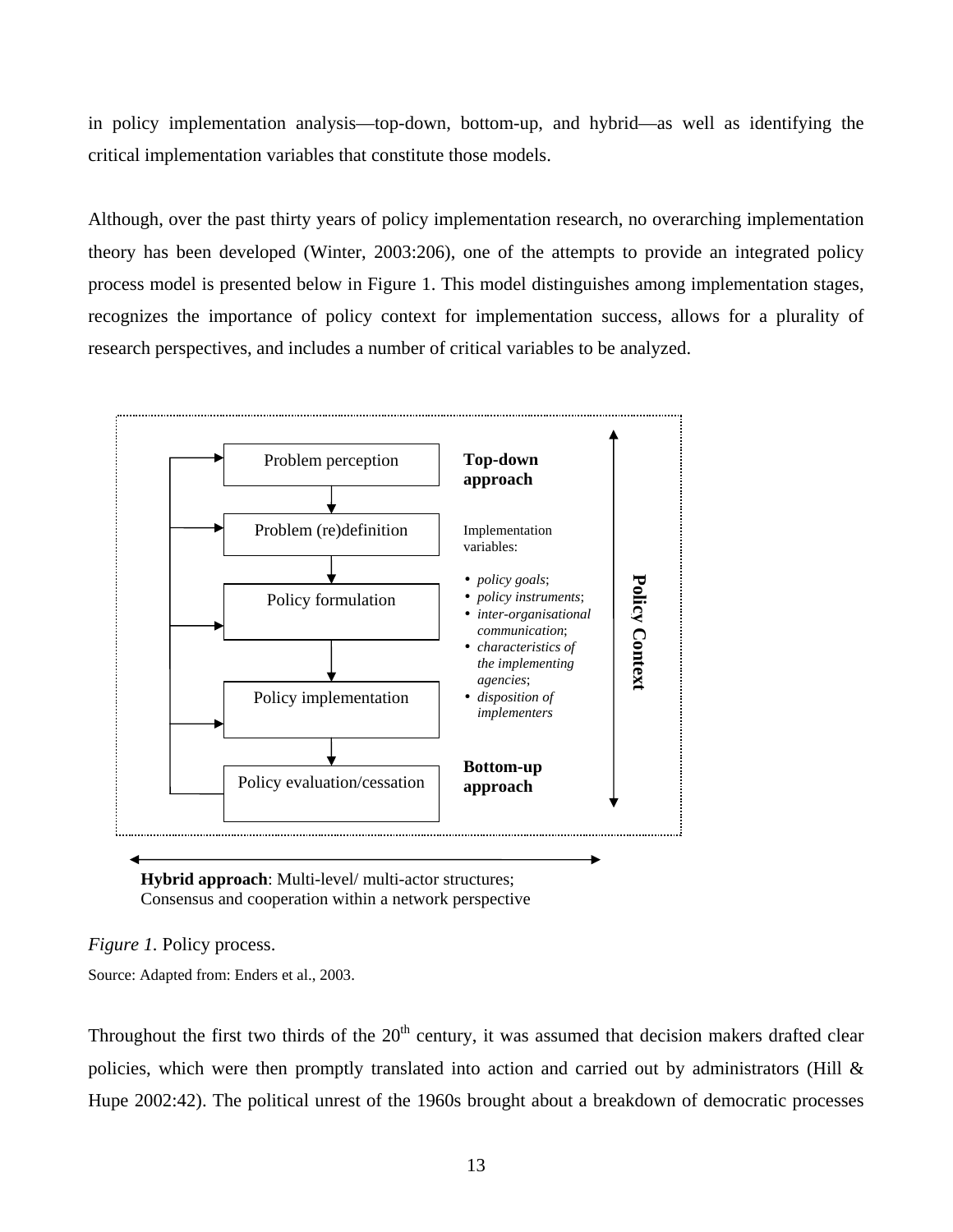in policy implementation analysis—top-down, bottom-up, and hybrid—as well as identifying the critical implementation variables that constitute those models.

Although, over the past thirty years of policy implementation research, no overarching implementation theory has been developed (Winter, 2003:206), one of the attempts to provide an integrated policy process model is presented below in Figure 1. This model distinguishes among implementation stages, recognizes the importance of policy context for implementation success, allows for a plurality of research perspectives, and includes a number of critical variables to be analyzed.

Problem perception

Problem (re)definition

Policy formulation

Policy implementation

Policy evaluation/cessation

**Top-down approach**

Implementation variables:

- *policy goals*;
- *policy instruments*;
- *inter-organisational communication*;
- *characteristics of the implementing agencies*;
- *disposition of implementers*

**Bottom-up approach**

**Policy Context**

**Hybrid approach**: Multi-level/ multi-actor structures; Consensus and cooperation within a network perspective

*Figure 1.* Policy process.

Source: Adapted from: Enders et al., 2003.

Throughout the first two thirds of the 20th century, it was assumed that decision makers drafted clear policies, which were then promptly translated into action and carried out by administrators (Hill & Hupe 2002:42). The political unrest of the 1960s brought about a breakdown of democratic processes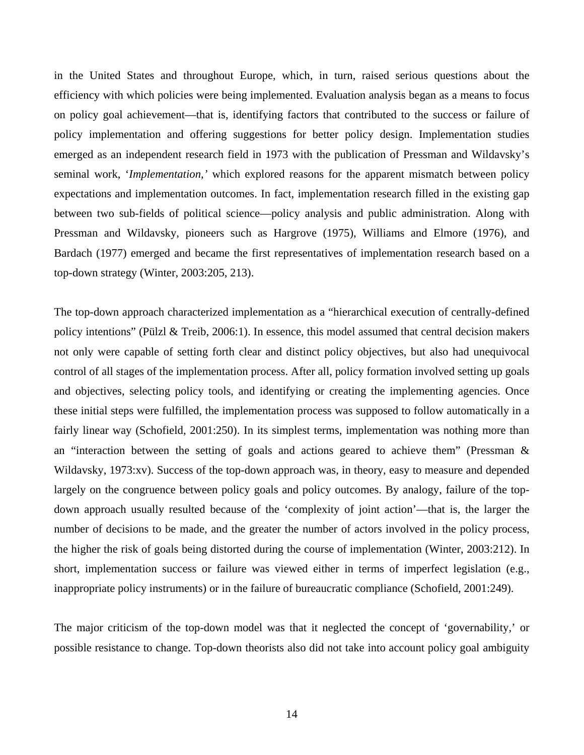in the United States and throughout Europe, which, in turn, raised serious questions about the efficiency with which policies were being implemented. Evaluation analysis began as a means to focus on policy goal achievement—that is, identifying factors that contributed to the success or failure of policy implementation and offering suggestions for better policy design. Implementation studies emerged as an independent research field in 1973 with the publication of Pressman and Wildavsky's seminal work, '*Implementation,*' which explored reasons for the apparent mismatch between policy expectations and implementation outcomes. In fact, implementation research filled in the existing gap between two sub-fields of political science—policy analysis and public administration. Along with Pressman and Wildavsky, pioneers such as Hargrove (1975), Williams and Elmore (1976), and Bardach (1977) emerged and became the first representatives of implementation research based on a top-down strategy (Winter, 2003:205, 213).

The top-down approach characterized implementation as a "hierarchical execution of centrally-defined policy intentions" (Pülzl & Treib, 2006:1). In essence, this model assumed that central decision makers not only were capable of setting forth clear and distinct policy objectives, but also had unequivocal control of all stages of the implementation process. After all, policy formation involved setting up goals and objectives, selecting policy tools, and identifying or creating the implementing agencies. Once these initial steps were fulfilled, the implementation process was supposed to follow automatically in a fairly linear way (Schofield, 2001:250). In its simplest terms, implementation was nothing more than an "interaction between the setting of goals and actions geared to achieve them" (Pressman & Wildavsky, 1973:xv). Success of the top-down approach was, in theory, easy to measure and depended largely on the congruence between policy goals and policy outcomes. By analogy, failure of the top-down approach usually resulted because of the 'complexity of joint action'—that is, the larger the number of decisions to be made, and the greater the number of actors involved in the policy process, the higher the risk of goals being distorted during the course of implementation (Winter, 2003:212). In short, implementation success or failure was viewed either in terms of imperfect legislation (e.g., inappropriate policy instruments) or in the failure of bureaucratic compliance (Schofield, 2001:249).

The major criticism of the top-down model was that it neglected the concept of 'governability,' or possible resistance to change. Top-down theorists also did not take into account policy goal ambiguity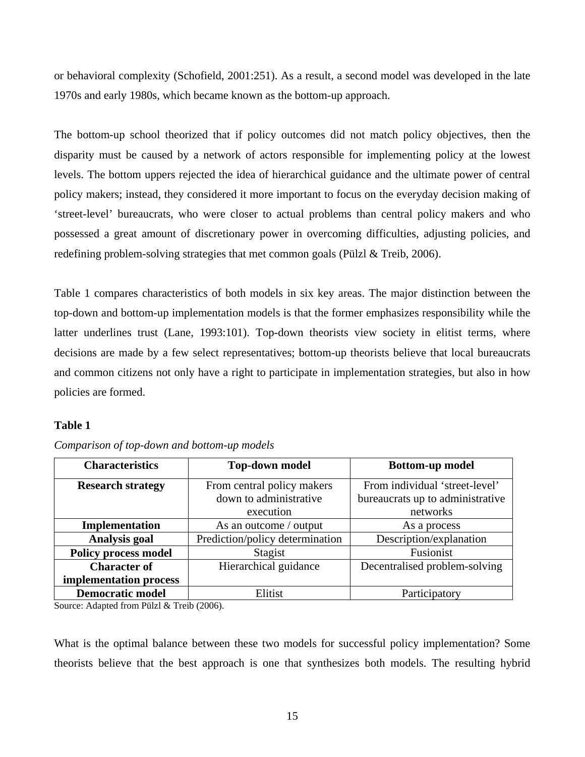or behavioral complexity (Schofield, 2001:251). As a result, a second model was developed in the late 1970s and early 1980s, which became known as the bottom-up approach.

The bottom-up school theorized that if policy outcomes did not match policy objectives, then the disparity must be caused by a network of actors responsible for implementing policy at the lowest levels. The bottom uppers rejected the idea of hierarchical guidance and the ultimate power of central policy makers; instead, they considered it more important to focus on the everyday decision making of 'street-level' bureaucrats, who were closer to actual problems than central policy makers and who possessed a great amount of discretionary power in overcoming difficulties, adjusting policies, and redefining problem-solving strategies that met common goals (Pülzl & Treib, 2006).

Table 1 compares characteristics of both models in six key areas. The major distinction between the top-down and bottom-up implementation models is that the former emphasizes responsibility while the latter underlines trust (Lane, 1993:101). Top-down theorists view society in elitist terms, where decisions are made by a few select representatives; bottom-up theorists believe that local bureaucrats and common citizens not only have a right to participate in implementation strategies, but also in how policies are formed.

**Table 1**

*Comparison of top-down and bottom-up models*

| Characteristics | Top-down model | Bottom-up model |
|---|---|---|
| **Research strategy** | From central policy makers down to administrative execution | From individual 'street-level' bureaucrats up to administrative networks |
| **Implementation** | As an outcome / output | As a process |
| **Analysis goal** | Prediction/policy determination | Description/explanation |
| **Policy process model** | Stagist | Fusionist |
| **Character of implementation process** | Hierarchical guidance | Decentralised problem-solving |
| **Democratic model** | Elitist | Participatory |

Source: Adapted from Pülzl & Treib (2006).

What is the optimal balance between these two models for successful policy implementation? Some theorists believe that the best approach is one that synthesizes both models. The resulting hybrid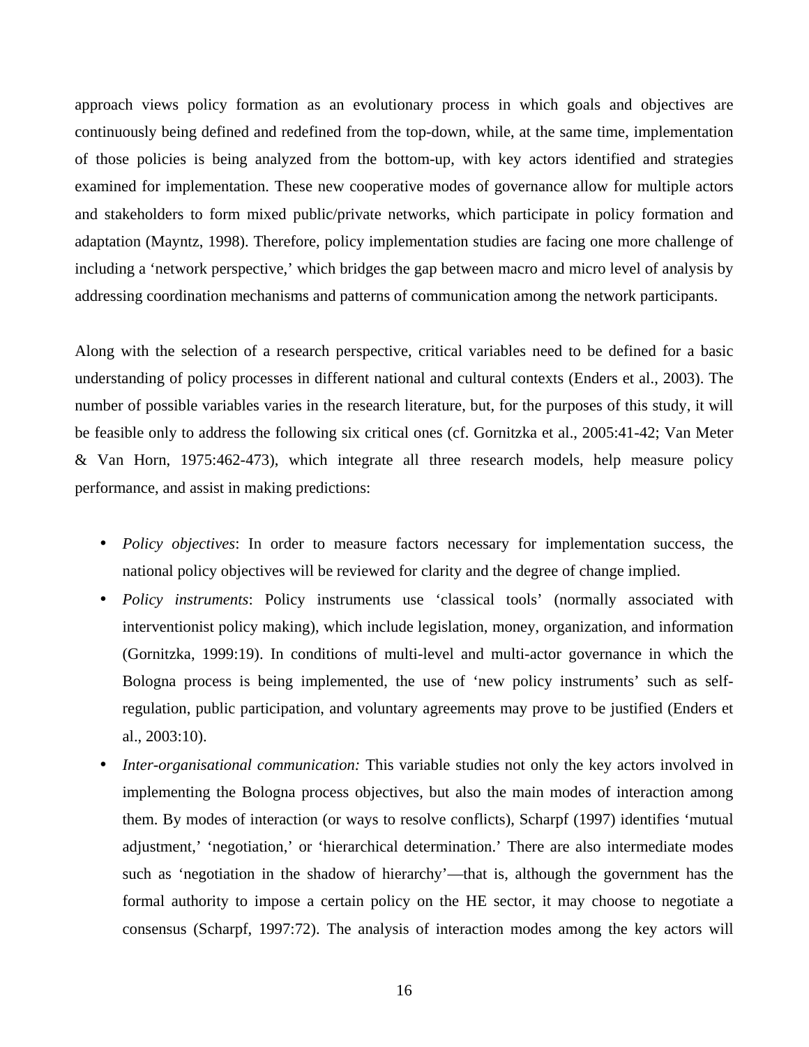approach views policy formation as an evolutionary process in which goals and objectives are continuously being defined and redefined from the top-down, while, at the same time, implementation of those policies is being analyzed from the bottom-up, with key actors identified and strategies examined for implementation. These new cooperative modes of governance allow for multiple actors and stakeholders to form mixed public/private networks, which participate in policy formation and adaptation (Mayntz, 1998). Therefore, policy implementation studies are facing one more challenge of including a 'network perspective,' which bridges the gap between macro and micro level of analysis by addressing coordination mechanisms and patterns of communication among the network participants.

Along with the selection of a research perspective, critical variables need to be defined for a basic understanding of policy processes in different national and cultural contexts (Enders et al., 2003). The number of possible variables varies in the research literature, but, for the purposes of this study, it will be feasible only to address the following six critical ones (cf. Gornitzka et al., 2005:41-42; Van Meter & Van Horn, 1975:462-473), which integrate all three research models, help measure policy performance, and assist in making predictions:

- *Policy objectives*: In order to measure factors necessary for implementation success, the national policy objectives will be reviewed for clarity and the degree of change implied.
- *Policy instruments*: Policy instruments use 'classical tools' (normally associated with interventionist policy making), which include legislation, money, organization, and information (Gornitzka, 1999:19). In conditions of multi-level and multi-actor governance in which the Bologna process is being implemented, the use of 'new policy instruments' such as self-regulation, public participation, and voluntary agreements may prove to be justified (Enders et al., 2003:10).
- *Inter-organisational communication:* This variable studies not only the key actors involved in implementing the Bologna process objectives, but also the main modes of interaction among them. By modes of interaction (or ways to resolve conflicts), Scharpf (1997) identifies 'mutual adjustment,' 'negotiation,' or 'hierarchical determination.' There are also intermediate modes such as 'negotiation in the shadow of hierarchy'—that is, although the government has the formal authority to impose a certain policy on the HE sector, it may choose to negotiate a consensus (Scharpf, 1997:72). The analysis of interaction modes among the key actors will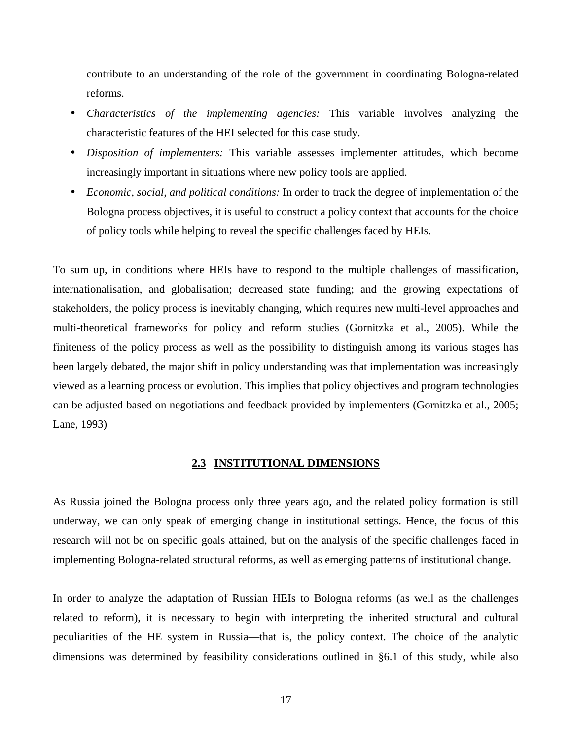contribute to an understanding of the role of the government in coordinating Bologna-related reforms.

- *Characteristics of the implementing agencies:* This variable involves analyzing the characteristic features of the HEI selected for this case study.
- *Disposition of implementers:* This variable assesses implementer attitudes, which become increasingly important in situations where new policy tools are applied.
- *Economic, social, and political conditions:* In order to track the degree of implementation of the Bologna process objectives, it is useful to construct a policy context that accounts for the choice of policy tools while helping to reveal the specific challenges faced by HEIs.

To sum up, in conditions where HEIs have to respond to the multiple challenges of massification, internationalisation, and globalisation; decreased state funding; and the growing expectations of stakeholders, the policy process is inevitably changing, which requires new multi-level approaches and multi-theoretical frameworks for policy and reform studies (Gornitzka et al., 2005). While the finiteness of the policy process as well as the possibility to distinguish among its various stages has been largely debated, the major shift in policy understanding was that implementation was increasingly viewed as a learning process or evolution. This implies that policy objectives and program technologies can be adjusted based on negotiations and feedback provided by implementers (Gornitzka et al., 2005; Lane, 1993)

## 2.3 INSTITUTIONAL DIMENSIONS

As Russia joined the Bologna process only three years ago, and the related policy formation is still underway, we can only speak of emerging change in institutional settings. Hence, the focus of this research will not be on specific goals attained, but on the analysis of the specific challenges faced in implementing Bologna-related structural reforms, as well as emerging patterns of institutional change.

In order to analyze the adaptation of Russian HEIs to Bologna reforms (as well as the challenges related to reform), it is necessary to begin with interpreting the inherited structural and cultural peculiarities of the HE system in Russia—that is, the policy context. The choice of the analytic dimensions was determined by feasibility considerations outlined in §6.1 of this study, while also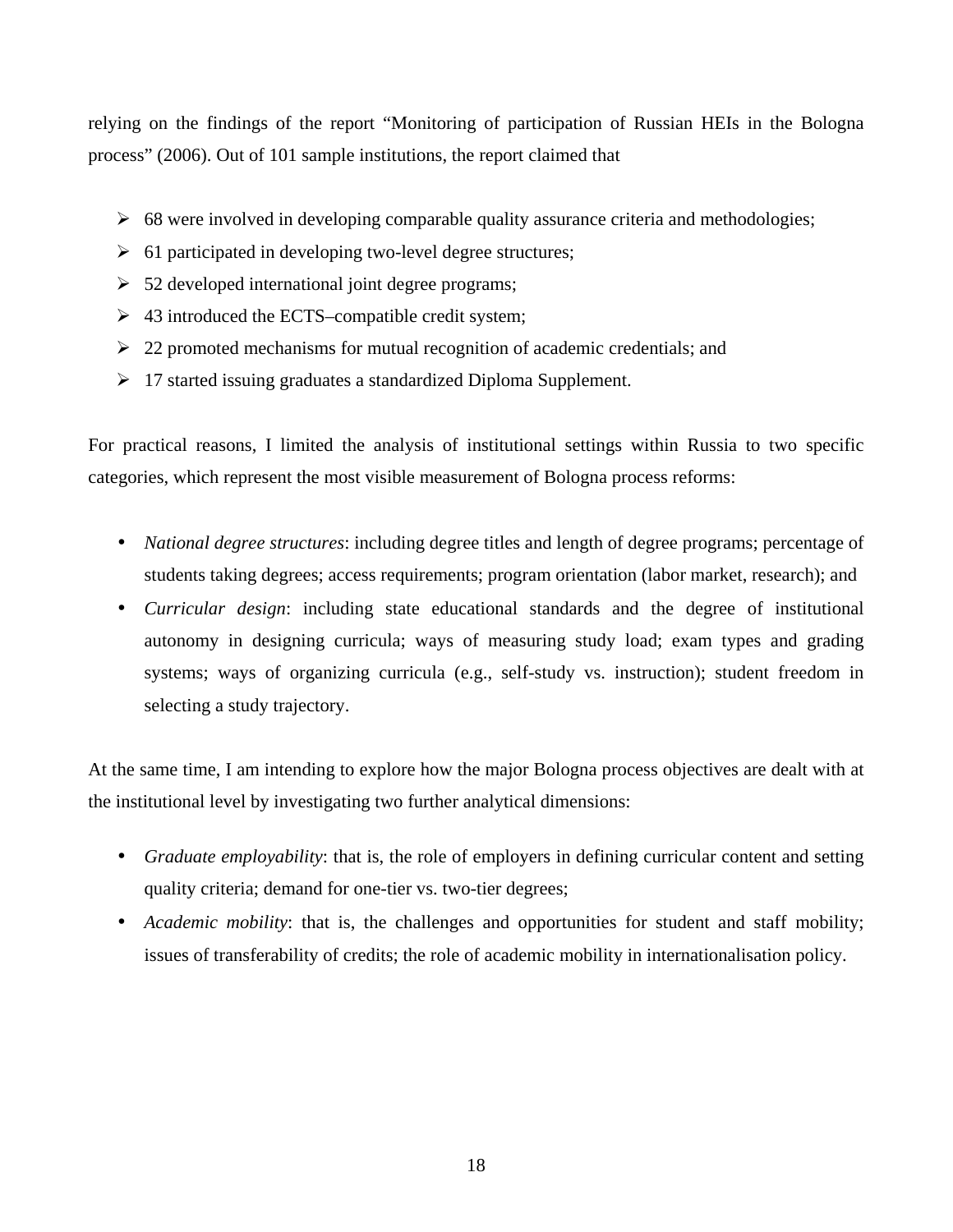relying on the findings of the report "Monitoring of participation of Russian HEIs in the Bologna process" (2006). Out of 101 sample institutions, the report claimed that

- 68 were involved in developing comparable quality assurance criteria and methodologies;
- 61 participated in developing two-level degree structures;
- 52 developed international joint degree programs;
- 43 introduced the ECTS–compatible credit system;
- 22 promoted mechanisms for mutual recognition of academic credentials; and
- 17 started issuing graduates a standardized Diploma Supplement.

For practical reasons, I limited the analysis of institutional settings within Russia to two specific categories, which represent the most visible measurement of Bologna process reforms:

- *National degree structures*: including degree titles and length of degree programs; percentage of students taking degrees; access requirements; program orientation (labor market, research); and
- *Curricular design*: including state educational standards and the degree of institutional autonomy in designing curricula; ways of measuring study load; exam types and grading systems; ways of organizing curricula (e.g., self-study vs. instruction); student freedom in selecting a study trajectory.

At the same time, I am intending to explore how the major Bologna process objectives are dealt with at the institutional level by investigating two further analytical dimensions:

- *Graduate employability*: that is, the role of employers in defining curricular content and setting quality criteria; demand for one-tier vs. two-tier degrees;
- *Academic mobility*: that is, the challenges and opportunities for student and staff mobility; issues of transferability of credits; the role of academic mobility in internationalisation policy.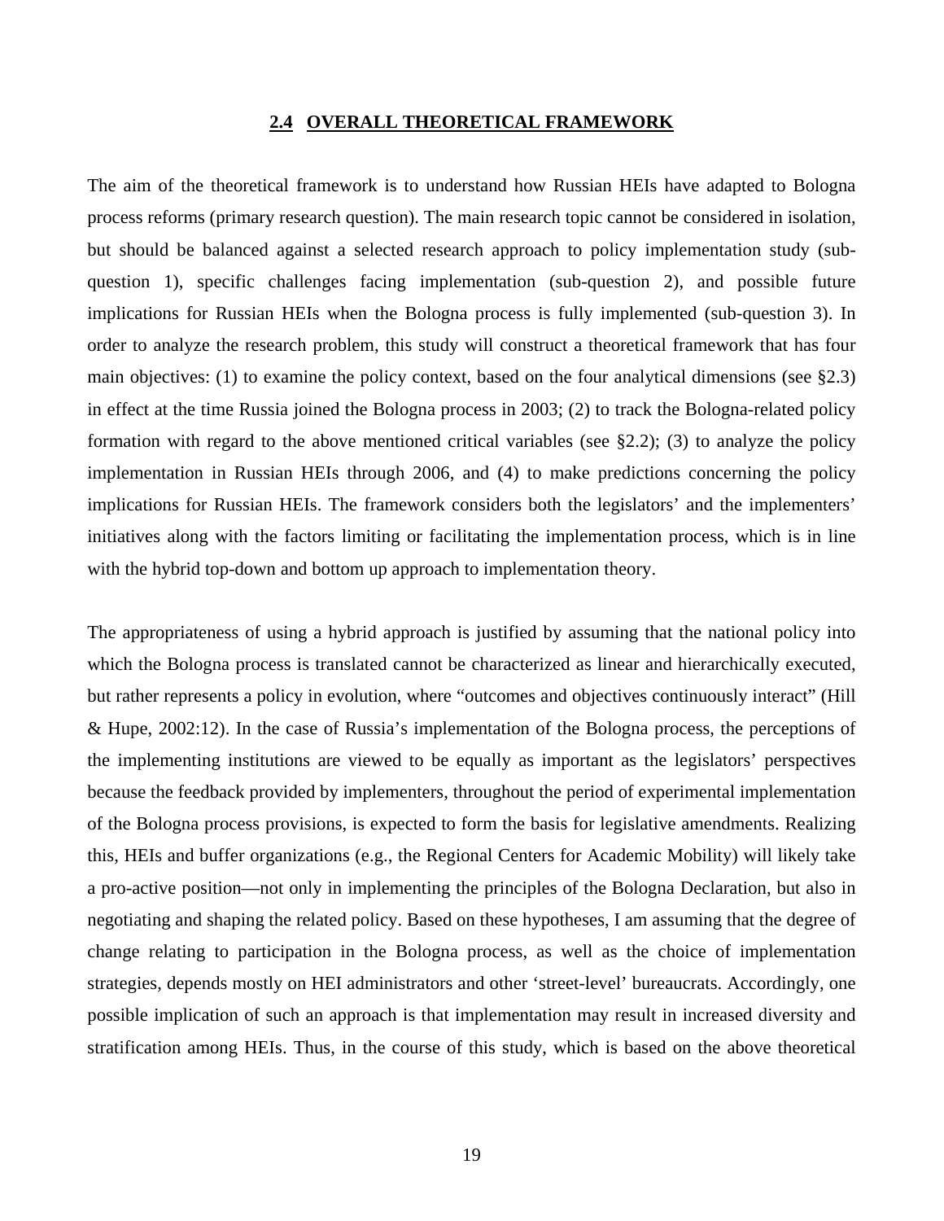## 2.4 OVERALL THEORETICAL FRAMEWORK

The aim of the theoretical framework is to understand how Russian HEIs have adapted to Bologna process reforms (primary research question). The main research topic cannot be considered in isolation, but should be balanced against a selected research approach to policy implementation study (sub-question 1), specific challenges facing implementation (sub-question 2), and possible future implications for Russian HEIs when the Bologna process is fully implemented (sub-question 3). In order to analyze the research problem, this study will construct a theoretical framework that has four main objectives: (1) to examine the policy context, based on the four analytical dimensions (see §2.3) in effect at the time Russia joined the Bologna process in 2003; (2) to track the Bologna-related policy formation with regard to the above mentioned critical variables (see §2.2); (3) to analyze the policy implementation in Russian HEIs through 2006, and (4) to make predictions concerning the policy implications for Russian HEIs. The framework considers both the legislators' and the implementers' initiatives along with the factors limiting or facilitating the implementation process, which is in line with the hybrid top-down and bottom up approach to implementation theory.

The appropriateness of using a hybrid approach is justified by assuming that the national policy into which the Bologna process is translated cannot be characterized as linear and hierarchically executed, but rather represents a policy in evolution, where "outcomes and objectives continuously interact" (Hill & Hupe, 2002:12). In the case of Russia's implementation of the Bologna process, the perceptions of the implementing institutions are viewed to be equally as important as the legislators' perspectives because the feedback provided by implementers, throughout the period of experimental implementation of the Bologna process provisions, is expected to form the basis for legislative amendments. Realizing this, HEIs and buffer organizations (e.g., the Regional Centers for Academic Mobility) will likely take a pro-active position—not only in implementing the principles of the Bologna Declaration, but also in negotiating and shaping the related policy. Based on these hypotheses, I am assuming that the degree of change relating to participation in the Bologna process, as well as the choice of implementation strategies, depends mostly on HEI administrators and other 'street-level' bureaucrats. Accordingly, one possible implication of such an approach is that implementation may result in increased diversity and stratification among HEIs. Thus, in the course of this study, which is based on the above theoretical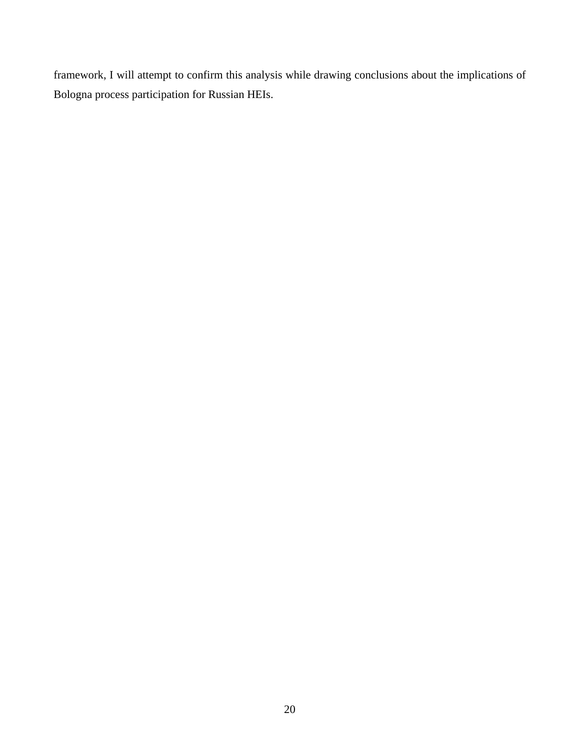framework, I will attempt to confirm this analysis while drawing conclusions about the implications of Bologna process participation for Russian HEIs.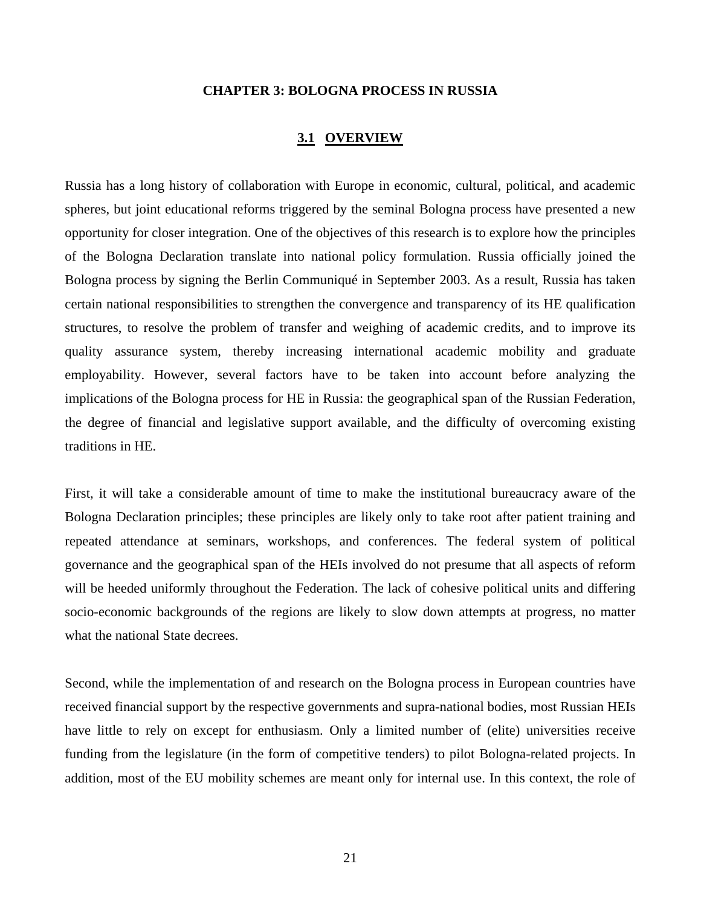# CHAPTER 3: BOLOGNA PROCESS IN RUSSIA

## 3.1 OVERVIEW

Russia has a long history of collaboration with Europe in economic, cultural, political, and academic spheres, but joint educational reforms triggered by the seminal Bologna process have presented a new opportunity for closer integration. One of the objectives of this research is to explore how the principles of the Bologna Declaration translate into national policy formulation. Russia officially joined the Bologna process by signing the Berlin Communiqué in September 2003. As a result, Russia has taken certain national responsibilities to strengthen the convergence and transparency of its HE qualification structures, to resolve the problem of transfer and weighing of academic credits, and to improve its quality assurance system, thereby increasing international academic mobility and graduate employability. However, several factors have to be taken into account before analyzing the implications of the Bologna process for HE in Russia: the geographical span of the Russian Federation, the degree of financial and legislative support available, and the difficulty of overcoming existing traditions in HE.

First, it will take a considerable amount of time to make the institutional bureaucracy aware of the Bologna Declaration principles; these principles are likely only to take root after patient training and repeated attendance at seminars, workshops, and conferences. The federal system of political governance and the geographical span of the HEIs involved do not presume that all aspects of reform will be heeded uniformly throughout the Federation. The lack of cohesive political units and differing socio-economic backgrounds of the regions are likely to slow down attempts at progress, no matter what the national State decrees.

Second, while the implementation of and research on the Bologna process in European countries have received financial support by the respective governments and supra-national bodies, most Russian HEIs have little to rely on except for enthusiasm. Only a limited number of (elite) universities receive funding from the legislature (in the form of competitive tenders) to pilot Bologna-related projects. In addition, most of the EU mobility schemes are meant only for internal use. In this context, the role of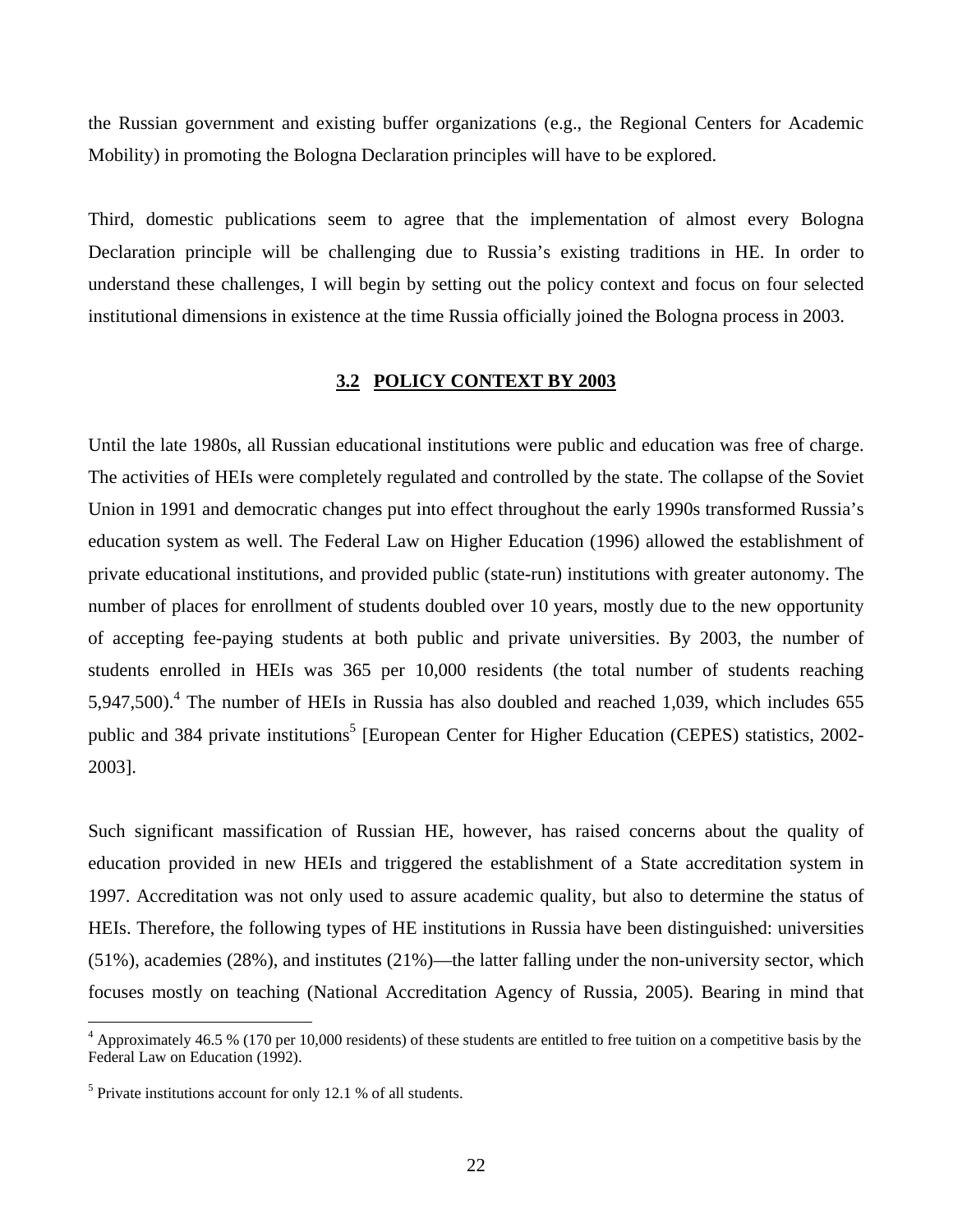the Russian government and existing buffer organizations (e.g., the Regional Centers for Academic Mobility) in promoting the Bologna Declaration principles will have to be explored.

Third, domestic publications seem to agree that the implementation of almost every Bologna Declaration principle will be challenging due to Russia's existing traditions in HE. In order to understand these challenges, I will begin by setting out the policy context and focus on four selected institutional dimensions in existence at the time Russia officially joined the Bologna process in 2003.

## 3.2 POLICY CONTEXT BY 2003

Until the late 1980s, all Russian educational institutions were public and education was free of charge. The activities of HEIs were completely regulated and controlled by the state. The collapse of the Soviet Union in 1991 and democratic changes put into effect throughout the early 1990s transformed Russia's education system as well. The Federal Law on Higher Education (1996) allowed the establishment of private educational institutions, and provided public (state-run) institutions with greater autonomy. The number of places for enrollment of students doubled over 10 years, mostly due to the new opportunity of accepting fee-paying students at both public and private universities. By 2003, the number of students enrolled in HEIs was 365 per 10,000 residents (the total number of students reaching 5,947,500).[4] The number of HEIs in Russia has also doubled and reached 1,039, which includes 655 public and 384 private institutions[5] [European Center for Higher Education (CEPES) statistics, 2002-2003].

Such significant massification of Russian HE, however, has raised concerns about the quality of education provided in new HEIs and triggered the establishment of a State accreditation system in 1997. Accreditation was not only used to assure academic quality, but also to determine the status of HEIs. Therefore, the following types of HE institutions in Russia have been distinguished: universities (51%), academies (28%), and institutes (21%)—the latter falling under the non-university sector, which focuses mostly on teaching (National Accreditation Agency of Russia, 2005). Bearing in mind that

---

[4] Approximately 46.5 % (170 per 10,000 residents) of these students are entitled to free tuition on a competitive basis by the Federal Law on Education (1992).

[5] Private institutions account for only 12.1 % of all students.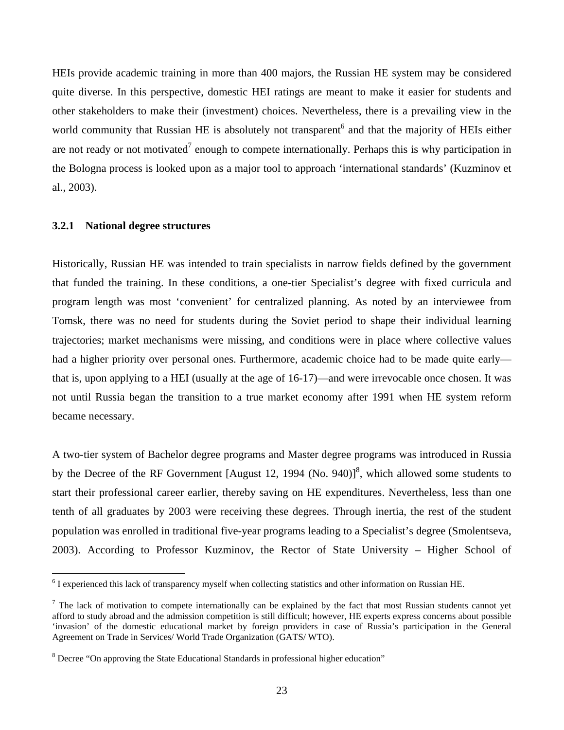HEIs provide academic training in more than 400 majors, the Russian HE system may be considered quite diverse. In this perspective, domestic HEI ratings are meant to make it easier for students and other stakeholders to make their (investment) choices. Nevertheless, there is a prevailing view in the world community that Russian HE is absolutely not transparent[6] and that the majority of HEIs either are not ready or not motivated[7] enough to compete internationally. Perhaps this is why participation in the Bologna process is looked upon as a major tool to approach 'international standards' (Kuzminov et al., 2003).

### 3.2.1 National degree structures

Historically, Russian HE was intended to train specialists in narrow fields defined by the government that funded the training. In these conditions, a one-tier Specialist's degree with fixed curricula and program length was most 'convenient' for centralized planning. As noted by an interviewee from Tomsk, there was no need for students during the Soviet period to shape their individual learning trajectories; market mechanisms were missing, and conditions were in place where collective values had a higher priority over personal ones. Furthermore, academic choice had to be made quite early—that is, upon applying to a HEI (usually at the age of 16-17)—and were irrevocable once chosen. It was not until Russia began the transition to a true market economy after 1991 when HE system reform became necessary.

A two-tier system of Bachelor degree programs and Master degree programs was introduced in Russia by the Decree of the RF Government [August 12, 1994 (No. 940)][8], which allowed some students to start their professional career earlier, thereby saving on HE expenditures. Nevertheless, less than one tenth of all graduates by 2003 were receiving these degrees. Through inertia, the rest of the student population was enrolled in traditional five-year programs leading to a Specialist's degree (Smolentseva, 2003). According to Professor Kuzminov, the Rector of State University – Higher School of

---

[6] I experienced this lack of transparency myself when collecting statistics and other information on Russian HE.

[7] The lack of motivation to compete internationally can be explained by the fact that most Russian students cannot yet afford to study abroad and the admission competition is still difficult; however, HE experts express concerns about possible 'invasion' of the domestic educational market by foreign providers in case of Russia's participation in the General Agreement on Trade in Services/ World Trade Organization (GATS/ WTO).

[8] Decree "On approving the State Educational Standards in professional higher education"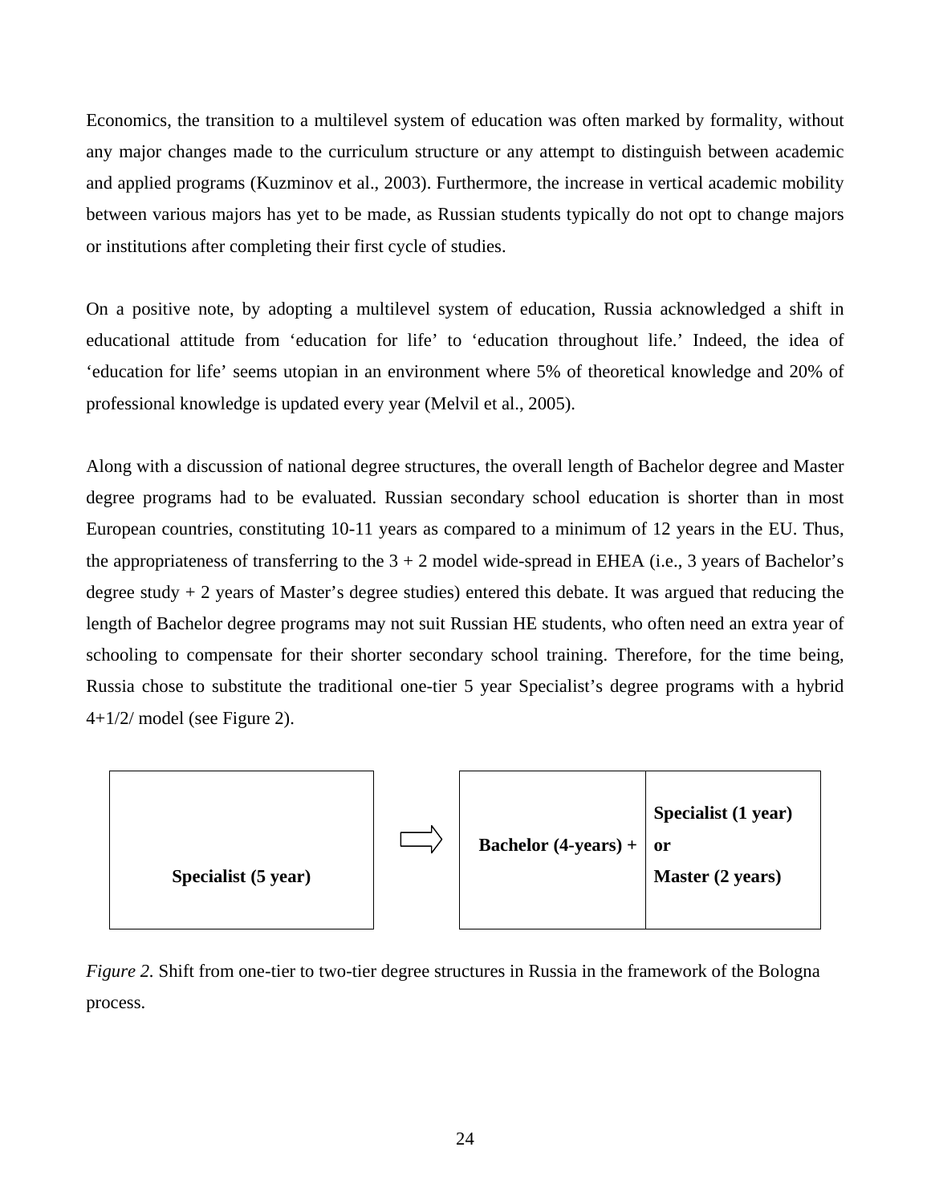Economics, the transition to a multilevel system of education was often marked by formality, without any major changes made to the curriculum structure or any attempt to distinguish between academic and applied programs (Kuzminov et al., 2003). Furthermore, the increase in vertical academic mobility between various majors has yet to be made, as Russian students typically do not opt to change majors or institutions after completing their first cycle of studies.

On a positive note, by adopting a multilevel system of education, Russia acknowledged a shift in educational attitude from 'education for life' to 'education throughout life.' Indeed, the idea of 'education for life' seems utopian in an environment where 5% of theoretical knowledge and 20% of professional knowledge is updated every year (Melvil et al., 2005).

Along with a discussion of national degree structures, the overall length of Bachelor degree and Master degree programs had to be evaluated. Russian secondary school education is shorter than in most European countries, constituting 10-11 years as compared to a minimum of 12 years in the EU. Thus, the appropriateness of transferring to the 3 + 2 model wide-spread in EHEA (i.e., 3 years of Bachelor's degree study + 2 years of Master's degree studies) entered this debate. It was argued that reducing the length of Bachelor degree programs may not suit Russian HE students, who often need an extra year of schooling to compensate for their shorter secondary school training. Therefore, for the time being, Russia chose to substitute the traditional one-tier 5 year Specialist's degree programs with a hybrid 4+1/2/ model (see Figure 2).

| **Specialist (5 year)** | ⇨ | **Bachelor (4-years) +** | **Specialist (1 year)**<br>**or**<br>**Master (2 years)** |
|---|---|---|---|

*Figure 2.* Shift from one-tier to two-tier degree structures in Russia in the framework of the Bologna process.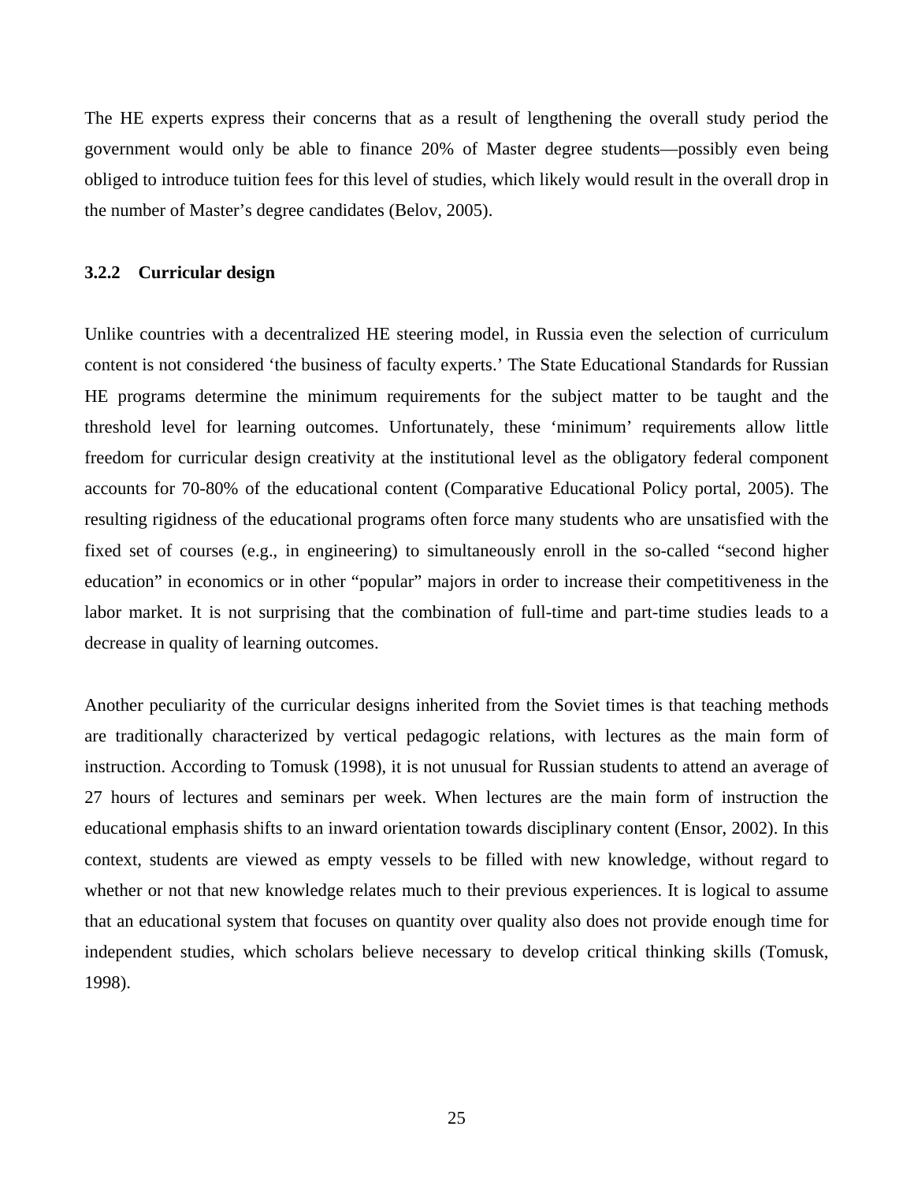The HE experts express their concerns that as a result of lengthening the overall study period the government would only be able to finance 20% of Master degree students—possibly even being obliged to introduce tuition fees for this level of studies, which likely would result in the overall drop in the number of Master's degree candidates (Belov, 2005).

### 3.2.2 Curricular design

Unlike countries with a decentralized HE steering model, in Russia even the selection of curriculum content is not considered 'the business of faculty experts.' The State Educational Standards for Russian HE programs determine the minimum requirements for the subject matter to be taught and the threshold level for learning outcomes. Unfortunately, these 'minimum' requirements allow little freedom for curricular design creativity at the institutional level as the obligatory federal component accounts for 70-80% of the educational content (Comparative Educational Policy portal, 2005). The resulting rigidness of the educational programs often force many students who are unsatisfied with the fixed set of courses (e.g., in engineering) to simultaneously enroll in the so-called "second higher education" in economics or in other "popular" majors in order to increase their competitiveness in the labor market. It is not surprising that the combination of full-time and part-time studies leads to a decrease in quality of learning outcomes.

Another peculiarity of the curricular designs inherited from the Soviet times is that teaching methods are traditionally characterized by vertical pedagogic relations, with lectures as the main form of instruction. According to Tomusk (1998), it is not unusual for Russian students to attend an average of 27 hours of lectures and seminars per week. When lectures are the main form of instruction the educational emphasis shifts to an inward orientation towards disciplinary content (Ensor, 2002). In this context, students are viewed as empty vessels to be filled with new knowledge, without regard to whether or not that new knowledge relates much to their previous experiences. It is logical to assume that an educational system that focuses on quantity over quality also does not provide enough time for independent studies, which scholars believe necessary to develop critical thinking skills (Tomusk, 1998).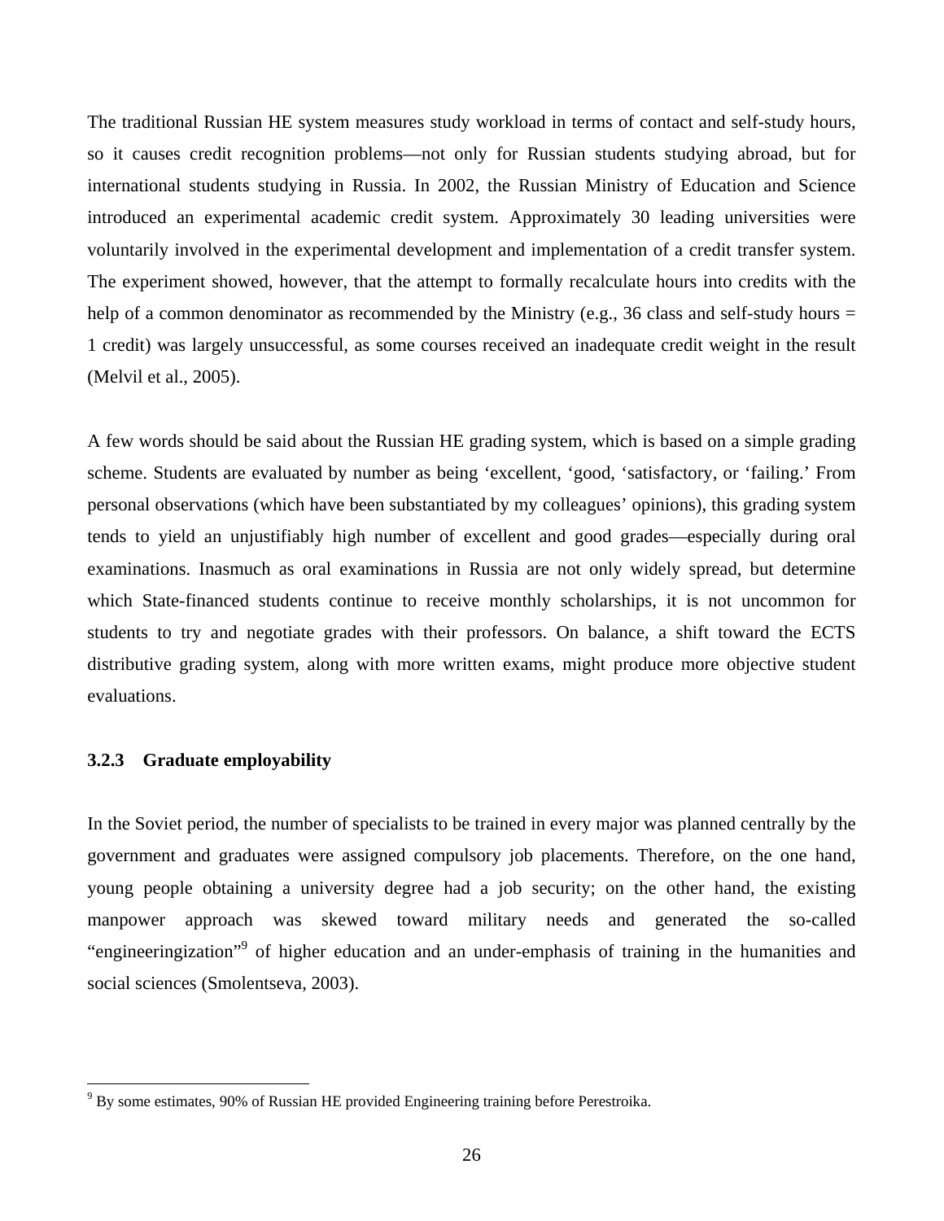The traditional Russian HE system measures study workload in terms of contact and self-study hours, so it causes credit recognition problems—not only for Russian students studying abroad, but for international students studying in Russia. In 2002, the Russian Ministry of Education and Science introduced an experimental academic credit system. Approximately 30 leading universities were voluntarily involved in the experimental development and implementation of a credit transfer system. The experiment showed, however, that the attempt to formally recalculate hours into credits with the help of a common denominator as recommended by the Ministry (e.g., 36 class and self-study hours = 1 credit) was largely unsuccessful, as some courses received an inadequate credit weight in the result (Melvil et al., 2005).

A few words should be said about the Russian HE grading system, which is based on a simple grading scheme. Students are evaluated by number as being 'excellent, 'good, 'satisfactory, or 'failing.' From personal observations (which have been substantiated by my colleagues' opinions), this grading system tends to yield an unjustifiably high number of excellent and good grades—especially during oral examinations. Inasmuch as oral examinations in Russia are not only widely spread, but determine which State-financed students continue to receive monthly scholarships, it is not uncommon for students to try and negotiate grades with their professors. On balance, a shift toward the ECTS distributive grading system, along with more written exams, might produce more objective student evaluations.

### 3.2.3 Graduate employability

In the Soviet period, the number of specialists to be trained in every major was planned centrally by the government and graduates were assigned compulsory job placements. Therefore, on the one hand, young people obtaining a university degree had a job security; on the other hand, the existing manpower approach was skewed toward military needs and generated the so-called "engineeringization"[9] of higher education and an under-emphasis of training in the humanities and social sciences (Smolentseva, 2003).

[9] By some estimates, 90% of Russian HE provided Engineering training before Perestroika.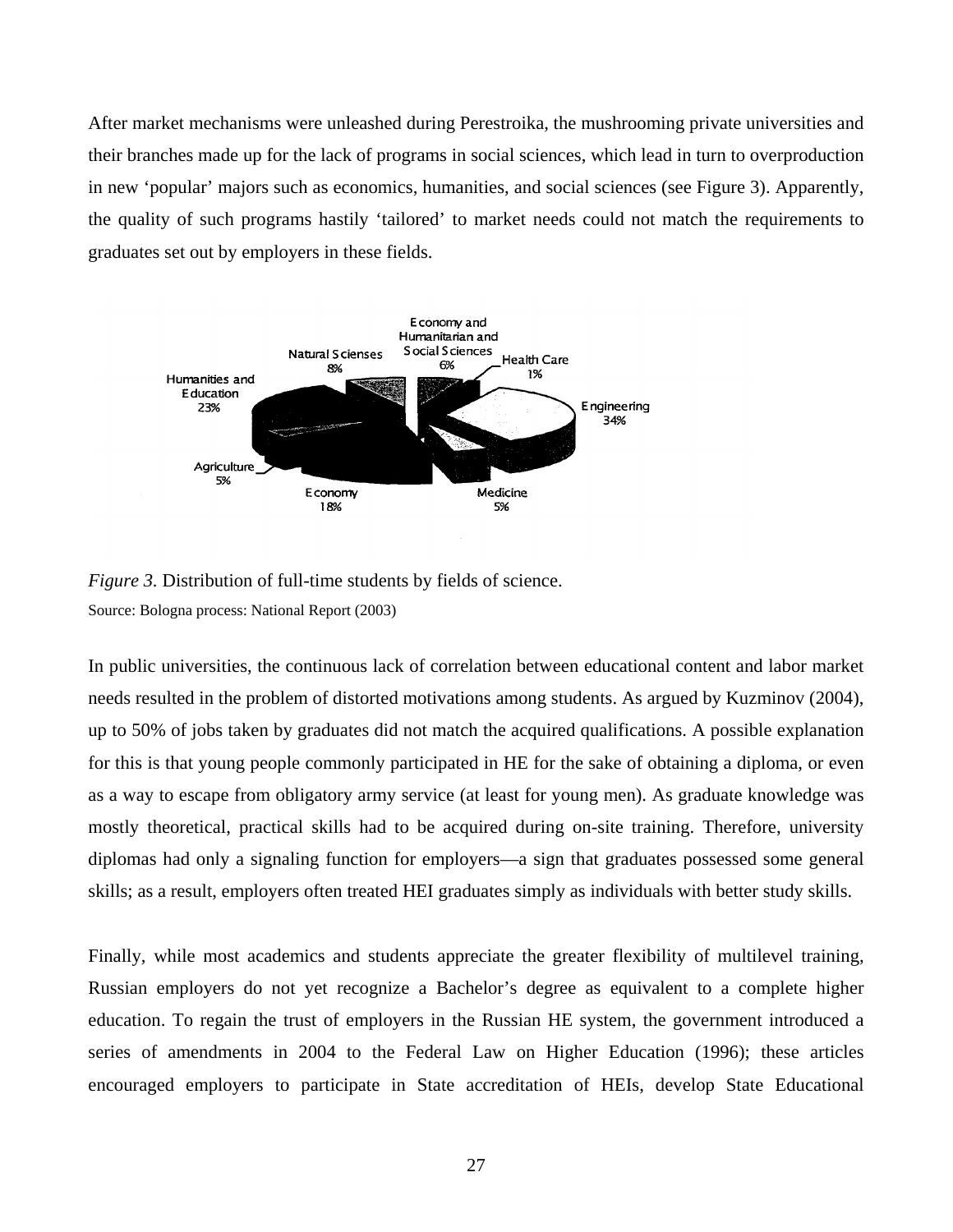After market mechanisms were unleashed during Perestroika, the mushrooming private universities and their branches made up for the lack of programs in social sciences, which lead in turn to overproduction in new 'popular' majors such as economics, humanities, and social sciences (see Figure 3). Apparently, the quality of such programs hastily 'tailored' to market needs could not match the requirements to graduates set out by employers in these fields.

*Figure 3.* Distribution of full-time students by fields of science.

Source: Bologna process: National Report (2003)

In public universities, the continuous lack of correlation between educational content and labor market needs resulted in the problem of distorted motivations among students. As argued by Kuzminov (2004), up to 50% of jobs taken by graduates did not match the acquired qualifications. A possible explanation for this is that young people commonly participated in HE for the sake of obtaining a diploma, or even as a way to escape from obligatory army service (at least for young men). As graduate knowledge was mostly theoretical, practical skills had to be acquired during on-site training. Therefore, university diplomas had only a signaling function for employers—a sign that graduates possessed some general skills; as a result, employers often treated HEI graduates simply as individuals with better study skills.

Finally, while most academics and students appreciate the greater flexibility of multilevel training, Russian employers do not yet recognize a Bachelor's degree as equivalent to a complete higher education. To regain the trust of employers in the Russian HE system, the government introduced a series of amendments in 2004 to the Federal Law on Higher Education (1996); these articles encouraged employers to participate in State accreditation of HEIs, develop State Educational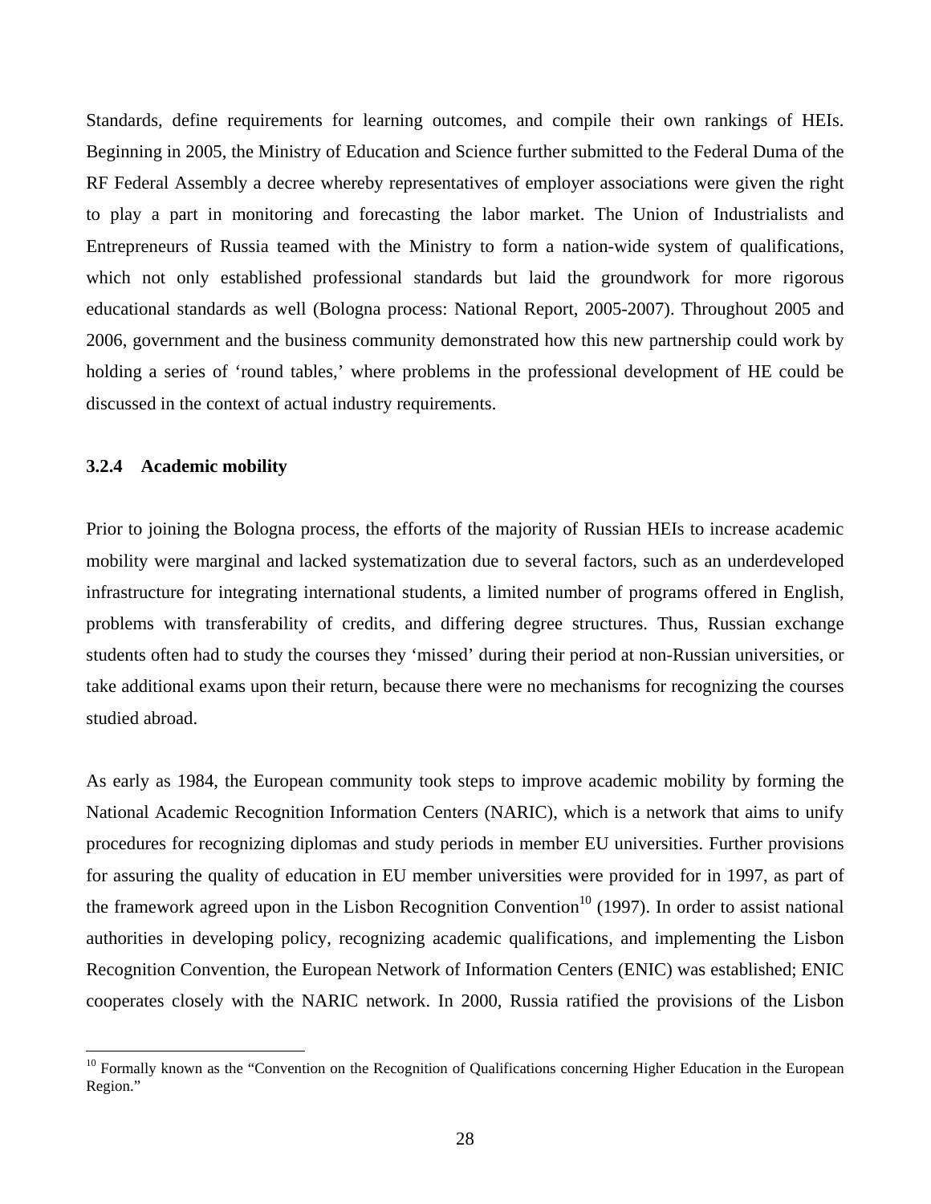Standards, define requirements for learning outcomes, and compile their own rankings of HEIs. Beginning in 2005, the Ministry of Education and Science further submitted to the Federal Duma of the RF Federal Assembly a decree whereby representatives of employer associations were given the right to play a part in monitoring and forecasting the labor market. The Union of Industrialists and Entrepreneurs of Russia teamed with the Ministry to form a nation-wide system of qualifications, which not only established professional standards but laid the groundwork for more rigorous educational standards as well (Bologna process: National Report, 2005-2007). Throughout 2005 and 2006, government and the business community demonstrated how this new partnership could work by holding a series of 'round tables,' where problems in the professional development of HE could be discussed in the context of actual industry requirements.

### 3.2.4 Academic mobility

Prior to joining the Bologna process, the efforts of the majority of Russian HEIs to increase academic mobility were marginal and lacked systematization due to several factors, such as an underdeveloped infrastructure for integrating international students, a limited number of programs offered in English, problems with transferability of credits, and differing degree structures. Thus, Russian exchange students often had to study the courses they 'missed' during their period at non-Russian universities, or take additional exams upon their return, because there were no mechanisms for recognizing the courses studied abroad.

As early as 1984, the European community took steps to improve academic mobility by forming the National Academic Recognition Information Centers (NARIC), which is a network that aims to unify procedures for recognizing diplomas and study periods in member EU universities. Further provisions for assuring the quality of education in EU member universities were provided for in 1997, as part of the framework agreed upon in the Lisbon Recognition Convention[10] (1997). In order to assist national authorities in developing policy, recognizing academic qualifications, and implementing the Lisbon Recognition Convention, the European Network of Information Centers (ENIC) was established; ENIC cooperates closely with the NARIC network. In 2000, Russia ratified the provisions of the Lisbon

[10] Formally known as the "Convention on the Recognition of Qualifications concerning Higher Education in the European Region."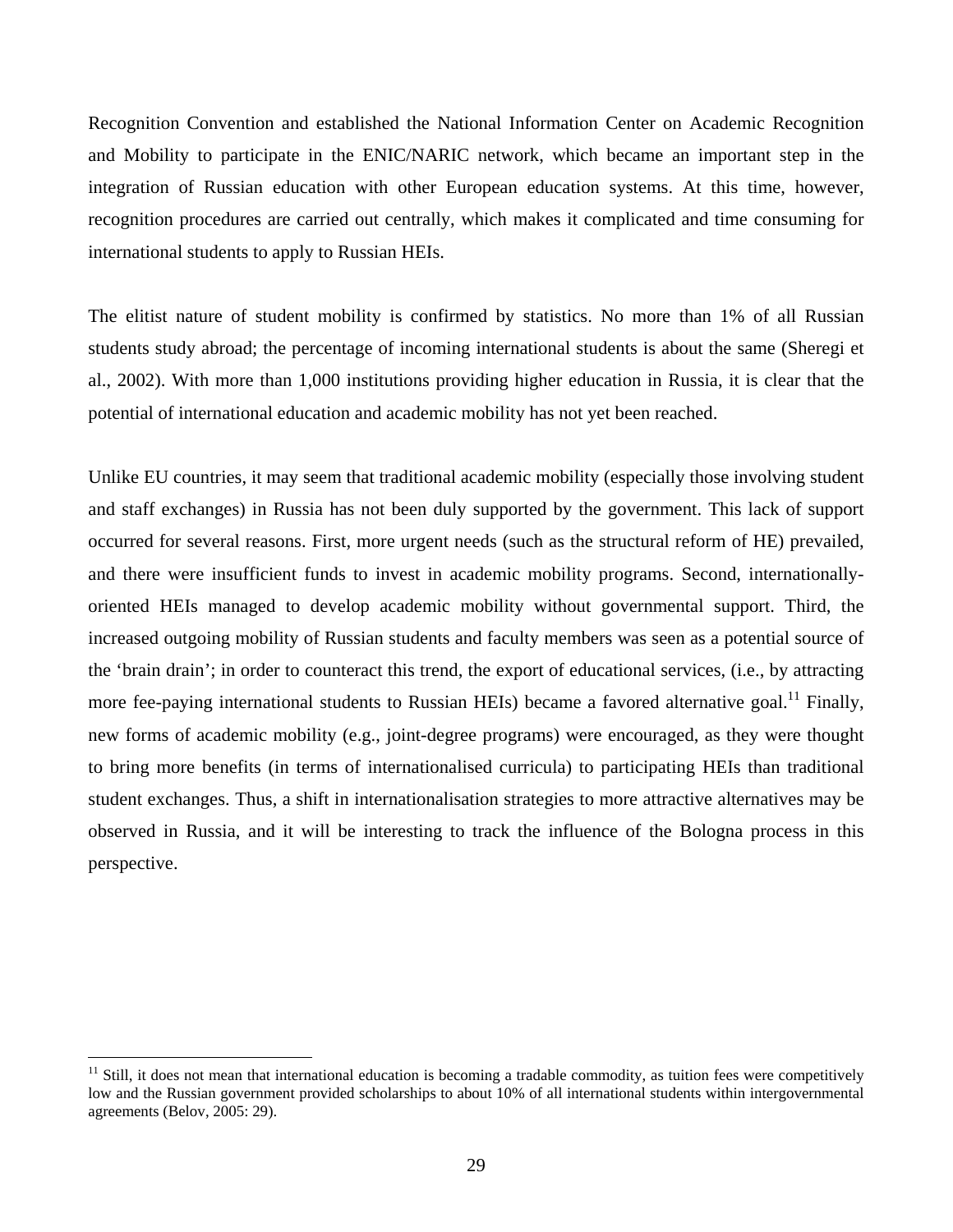Recognition Convention and established the National Information Center on Academic Recognition and Mobility to participate in the ENIC/NARIC network, which became an important step in the integration of Russian education with other European education systems. At this time, however, recognition procedures are carried out centrally, which makes it complicated and time consuming for international students to apply to Russian HEIs.

The elitist nature of student mobility is confirmed by statistics. No more than 1% of all Russian students study abroad; the percentage of incoming international students is about the same (Sheregi et al., 2002). With more than 1,000 institutions providing higher education in Russia, it is clear that the potential of international education and academic mobility has not yet been reached.

Unlike EU countries, it may seem that traditional academic mobility (especially those involving student and staff exchanges) in Russia has not been duly supported by the government. This lack of support occurred for several reasons. First, more urgent needs (such as the structural reform of HE) prevailed, and there were insufficient funds to invest in academic mobility programs. Second, internationally-oriented HEIs managed to develop academic mobility without governmental support. Third, the increased outgoing mobility of Russian students and faculty members was seen as a potential source of the 'brain drain'; in order to counteract this trend, the export of educational services, (i.e., by attracting more fee-paying international students to Russian HEIs) became a favored alternative goal.[11] Finally, new forms of academic mobility (e.g., joint-degree programs) were encouraged, as they were thought to bring more benefits (in terms of internationalised curricula) to participating HEIs than traditional student exchanges. Thus, a shift in internationalisation strategies to more attractive alternatives may be observed in Russia, and it will be interesting to track the influence of the Bologna process in this perspective.

---

[11] Still, it does not mean that international education is becoming a tradable commodity, as tuition fees were competitively low and the Russian government provided scholarships to about 10% of all international students within intergovernmental agreements (Belov, 2005: 29).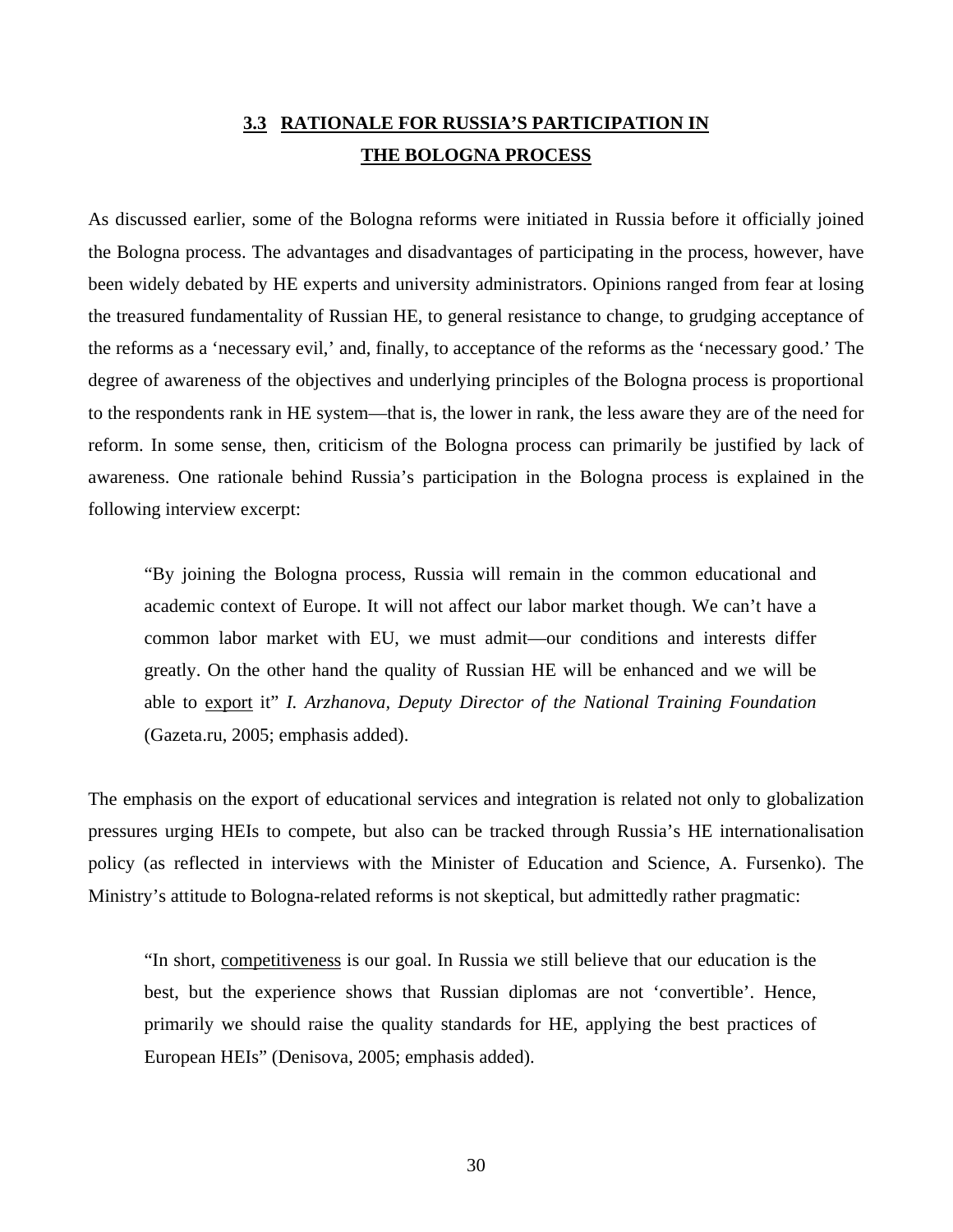## 3.3 RATIONALE FOR RUSSIA'S PARTICIPATION IN THE BOLOGNA PROCESS

As discussed earlier, some of the Bologna reforms were initiated in Russia before it officially joined the Bologna process. The advantages and disadvantages of participating in the process, however, have been widely debated by HE experts and university administrators. Opinions ranged from fear at losing the treasured fundamentality of Russian HE, to general resistance to change, to grudging acceptance of the reforms as a 'necessary evil,' and, finally, to acceptance of the reforms as the 'necessary good.' The degree of awareness of the objectives and underlying principles of the Bologna process is proportional to the respondents rank in HE system—that is, the lower in rank, the less aware they are of the need for reform. In some sense, then, criticism of the Bologna process can primarily be justified by lack of awareness. One rationale behind Russia's participation in the Bologna process is explained in the following interview excerpt:

> "By joining the Bologna process, Russia will remain in the common educational and academic context of Europe. It will not affect our labor market though. We can't have a common labor market with EU, we must admit—our conditions and interests differ greatly. On the other hand the quality of Russian HE will be enhanced and we will be able to <u>export</u> it" *I. Arzhanova, Deputy Director of the National Training Foundation* (Gazeta.ru, 2005; emphasis added).

The emphasis on the export of educational services and integration is related not only to globalization pressures urging HEIs to compete, but also can be tracked through Russia's HE internationalisation policy (as reflected in interviews with the Minister of Education and Science, A. Fursenko). The Ministry's attitude to Bologna-related reforms is not skeptical, but admittedly rather pragmatic:

> "In short, <u>competitiveness</u> is our goal. In Russia we still believe that our education is the best, but the experience shows that Russian diplomas are not 'convertible'. Hence, primarily we should raise the quality standards for HE, applying the best practices of European HEIs" (Denisova, 2005; emphasis added).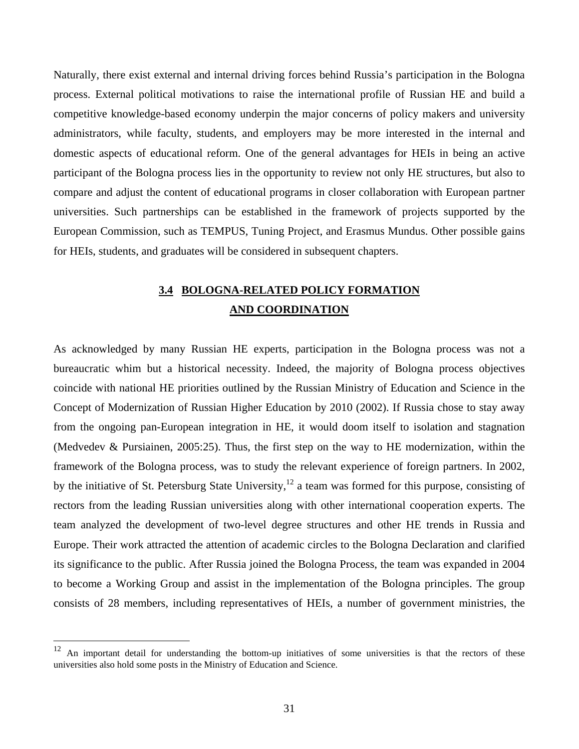Naturally, there exist external and internal driving forces behind Russia's participation in the Bologna process. External political motivations to raise the international profile of Russian HE and build a competitive knowledge-based economy underpin the major concerns of policy makers and university administrators, while faculty, students, and employers may be more interested in the internal and domestic aspects of educational reform. One of the general advantages for HEIs in being an active participant of the Bologna process lies in the opportunity to review not only HE structures, but also to compare and adjust the content of educational programs in closer collaboration with European partner universities. Such partnerships can be established in the framework of projects supported by the European Commission, such as TEMPUS, Tuning Project, and Erasmus Mundus. Other possible gains for HEIs, students, and graduates will be considered in subsequent chapters.

## 3.4 BOLOGNA-RELATED POLICY FORMATION AND COORDINATION

As acknowledged by many Russian HE experts, participation in the Bologna process was not a bureaucratic whim but a historical necessity. Indeed, the majority of Bologna process objectives coincide with national HE priorities outlined by the Russian Ministry of Education and Science in the Concept of Modernization of Russian Higher Education by 2010 (2002). If Russia chose to stay away from the ongoing pan-European integration in HE, it would doom itself to isolation and stagnation (Medvedev & Pursiainen, 2005:25). Thus, the first step on the way to HE modernization, within the framework of the Bologna process, was to study the relevant experience of foreign partners. In 2002, by the initiative of St. Petersburg State University,[12] a team was formed for this purpose, consisting of rectors from the leading Russian universities along with other international cooperation experts. The team analyzed the development of two-level degree structures and other HE trends in Russia and Europe. Their work attracted the attention of academic circles to the Bologna Declaration and clarified its significance to the public. After Russia joined the Bologna Process, the team was expanded in 2004 to become a Working Group and assist in the implementation of the Bologna principles. The group consists of 28 members, including representatives of HEIs, a number of government ministries, the

[12] An important detail for understanding the bottom-up initiatives of some universities is that the rectors of these universities also hold some posts in the Ministry of Education and Science.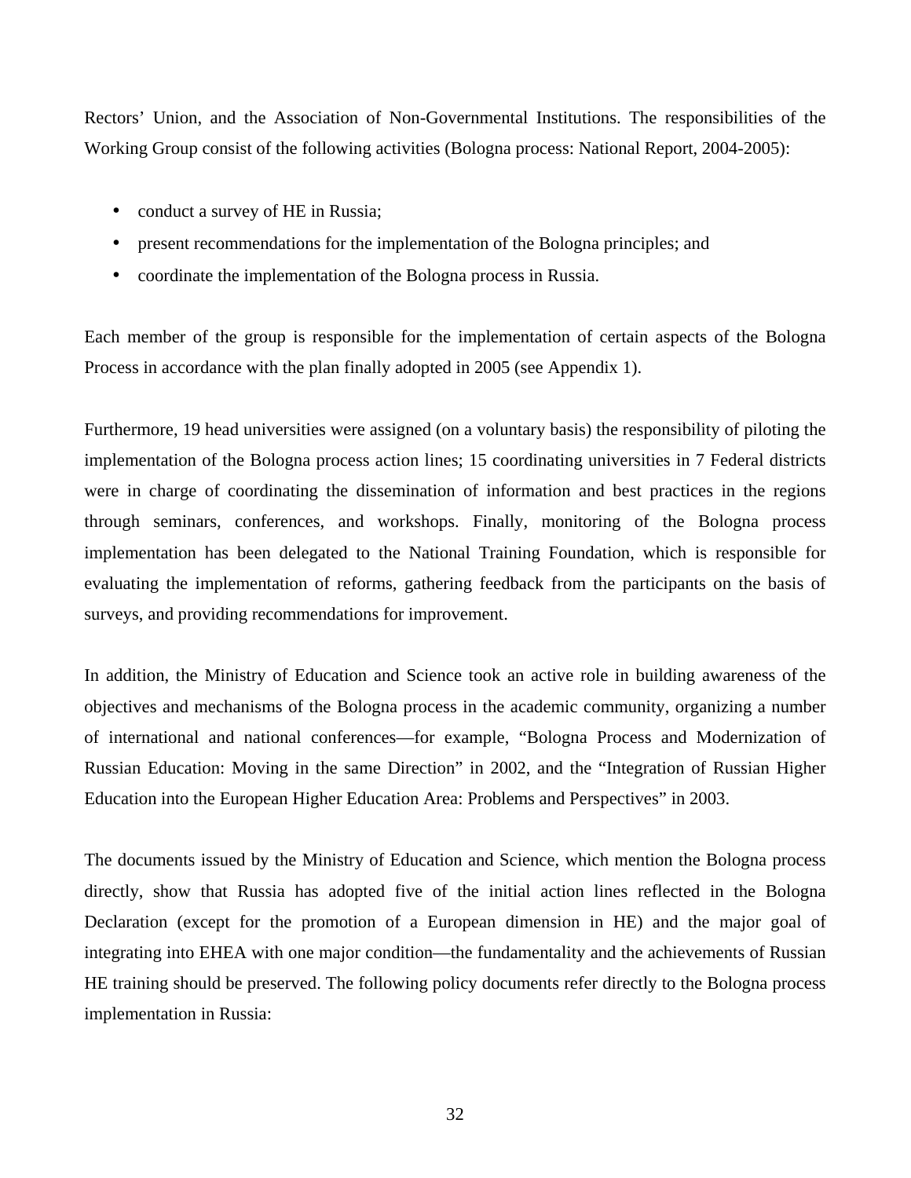Rectors' Union, and the Association of Non-Governmental Institutions. The responsibilities of the Working Group consist of the following activities (Bologna process: National Report, 2004-2005):

- conduct a survey of HE in Russia;
- present recommendations for the implementation of the Bologna principles; and
- coordinate the implementation of the Bologna process in Russia.

Each member of the group is responsible for the implementation of certain aspects of the Bologna Process in accordance with the plan finally adopted in 2005 (see Appendix 1).

Furthermore, 19 head universities were assigned (on a voluntary basis) the responsibility of piloting the implementation of the Bologna process action lines; 15 coordinating universities in 7 Federal districts were in charge of coordinating the dissemination of information and best practices in the regions through seminars, conferences, and workshops. Finally, monitoring of the Bologna process implementation has been delegated to the National Training Foundation, which is responsible for evaluating the implementation of reforms, gathering feedback from the participants on the basis of surveys, and providing recommendations for improvement.

In addition, the Ministry of Education and Science took an active role in building awareness of the objectives and mechanisms of the Bologna process in the academic community, organizing a number of international and national conferences—for example, "Bologna Process and Modernization of Russian Education: Moving in the same Direction" in 2002, and the "Integration of Russian Higher Education into the European Higher Education Area: Problems and Perspectives" in 2003.

The documents issued by the Ministry of Education and Science, which mention the Bologna process directly, show that Russia has adopted five of the initial action lines reflected in the Bologna Declaration (except for the promotion of a European dimension in HE) and the major goal of integrating into EHEA with one major condition—the fundamentality and the achievements of Russian HE training should be preserved. The following policy documents refer directly to the Bologna process implementation in Russia: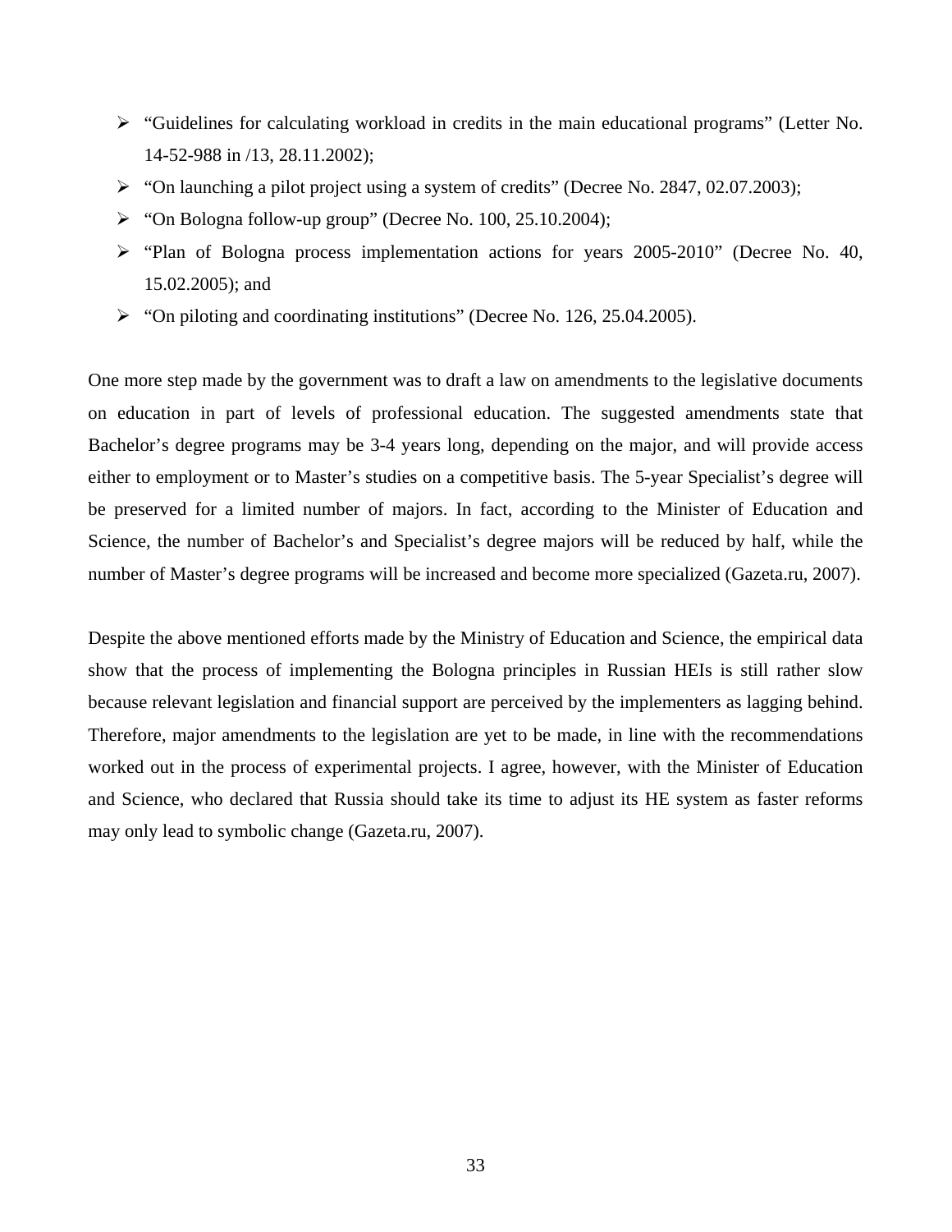- “Guidelines for calculating workload in credits in the main educational programs” (Letter No. 14-52-988 in /13, 28.11.2002);
- “On launching a pilot project using a system of credits” (Decree No. 2847, 02.07.2003);
- “On Bologna follow-up group” (Decree No. 100, 25.10.2004);
- “Plan of Bologna process implementation actions for years 2005-2010” (Decree No. 40, 15.02.2005); and
- “On piloting and coordinating institutions” (Decree No. 126, 25.04.2005).

One more step made by the government was to draft a law on amendments to the legislative documents on education in part of levels of professional education. The suggested amendments state that Bachelor’s degree programs may be 3-4 years long, depending on the major, and will provide access either to employment or to Master’s studies on a competitive basis. The 5-year Specialist’s degree will be preserved for a limited number of majors. In fact, according to the Minister of Education and Science, the number of Bachelor’s and Specialist’s degree majors will be reduced by half, while the number of Master’s degree programs will be increased and become more specialized (Gazeta.ru, 2007).

Despite the above mentioned efforts made by the Ministry of Education and Science, the empirical data show that the process of implementing the Bologna principles in Russian HEIs is still rather slow because relevant legislation and financial support are perceived by the implementers as lagging behind. Therefore, major amendments to the legislation are yet to be made, in line with the recommendations worked out in the process of experimental projects. I agree, however, with the Minister of Education and Science, who declared that Russia should take its time to adjust its HE system as faster reforms may only lead to symbolic change (Gazeta.ru, 2007).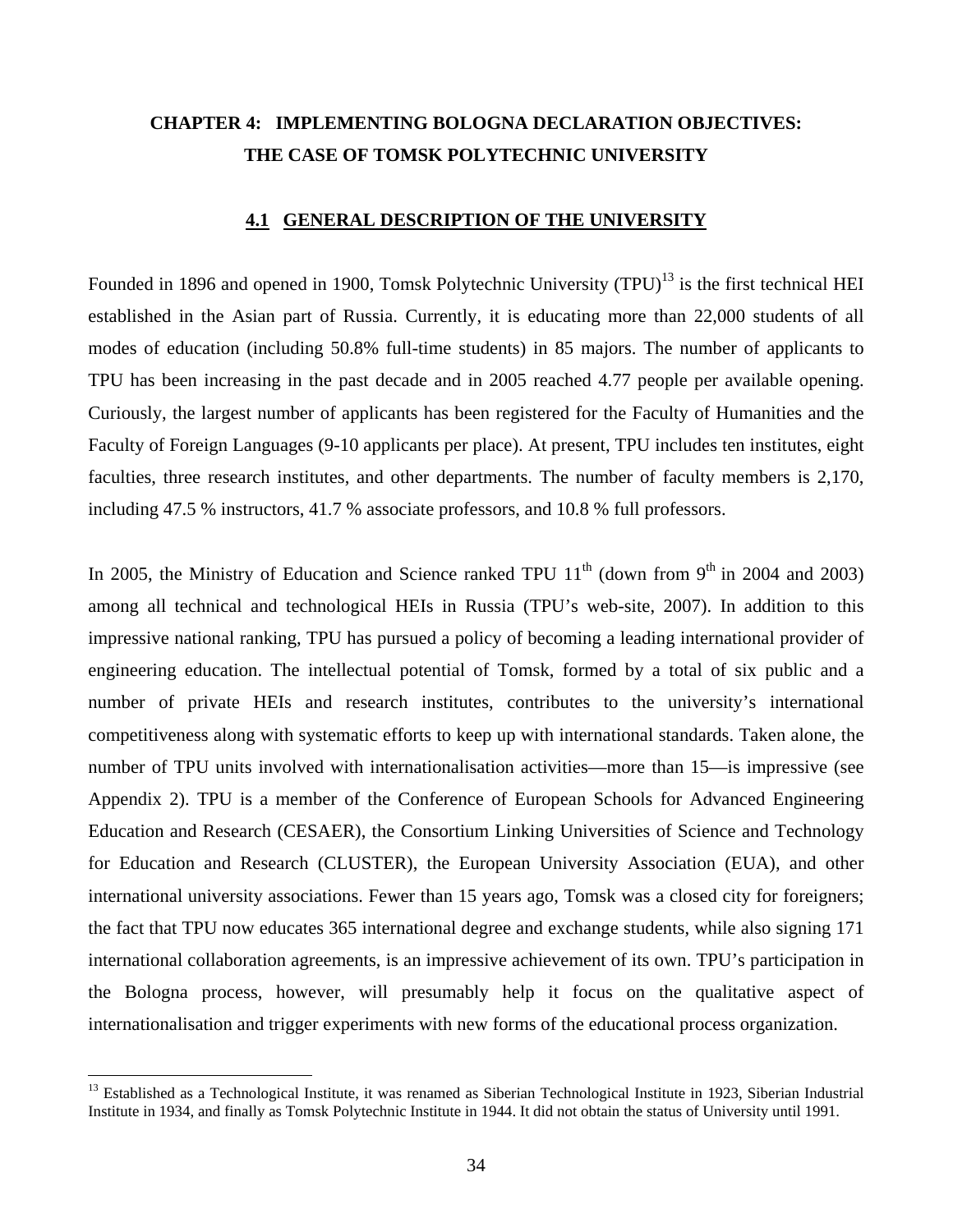## CHAPTER 4: IMPLEMENTING BOLOGNA DECLARATION OBJECTIVES: THE CASE OF TOMSK POLYTECHNIC UNIVERSITY

### 4.1 GENERAL DESCRIPTION OF THE UNIVERSITY

Founded in 1896 and opened in 1900, Tomsk Polytechnic University (TPU)[13] is the first technical HEI established in the Asian part of Russia. Currently, it is educating more than 22,000 students of all modes of education (including 50.8% full-time students) in 85 majors. The number of applicants to TPU has been increasing in the past decade and in 2005 reached 4.77 people per available opening. Curiously, the largest number of applicants has been registered for the Faculty of Humanities and the Faculty of Foreign Languages (9-10 applicants per place). At present, TPU includes ten institutes, eight faculties, three research institutes, and other departments. The number of faculty members is 2,170, including 47.5 % instructors, 41.7 % associate professors, and 10.8 % full professors.

In 2005, the Ministry of Education and Science ranked TPU 11th (down from 9th in 2004 and 2003) among all technical and technological HEIs in Russia (TPU's web-site, 2007). In addition to this impressive national ranking, TPU has pursued a policy of becoming a leading international provider of engineering education. The intellectual potential of Tomsk, formed by a total of six public and a number of private HEIs and research institutes, contributes to the university's international competitiveness along with systematic efforts to keep up with international standards. Taken alone, the number of TPU units involved with internationalisation activities—more than 15—is impressive (see Appendix 2). TPU is a member of the Conference of European Schools for Advanced Engineering Education and Research (CESAER), the Consortium Linking Universities of Science and Technology for Education and Research (CLUSTER), the European University Association (EUA), and other international university associations. Fewer than 15 years ago, Tomsk was a closed city for foreigners; the fact that TPU now educates 365 international degree and exchange students, while also signing 171 international collaboration agreements, is an impressive achievement of its own. TPU's participation in the Bologna process, however, will presumably help it focus on the qualitative aspect of internationalisation and trigger experiments with new forms of the educational process organization.

---

[13] Established as a Technological Institute, it was renamed as Siberian Technological Institute in 1923, Siberian Industrial Institute in 1934, and finally as Tomsk Polytechnic Institute in 1944. It did not obtain the status of University until 1991.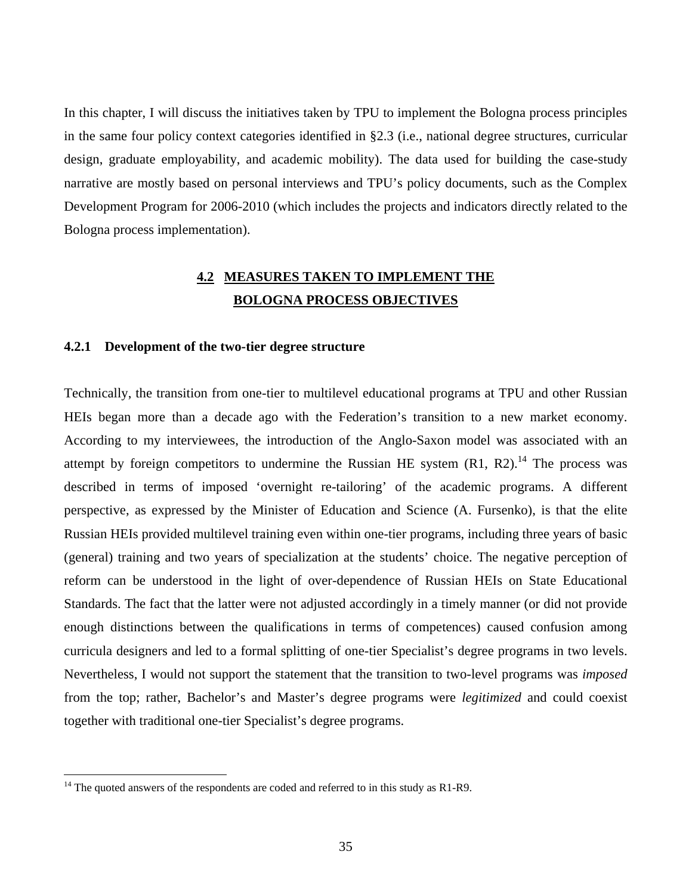In this chapter, I will discuss the initiatives taken by TPU to implement the Bologna process principles in the same four policy context categories identified in §2.3 (i.e., national degree structures, curricular design, graduate employability, and academic mobility). The data used for building the case-study narrative are mostly based on personal interviews and TPU's policy documents, such as the Complex Development Program for 2006-2010 (which includes the projects and indicators directly related to the Bologna process implementation).

## 4.2 MEASURES TAKEN TO IMPLEMENT THE BOLOGNA PROCESS OBJECTIVES

### 4.2.1 Development of the two-tier degree structure

Technically, the transition from one-tier to multilevel educational programs at TPU and other Russian HEIs began more than a decade ago with the Federation's transition to a new market economy. According to my interviewees, the introduction of the Anglo-Saxon model was associated with an attempt by foreign competitors to undermine the Russian HE system (R1, R2).[14] The process was described in terms of imposed 'overnight re-tailoring' of the academic programs. A different perspective, as expressed by the Minister of Education and Science (A. Fursenko), is that the elite Russian HEIs provided multilevel training even within one-tier programs, including three years of basic (general) training and two years of specialization at the students' choice. The negative perception of reform can be understood in the light of over-dependence of Russian HEIs on State Educational Standards. The fact that the latter were not adjusted accordingly in a timely manner (or did not provide enough distinctions between the qualifications in terms of competences) caused confusion among curricula designers and led to a formal splitting of one-tier Specialist's degree programs in two levels. Nevertheless, I would not support the statement that the transition to two-level programs was *imposed* from the top; rather, Bachelor's and Master's degree programs were *legitimized* and could coexist together with traditional one-tier Specialist's degree programs.

[14] The quoted answers of the respondents are coded and referred to in this study as R1-R9.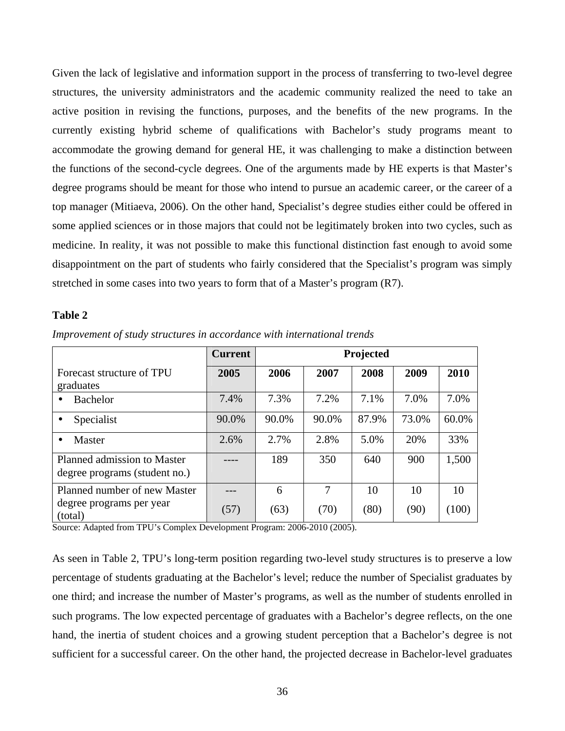Given the lack of legislative and information support in the process of transferring to two-level degree structures, the university administrators and the academic community realized the need to take an active position in revising the functions, purposes, and the benefits of the new programs. In the currently existing hybrid scheme of qualifications with Bachelor's study programs meant to accommodate the growing demand for general HE, it was challenging to make a distinction between the functions of the second-cycle degrees. One of the arguments made by HE experts is that Master's degree programs should be meant for those who intend to pursue an academic career, or the career of a top manager (Mitiaeva, 2006). On the other hand, Specialist's degree studies either could be offered in some applied sciences or in those majors that could not be legitimately broken into two cycles, such as medicine. In reality, it was not possible to make this functional distinction fast enough to avoid some disappointment on the part of students who fairly considered that the Specialist's program was simply stretched in some cases into two years to form that of a Master's program (R7).

**Table 2**

*Improvement of study structures in accordance with international trends*

| | **Current** | **Projected** | | | | |
|---|---|---|---|---|---|---|
| Forecast structure of TPU graduates | **2005** | **2006** | **2007** | **2008** | **2009** | **2010** |
| • Bachelor | 7.4% | 7.3% | 7.2% | 7.1% | 7.0% | 7.0% |
| • Specialist | 90.0% | 90.0% | 90.0% | 87.9% | 73.0% | 60.0% |
| • Master | 2.6% | 2.7% | 2.8% | 5.0% | 20% | 33% |
| Planned admission to Master degree programs (student no.) | ---- | 189 | 350 | 640 | 900 | 1,500 |
| Planned number of new Master degree programs per year (total) | --- (57) | 6 (63) | 7 (70) | 10 (80) | 10 (90) | 10 (100) |

Source: Adapted from TPU's Complex Development Program: 2006-2010 (2005).

As seen in Table 2, TPU's long-term position regarding two-level study structures is to preserve a low percentage of students graduating at the Bachelor's level; reduce the number of Specialist graduates by one third; and increase the number of Master's programs, as well as the number of students enrolled in such programs. The low expected percentage of graduates with a Bachelor's degree reflects, on the one hand, the inertia of student choices and a growing student perception that a Bachelor's degree is not sufficient for a successful career. On the other hand, the projected decrease in Bachelor-level graduates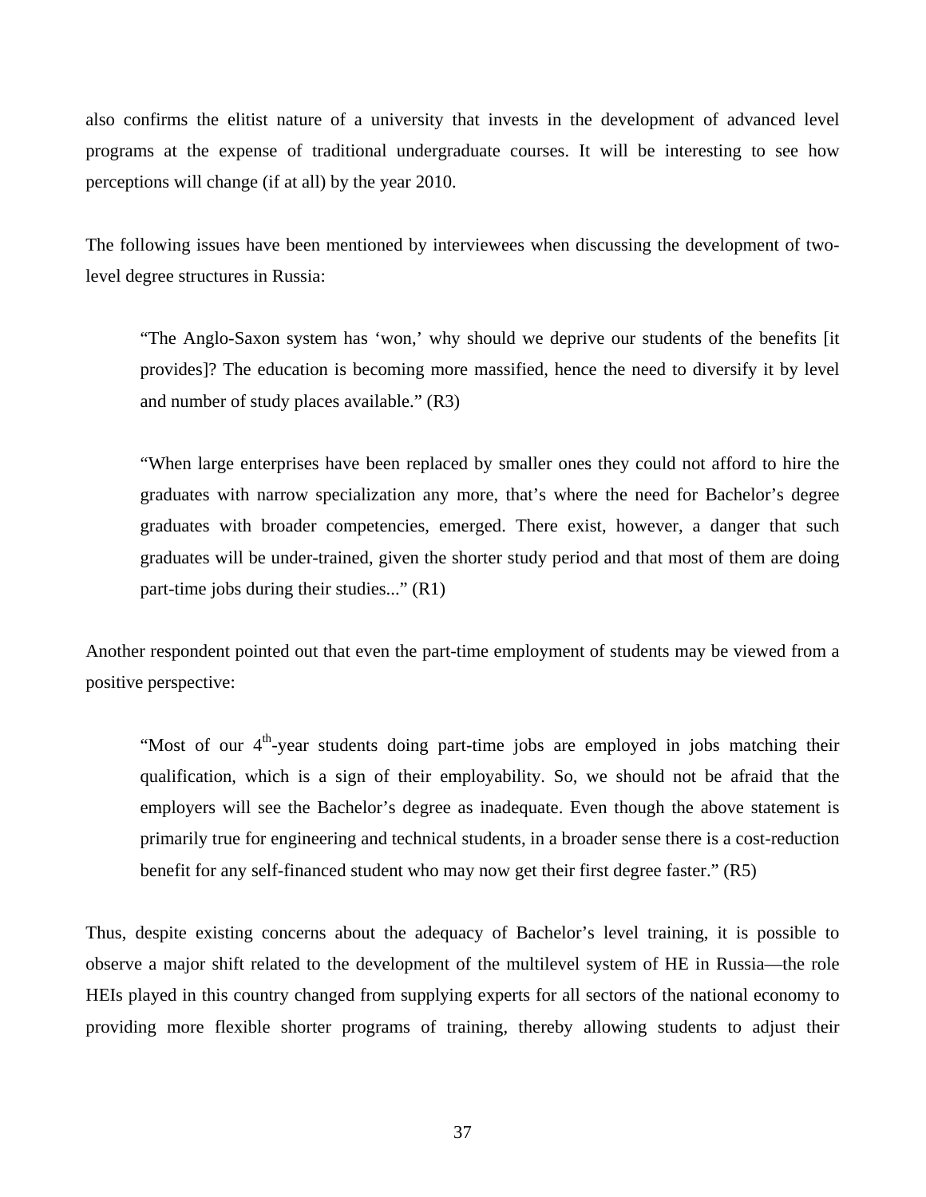also confirms the elitist nature of a university that invests in the development of advanced level programs at the expense of traditional undergraduate courses. It will be interesting to see how perceptions will change (if at all) by the year 2010.

The following issues have been mentioned by interviewees when discussing the development of two-level degree structures in Russia:

> "The Anglo-Saxon system has 'won,' why should we deprive our students of the benefits [it provides]? The education is becoming more massified, hence the need to diversify it by level and number of study places available." (R3)

> "When large enterprises have been replaced by smaller ones they could not afford to hire the graduates with narrow specialization any more, that's where the need for Bachelor's degree graduates with broader competencies, emerged. There exist, however, a danger that such graduates will be under-trained, given the shorter study period and that most of them are doing part-time jobs during their studies..." (R1)

Another respondent pointed out that even the part-time employment of students may be viewed from a positive perspective:

> "Most of our 4th-year students doing part-time jobs are employed in jobs matching their qualification, which is a sign of their employability. So, we should not be afraid that the employers will see the Bachelor's degree as inadequate. Even though the above statement is primarily true for engineering and technical students, in a broader sense there is a cost-reduction benefit for any self-financed student who may now get their first degree faster." (R5)

Thus, despite existing concerns about the adequacy of Bachelor's level training, it is possible to observe a major shift related to the development of the multilevel system of HE in Russia—the role HEIs played in this country changed from supplying experts for all sectors of the national economy to providing more flexible shorter programs of training, thereby allowing students to adjust their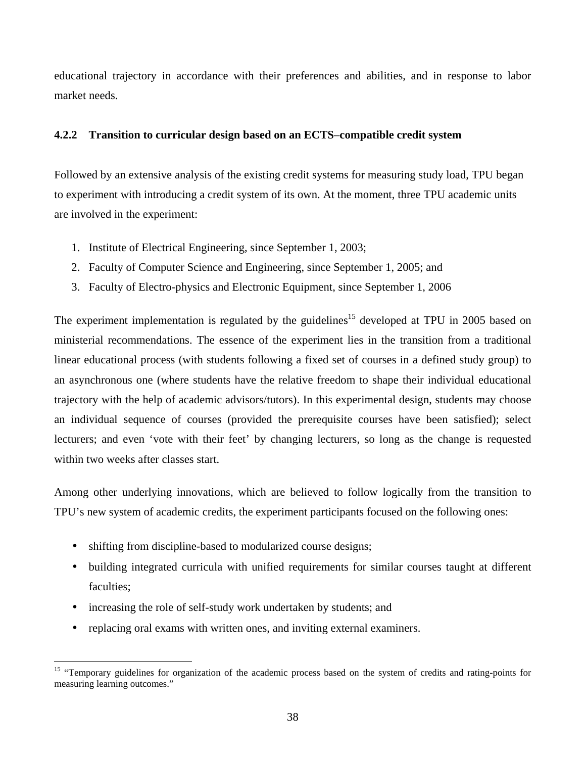educational trajectory in accordance with their preferences and abilities, and in response to labor market needs.

### 4.2.2 Transition to curricular design based on an ECTS–compatible credit system

Followed by an extensive analysis of the existing credit systems for measuring study load, TPU began to experiment with introducing a credit system of its own. At the moment, three TPU academic units are involved in the experiment:

1. Institute of Electrical Engineering, since September 1, 2003;
2. Faculty of Computer Science and Engineering, since September 1, 2005; and
3. Faculty of Electro-physics and Electronic Equipment, since September 1, 2006

The experiment implementation is regulated by the guidelines[15] developed at TPU in 2005 based on ministerial recommendations. The essence of the experiment lies in the transition from a traditional linear educational process (with students following a fixed set of courses in a defined study group) to an asynchronous one (where students have the relative freedom to shape their individual educational trajectory with the help of academic advisors/tutors). In this experimental design, students may choose an individual sequence of courses (provided the prerequisite courses have been satisfied); select lecturers; and even 'vote with their feet' by changing lecturers, so long as the change is requested within two weeks after classes start.

Among other underlying innovations, which are believed to follow logically from the transition to TPU's new system of academic credits, the experiment participants focused on the following ones:

- shifting from discipline-based to modularized course designs;
- building integrated curricula with unified requirements for similar courses taught at different faculties;
- increasing the role of self-study work undertaken by students; and
- replacing oral exams with written ones, and inviting external examiners.

---

[15] "Temporary guidelines for organization of the academic process based on the system of credits and rating-points for measuring learning outcomes."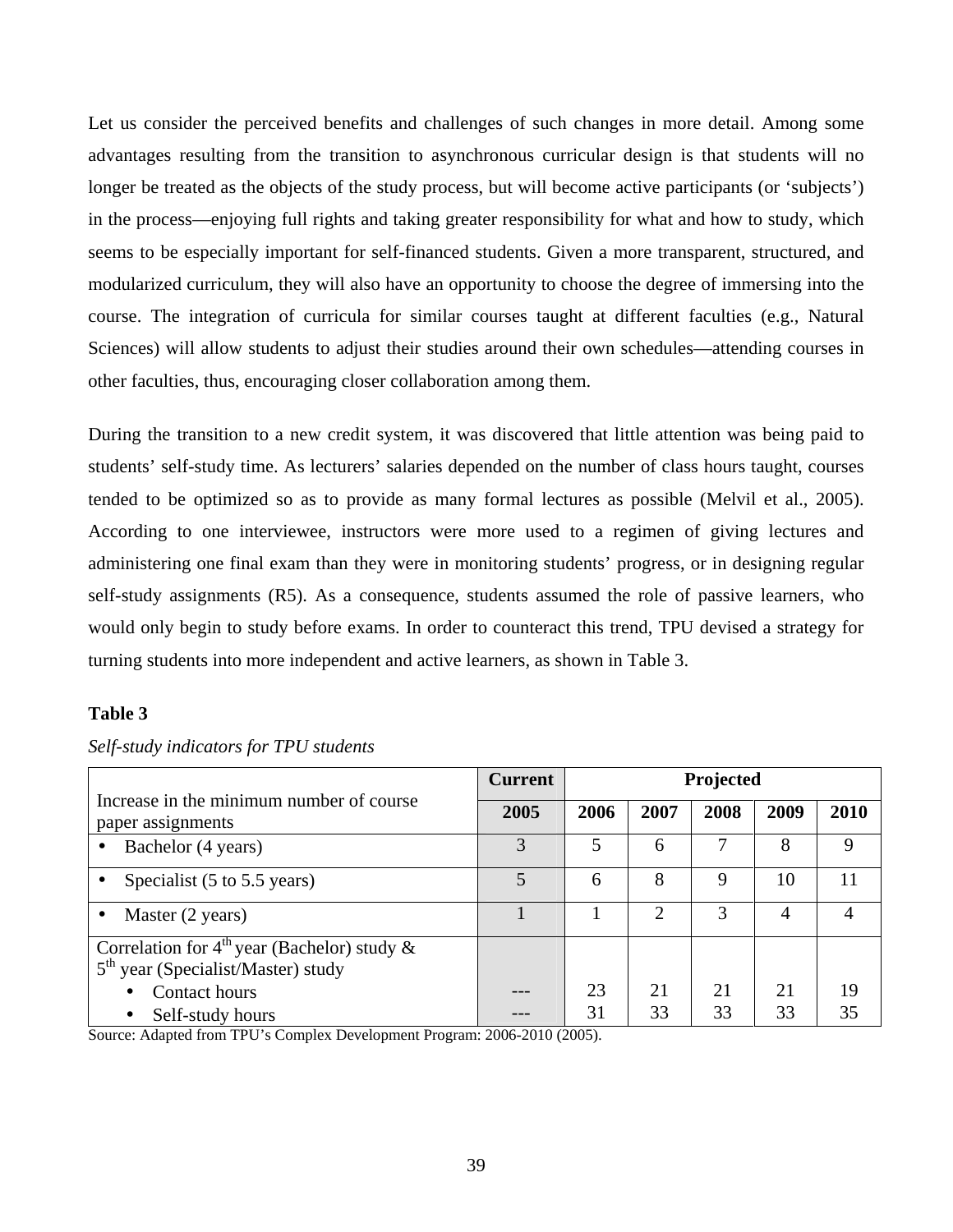Let us consider the perceived benefits and challenges of such changes in more detail. Among some advantages resulting from the transition to asynchronous curricular design is that students will no longer be treated as the objects of the study process, but will become active participants (or 'subjects') in the process—enjoying full rights and taking greater responsibility for what and how to study, which seems to be especially important for self-financed students. Given a more transparent, structured, and modularized curriculum, they will also have an opportunity to choose the degree of immersing into the course. The integration of curricula for similar courses taught at different faculties (e.g., Natural Sciences) will allow students to adjust their studies around their own schedules—attending courses in other faculties, thus, encouraging closer collaboration among them.

During the transition to a new credit system, it was discovered that little attention was being paid to students' self-study time. As lecturers' salaries depended on the number of class hours taught, courses tended to be optimized so as to provide as many formal lectures as possible (Melvil et al., 2005). According to one interviewee, instructors were more used to a regimen of giving lectures and administering one final exam than they were in monitoring students' progress, or in designing regular self-study assignments (R5). As a consequence, students assumed the role of passive learners, who would only begin to study before exams. In order to counteract this trend, TPU devised a strategy for turning students into more independent and active learners, as shown in Table 3.

**Table 3**

*Self-study indicators for TPU students*

| Increase in the minimum number of course paper assignments | **Current** | **Projected** | | | | |
|---|---|---|---|---|---|---|
| | **2005** | **2006** | **2007** | **2008** | **2009** | **2010** |
| • Bachelor (4 years) | 3 | 5 | 6 | 7 | 8 | 9 |
| • Specialist (5 to 5.5 years) | 5 | 6 | 8 | 9 | 10 | 11 |
| • Master (2 years) | 1 | 1 | 2 | 3 | 4 | 4 |
| Correlation for 4th year (Bachelor) study & 5th year (Specialist/Master) study | | | | | | |
| • Contact hours | --- | 23 | 21 | 21 | 21 | 19 |
| • Self-study hours | --- | 31 | 33 | 33 | 33 | 35 |

Source: Adapted from TPU's Complex Development Program: 2006-2010 (2005).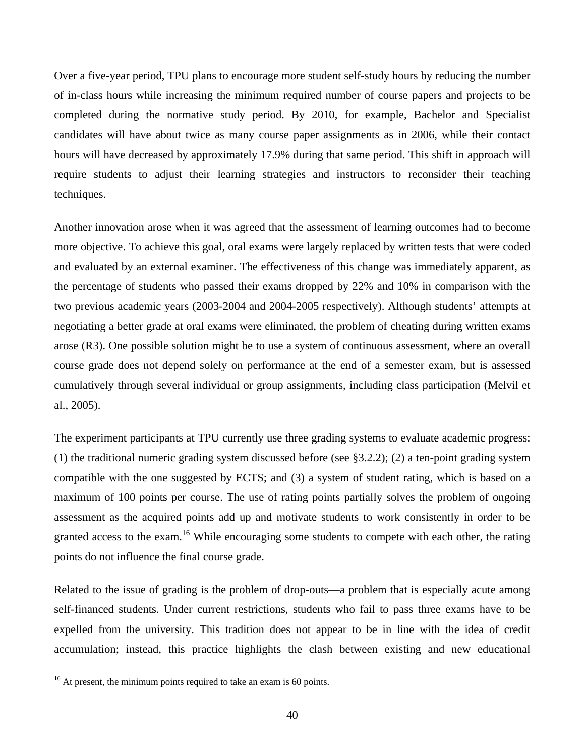Over a five-year period, TPU plans to encourage more student self-study hours by reducing the number of in-class hours while increasing the minimum required number of course papers and projects to be completed during the normative study period. By 2010, for example, Bachelor and Specialist candidates will have about twice as many course paper assignments as in 2006, while their contact hours will have decreased by approximately 17.9% during that same period. This shift in approach will require students to adjust their learning strategies and instructors to reconsider their teaching techniques.

Another innovation arose when it was agreed that the assessment of learning outcomes had to become more objective. To achieve this goal, oral exams were largely replaced by written tests that were coded and evaluated by an external examiner. The effectiveness of this change was immediately apparent, as the percentage of students who passed their exams dropped by 22% and 10% in comparison with the two previous academic years (2003-2004 and 2004-2005 respectively). Although students' attempts at negotiating a better grade at oral exams were eliminated, the problem of cheating during written exams arose (R3). One possible solution might be to use a system of continuous assessment, where an overall course grade does not depend solely on performance at the end of a semester exam, but is assessed cumulatively through several individual or group assignments, including class participation (Melvil et al., 2005).

The experiment participants at TPU currently use three grading systems to evaluate academic progress: (1) the traditional numeric grading system discussed before (see §3.2.2); (2) a ten-point grading system compatible with the one suggested by ECTS; and (3) a system of student rating, which is based on a maximum of 100 points per course. The use of rating points partially solves the problem of ongoing assessment as the acquired points add up and motivate students to work consistently in order to be granted access to the exam.[16] While encouraging some students to compete with each other, the rating points do not influence the final course grade.

Related to the issue of grading is the problem of drop-outs—a problem that is especially acute among self-financed students. Under current restrictions, students who fail to pass three exams have to be expelled from the university. This tradition does not appear to be in line with the idea of credit accumulation; instead, this practice highlights the clash between existing and new educational

[16] At present, the minimum points required to take an exam is 60 points.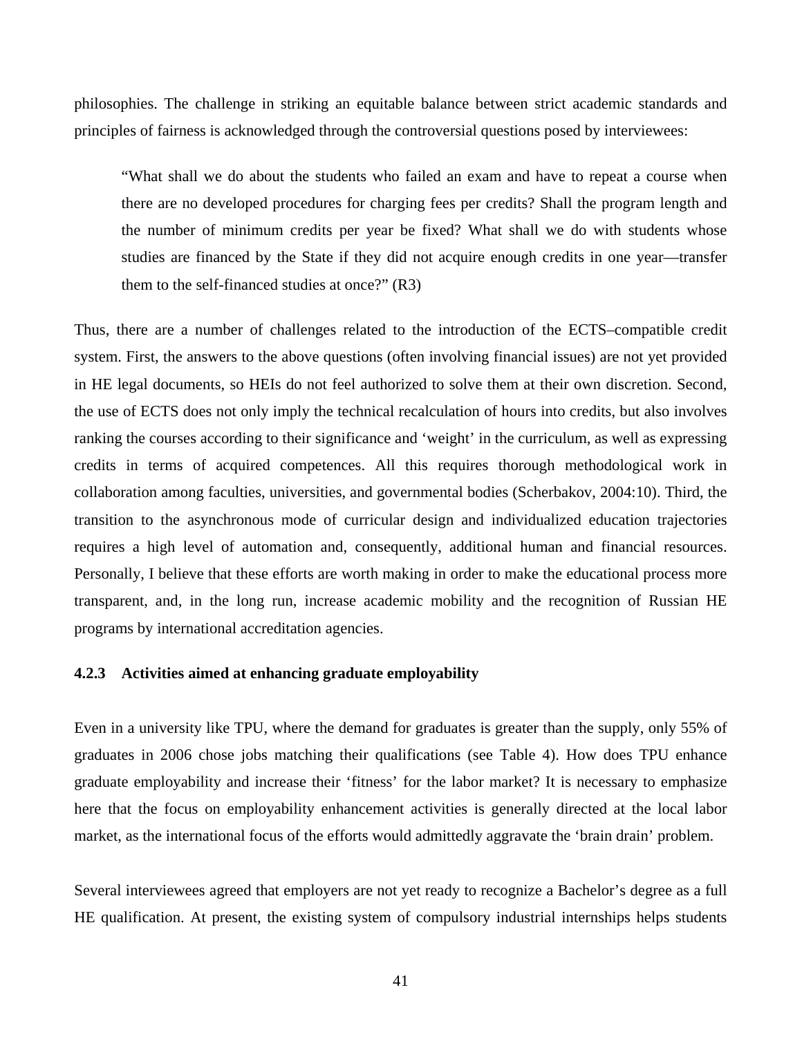philosophies. The challenge in striking an equitable balance between strict academic standards and principles of fairness is acknowledged through the controversial questions posed by interviewees:

> "What shall we do about the students who failed an exam and have to repeat a course when there are no developed procedures for charging fees per credits? Shall the program length and the number of minimum credits per year be fixed? What shall we do with students whose studies are financed by the State if they did not acquire enough credits in one year—transfer them to the self-financed studies at once?" (R3)

Thus, there are a number of challenges related to the introduction of the ECTS–compatible credit system. First, the answers to the above questions (often involving financial issues) are not yet provided in HE legal documents, so HEIs do not feel authorized to solve them at their own discretion. Second, the use of ECTS does not only imply the technical recalculation of hours into credits, but also involves ranking the courses according to their significance and 'weight' in the curriculum, as well as expressing credits in terms of acquired competences. All this requires thorough methodological work in collaboration among faculties, universities, and governmental bodies (Scherbakov, 2004:10). Third, the transition to the asynchronous mode of curricular design and individualized education trajectories requires a high level of automation and, consequently, additional human and financial resources. Personally, I believe that these efforts are worth making in order to make the educational process more transparent, and, in the long run, increase academic mobility and the recognition of Russian HE programs by international accreditation agencies.

### 4.2.3 Activities aimed at enhancing graduate employability

Even in a university like TPU, where the demand for graduates is greater than the supply, only 55% of graduates in 2006 chose jobs matching their qualifications (see Table 4). How does TPU enhance graduate employability and increase their 'fitness' for the labor market? It is necessary to emphasize here that the focus on employability enhancement activities is generally directed at the local labor market, as the international focus of the efforts would admittedly aggravate the 'brain drain' problem.

Several interviewees agreed that employers are not yet ready to recognize a Bachelor's degree as a full HE qualification. At present, the existing system of compulsory industrial internships helps students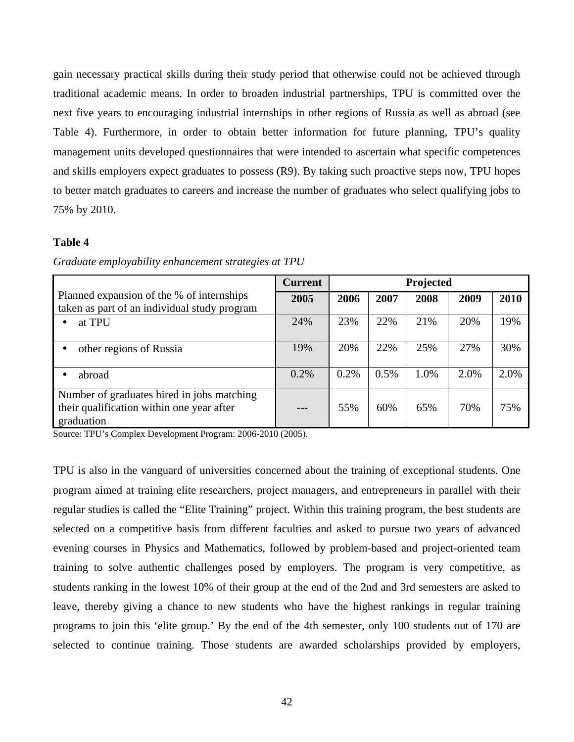gain necessary practical skills during their study period that otherwise could not be achieved through traditional academic means. In order to broaden industrial partnerships, TPU is committed over the next five years to encouraging industrial internships in other regions of Russia as well as abroad (see Table 4). Furthermore, in order to obtain better information for future planning, TPU's quality management units developed questionnaires that were intended to ascertain what specific competences and skills employers expect graduates to possess (R9). By taking such proactive steps now, TPU hopes to better match graduates to careers and increase the number of graduates who select qualifying jobs to 75% by 2010.

**Table 4**

*Graduate employability enhancement strategies at TPU*

| | **Current** | **Projected** | | | | |
|---|---|---|---|---|---|---|
| Planned expansion of the % of internships taken as part of an individual study program | **2005** | **2006** | **2007** | **2008** | **2009** | **2010** |
| • at TPU | 24% | 23% | 22% | 21% | 20% | 19% |
| • other regions of Russia | 19% | 20% | 22% | 25% | 27% | 30% |
| • abroad | 0.2% | 0.2% | 0.5% | 1.0% | 2.0% | 2.0% |
| Number of graduates hired in jobs matching their qualification within one year after graduation | --- | 55% | 60% | 65% | 70% | 75% |

Source: TPU's Complex Development Program: 2006-2010 (2005).

TPU is also in the vanguard of universities concerned about the training of exceptional students. One program aimed at training elite researchers, project managers, and entrepreneurs in parallel with their regular studies is called the "Elite Training" project. Within this training program, the best students are selected on a competitive basis from different faculties and asked to pursue two years of advanced evening courses in Physics and Mathematics, followed by problem-based and project-oriented team training to solve authentic challenges posed by employers. The program is very competitive, as students ranking in the lowest 10% of their group at the end of the 2nd and 3rd semesters are asked to leave, thereby giving a chance to new students who have the highest rankings in regular training programs to join this 'elite group.' By the end of the 4th semester, only 100 students out of 170 are selected to continue training. Those students are awarded scholarships provided by employers,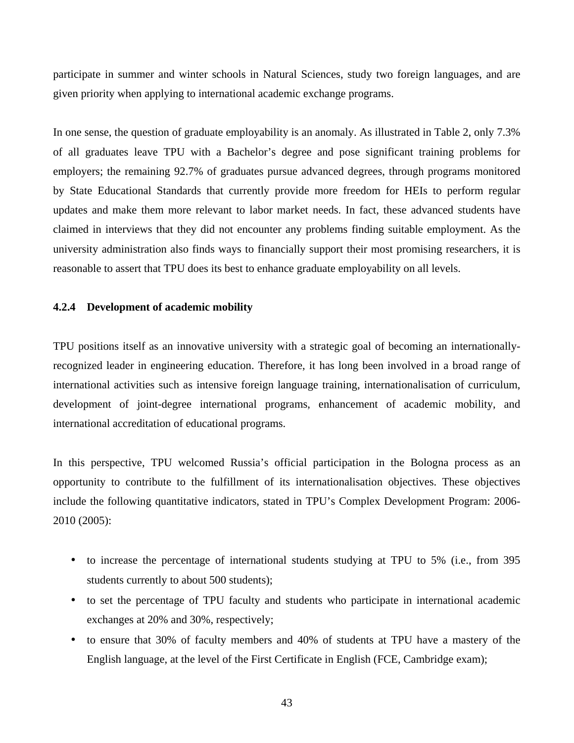participate in summer and winter schools in Natural Sciences, study two foreign languages, and are given priority when applying to international academic exchange programs.

In one sense, the question of graduate employability is an anomaly. As illustrated in Table 2, only 7.3% of all graduates leave TPU with a Bachelor's degree and pose significant training problems for employers; the remaining 92.7% of graduates pursue advanced degrees, through programs monitored by State Educational Standards that currently provide more freedom for HEIs to perform regular updates and make them more relevant to labor market needs. In fact, these advanced students have claimed in interviews that they did not encounter any problems finding suitable employment. As the university administration also finds ways to financially support their most promising researchers, it is reasonable to assert that TPU does its best to enhance graduate employability on all levels.

#### 4.2.4 Development of academic mobility

TPU positions itself as an innovative university with a strategic goal of becoming an internationally-recognized leader in engineering education. Therefore, it has long been involved in a broad range of international activities such as intensive foreign language training, internationalisation of curriculum, development of joint-degree international programs, enhancement of academic mobility, and international accreditation of educational programs.

In this perspective, TPU welcomed Russia's official participation in the Bologna process as an opportunity to contribute to the fulfillment of its internationalisation objectives. These objectives include the following quantitative indicators, stated in TPU's Complex Development Program: 2006-2010 (2005):

- to increase the percentage of international students studying at TPU to 5% (i.e., from 395 students currently to about 500 students);
- to set the percentage of TPU faculty and students who participate in international academic exchanges at 20% and 30%, respectively;
- to ensure that 30% of faculty members and 40% of students at TPU have a mastery of the English language, at the level of the First Certificate in English (FCE, Cambridge exam);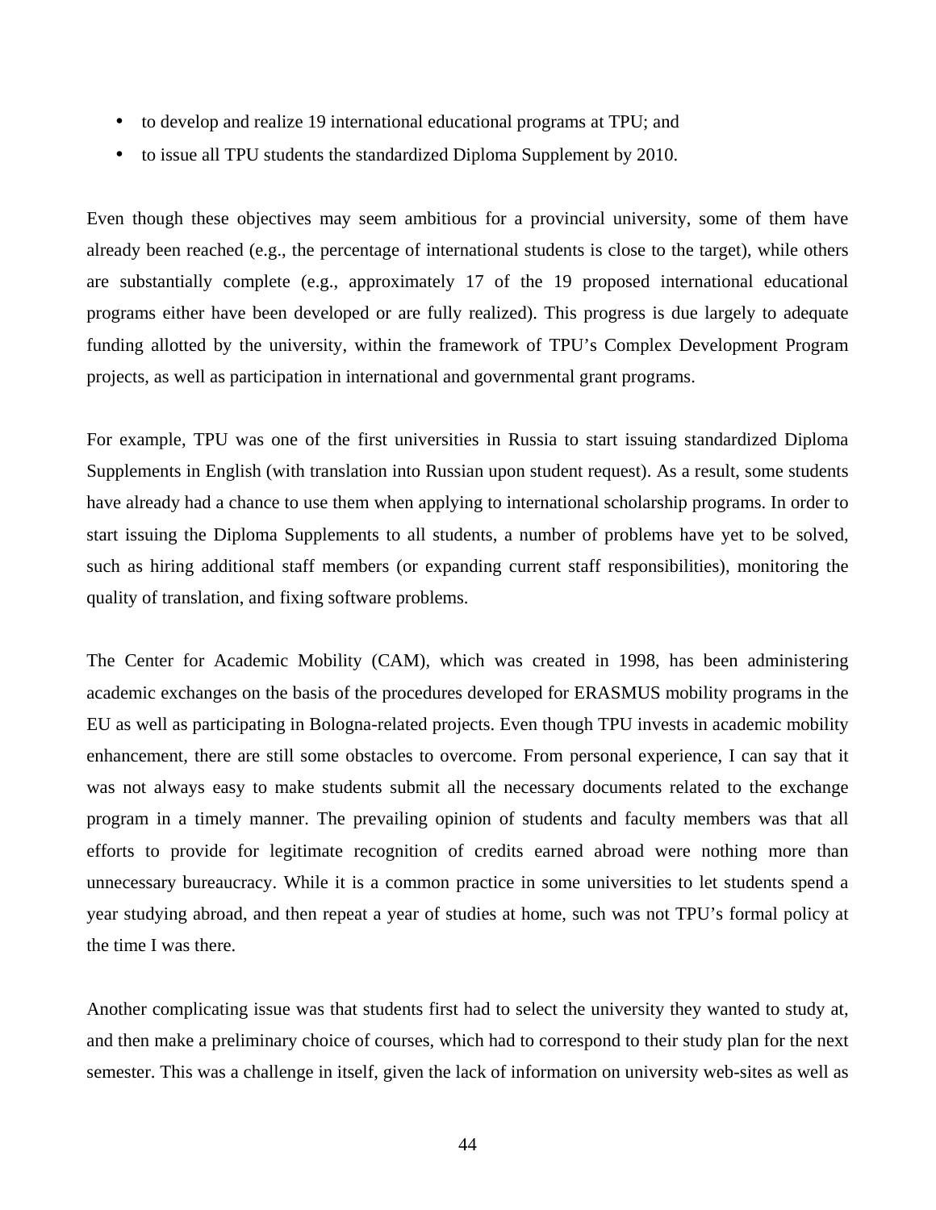- to develop and realize 19 international educational programs at TPU; and
- to issue all TPU students the standardized Diploma Supplement by 2010.

Even though these objectives may seem ambitious for a provincial university, some of them have already been reached (e.g., the percentage of international students is close to the target), while others are substantially complete (e.g., approximately 17 of the 19 proposed international educational programs either have been developed or are fully realized). This progress is due largely to adequate funding allotted by the university, within the framework of TPU's Complex Development Program projects, as well as participation in international and governmental grant programs.

For example, TPU was one of the first universities in Russia to start issuing standardized Diploma Supplements in English (with translation into Russian upon student request). As a result, some students have already had a chance to use them when applying to international scholarship programs. In order to start issuing the Diploma Supplements to all students, a number of problems have yet to be solved, such as hiring additional staff members (or expanding current staff responsibilities), monitoring the quality of translation, and fixing software problems.

The Center for Academic Mobility (CAM), which was created in 1998, has been administering academic exchanges on the basis of the procedures developed for ERASMUS mobility programs in the EU as well as participating in Bologna-related projects. Even though TPU invests in academic mobility enhancement, there are still some obstacles to overcome. From personal experience, I can say that it was not always easy to make students submit all the necessary documents related to the exchange program in a timely manner. The prevailing opinion of students and faculty members was that all efforts to provide for legitimate recognition of credits earned abroad were nothing more than unnecessary bureaucracy. While it is a common practice in some universities to let students spend a year studying abroad, and then repeat a year of studies at home, such was not TPU's formal policy at the time I was there.

Another complicating issue was that students first had to select the university they wanted to study at, and then make a preliminary choice of courses, which had to correspond to their study plan for the next semester. This was a challenge in itself, given the lack of information on university web-sites as well as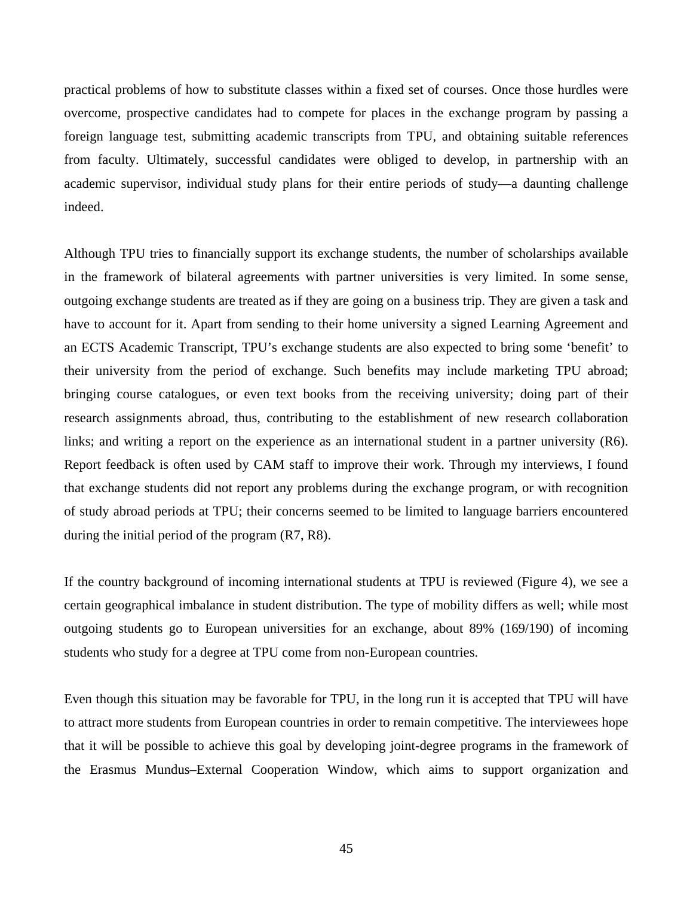practical problems of how to substitute classes within a fixed set of courses. Once those hurdles were overcome, prospective candidates had to compete for places in the exchange program by passing a foreign language test, submitting academic transcripts from TPU, and obtaining suitable references from faculty. Ultimately, successful candidates were obliged to develop, in partnership with an academic supervisor, individual study plans for their entire periods of study—a daunting challenge indeed.

Although TPU tries to financially support its exchange students, the number of scholarships available in the framework of bilateral agreements with partner universities is very limited. In some sense, outgoing exchange students are treated as if they are going on a business trip. They are given a task and have to account for it. Apart from sending to their home university a signed Learning Agreement and an ECTS Academic Transcript, TPU's exchange students are also expected to bring some 'benefit' to their university from the period of exchange. Such benefits may include marketing TPU abroad; bringing course catalogues, or even text books from the receiving university; doing part of their research assignments abroad, thus, contributing to the establishment of new research collaboration links; and writing a report on the experience as an international student in a partner university (R6). Report feedback is often used by CAM staff to improve their work. Through my interviews, I found that exchange students did not report any problems during the exchange program, or with recognition of study abroad periods at TPU; their concerns seemed to be limited to language barriers encountered during the initial period of the program (R7, R8).

If the country background of incoming international students at TPU is reviewed (Figure 4), we see a certain geographical imbalance in student distribution. The type of mobility differs as well; while most outgoing students go to European universities for an exchange, about 89% (169/190) of incoming students who study for a degree at TPU come from non-European countries.

Even though this situation may be favorable for TPU, in the long run it is accepted that TPU will have to attract more students from European countries in order to remain competitive. The interviewees hope that it will be possible to achieve this goal by developing joint-degree programs in the framework of the Erasmus Mundus–External Cooperation Window, which aims to support organization and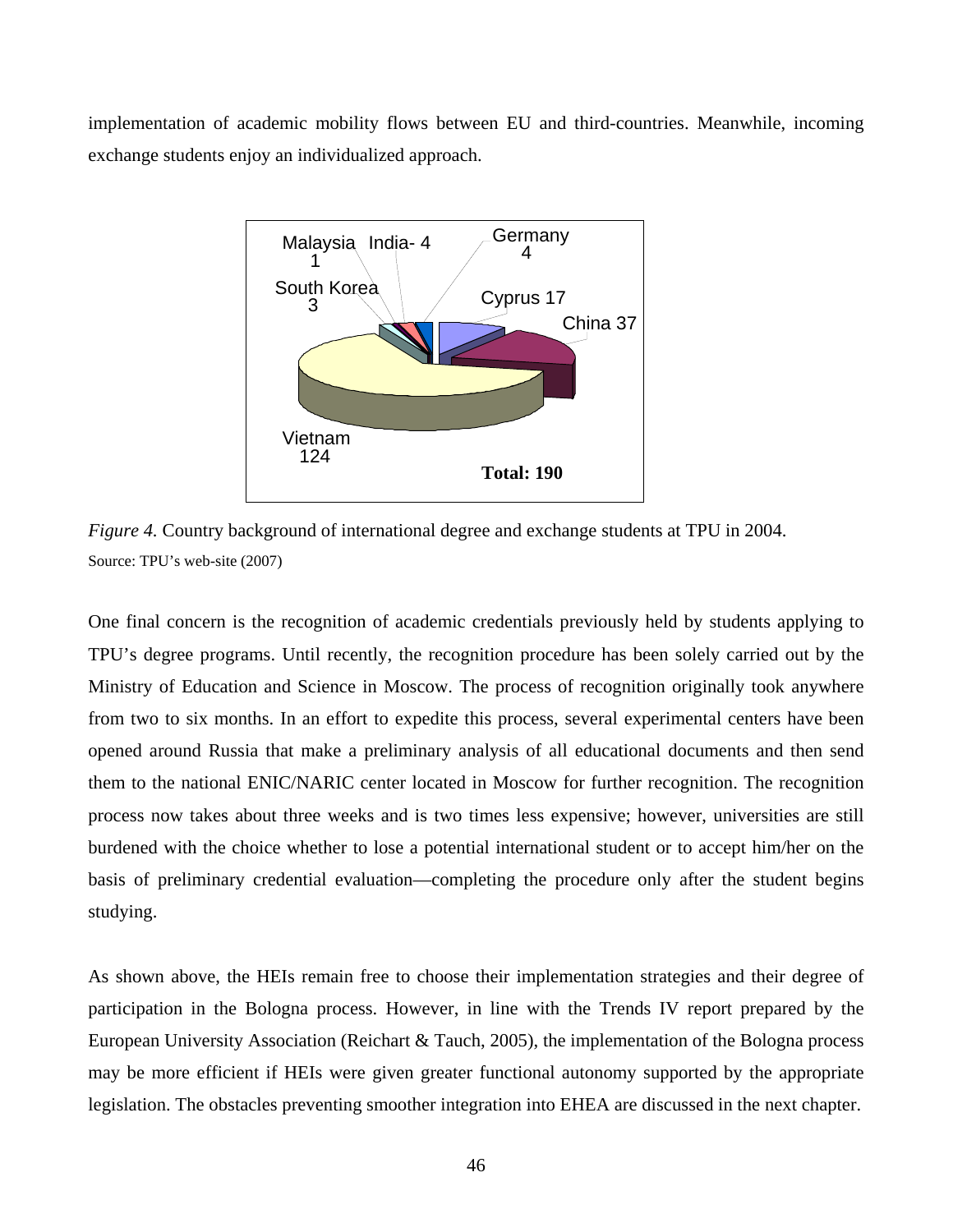implementation of academic mobility flows between EU and third-countries. Meanwhile, incoming exchange students enjoy an individualized approach.

Malaysia 1
India- 4
Germany 4
South Korea 3
Cyprus 17
China 37
Vietnam 124
**Total: 190**

*Figure 4.* Country background of international degree and exchange students at TPU in 2004.
Source: TPU's web-site (2007)

One final concern is the recognition of academic credentials previously held by students applying to TPU's degree programs. Until recently, the recognition procedure has been solely carried out by the Ministry of Education and Science in Moscow. The process of recognition originally took anywhere from two to six months. In an effort to expedite this process, several experimental centers have been opened around Russia that make a preliminary analysis of all educational documents and then send them to the national ENIC/NARIC center located in Moscow for further recognition. The recognition process now takes about three weeks and is two times less expensive; however, universities are still burdened with the choice whether to lose a potential international student or to accept him/her on the basis of preliminary credential evaluation—completing the procedure only after the student begins studying.

As shown above, the HEIs remain free to choose their implementation strategies and their degree of participation in the Bologna process. However, in line with the Trends IV report prepared by the European University Association (Reichart & Tauch, 2005), the implementation of the Bologna process may be more efficient if HEIs were given greater functional autonomy supported by the appropriate legislation. The obstacles preventing smoother integration into EHEA are discussed in the next chapter.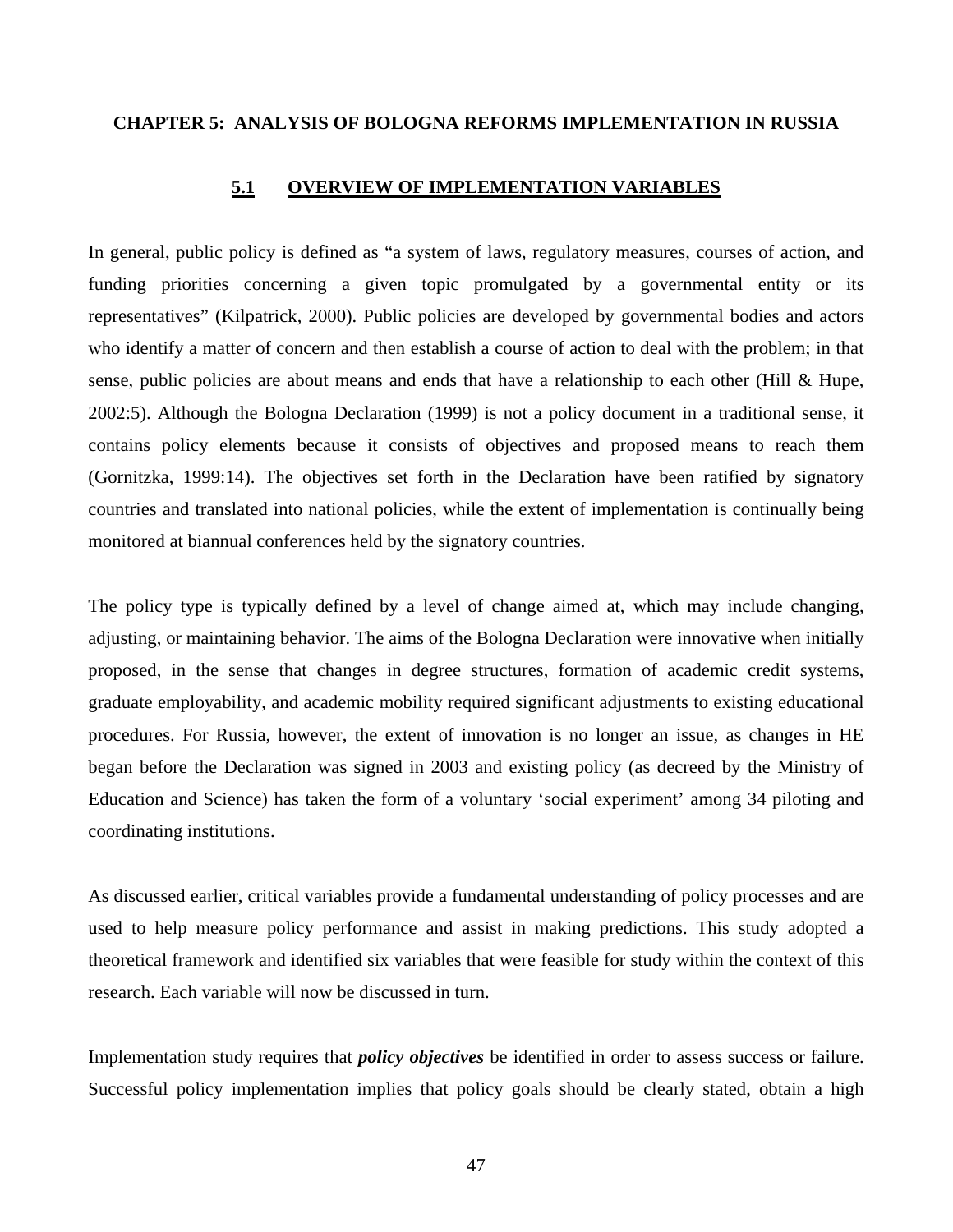# CHAPTER 5: ANALYSIS OF BOLOGNA REFORMS IMPLEMENTATION IN RUSSIA

## 5.1 OVERVIEW OF IMPLEMENTATION VARIABLES

In general, public policy is defined as "a system of laws, regulatory measures, courses of action, and funding priorities concerning a given topic promulgated by a governmental entity or its representatives" (Kilpatrick, 2000). Public policies are developed by governmental bodies and actors who identify a matter of concern and then establish a course of action to deal with the problem; in that sense, public policies are about means and ends that have a relationship to each other (Hill & Hupe, 2002:5). Although the Bologna Declaration (1999) is not a policy document in a traditional sense, it contains policy elements because it consists of objectives and proposed means to reach them (Gornitzka, 1999:14). The objectives set forth in the Declaration have been ratified by signatory countries and translated into national policies, while the extent of implementation is continually being monitored at biannual conferences held by the signatory countries.

The policy type is typically defined by a level of change aimed at, which may include changing, adjusting, or maintaining behavior. The aims of the Bologna Declaration were innovative when initially proposed, in the sense that changes in degree structures, formation of academic credit systems, graduate employability, and academic mobility required significant adjustments to existing educational procedures. For Russia, however, the extent of innovation is no longer an issue, as changes in HE began before the Declaration was signed in 2003 and existing policy (as decreed by the Ministry of Education and Science) has taken the form of a voluntary 'social experiment' among 34 piloting and coordinating institutions.

As discussed earlier, critical variables provide a fundamental understanding of policy processes and are used to help measure policy performance and assist in making predictions. This study adopted a theoretical framework and identified six variables that were feasible for study within the context of this research. Each variable will now be discussed in turn.

Implementation study requires that ***policy objectives*** be identified in order to assess success or failure. Successful policy implementation implies that policy goals should be clearly stated, obtain a high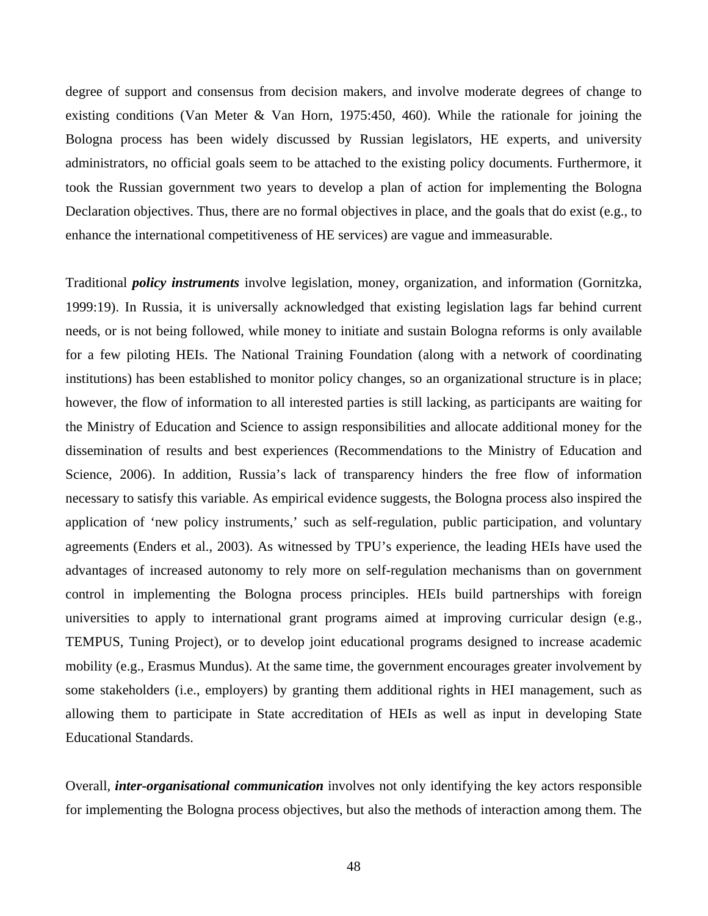degree of support and consensus from decision makers, and involve moderate degrees of change to existing conditions (Van Meter & Van Horn, 1975:450, 460). While the rationale for joining the Bologna process has been widely discussed by Russian legislators, HE experts, and university administrators, no official goals seem to be attached to the existing policy documents. Furthermore, it took the Russian government two years to develop a plan of action for implementing the Bologna Declaration objectives. Thus, there are no formal objectives in place, and the goals that do exist (e.g., to enhance the international competitiveness of HE services) are vague and immeasurable.

Traditional ***policy instruments*** involve legislation, money, organization, and information (Gornitzka, 1999:19). In Russia, it is universally acknowledged that existing legislation lags far behind current needs, or is not being followed, while money to initiate and sustain Bologna reforms is only available for a few piloting HEIs. The National Training Foundation (along with a network of coordinating institutions) has been established to monitor policy changes, so an organizational structure is in place; however, the flow of information to all interested parties is still lacking, as participants are waiting for the Ministry of Education and Science to assign responsibilities and allocate additional money for the dissemination of results and best experiences (Recommendations to the Ministry of Education and Science, 2006). In addition, Russia's lack of transparency hinders the free flow of information necessary to satisfy this variable. As empirical evidence suggests, the Bologna process also inspired the application of 'new policy instruments,' such as self-regulation, public participation, and voluntary agreements (Enders et al., 2003). As witnessed by TPU's experience, the leading HEIs have used the advantages of increased autonomy to rely more on self-regulation mechanisms than on government control in implementing the Bologna process principles. HEIs build partnerships with foreign universities to apply to international grant programs aimed at improving curricular design (e.g., TEMPUS, Tuning Project), or to develop joint educational programs designed to increase academic mobility (e.g., Erasmus Mundus). At the same time, the government encourages greater involvement by some stakeholders (i.e., employers) by granting them additional rights in HEI management, such as allowing them to participate in State accreditation of HEIs as well as input in developing State Educational Standards.

Overall, ***inter-organisational communication*** involves not only identifying the key actors responsible for implementing the Bologna process objectives, but also the methods of interaction among them. The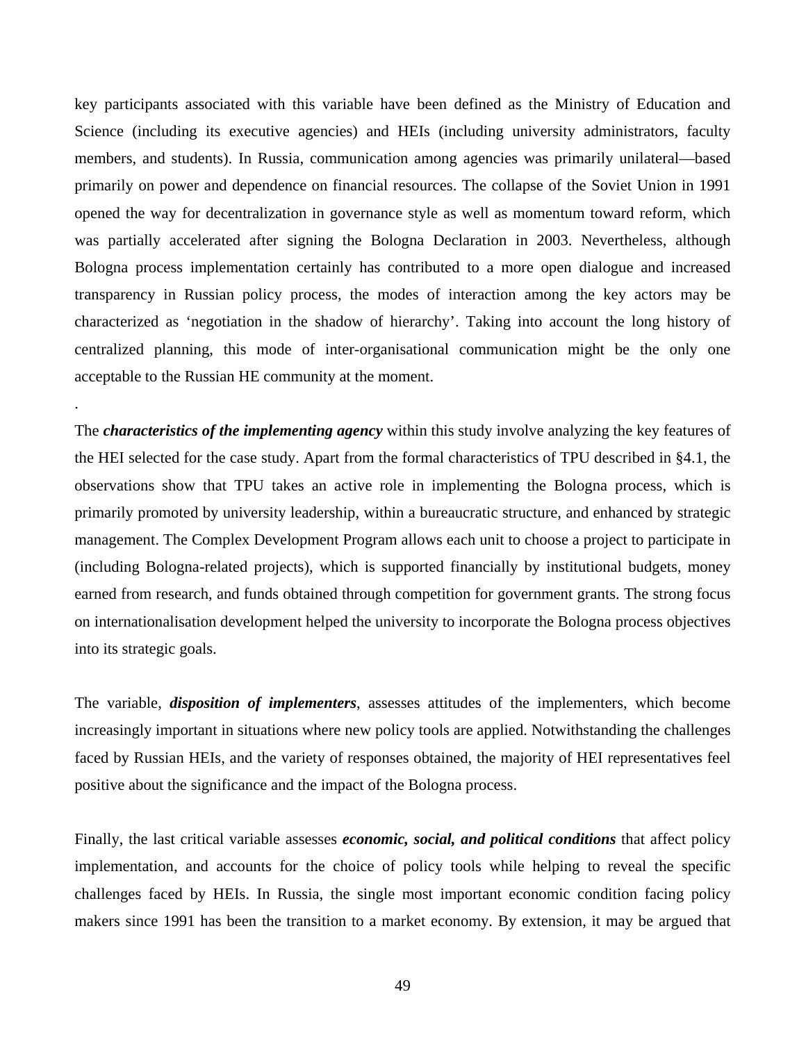key participants associated with this variable have been defined as the Ministry of Education and Science (including its executive agencies) and HEIs (including university administrators, faculty members, and students). In Russia, communication among agencies was primarily unilateral—based primarily on power and dependence on financial resources. The collapse of the Soviet Union in 1991 opened the way for decentralization in governance style as well as momentum toward reform, which was partially accelerated after signing the Bologna Declaration in 2003. Nevertheless, although Bologna process implementation certainly has contributed to a more open dialogue and increased transparency in Russian policy process, the modes of interaction among the key actors may be characterized as 'negotiation in the shadow of hierarchy'. Taking into account the long history of centralized planning, this mode of inter-organisational communication might be the only one acceptable to the Russian HE community at the moment.

.

The ***characteristics of the implementing agency*** within this study involve analyzing the key features of the HEI selected for the case study. Apart from the formal characteristics of TPU described in §4.1, the observations show that TPU takes an active role in implementing the Bologna process, which is primarily promoted by university leadership, within a bureaucratic structure, and enhanced by strategic management. The Complex Development Program allows each unit to choose a project to participate in (including Bologna-related projects), which is supported financially by institutional budgets, money earned from research, and funds obtained through competition for government grants. The strong focus on internationalisation development helped the university to incorporate the Bologna process objectives into its strategic goals.

The variable, ***disposition of implementers***, assesses attitudes of the implementers, which become increasingly important in situations where new policy tools are applied. Notwithstanding the challenges faced by Russian HEIs, and the variety of responses obtained, the majority of HEI representatives feel positive about the significance and the impact of the Bologna process.

Finally, the last critical variable assesses ***economic, social, and political conditions*** that affect policy implementation, and accounts for the choice of policy tools while helping to reveal the specific challenges faced by HEIs. In Russia, the single most important economic condition facing policy makers since 1991 has been the transition to a market economy. By extension, it may be argued that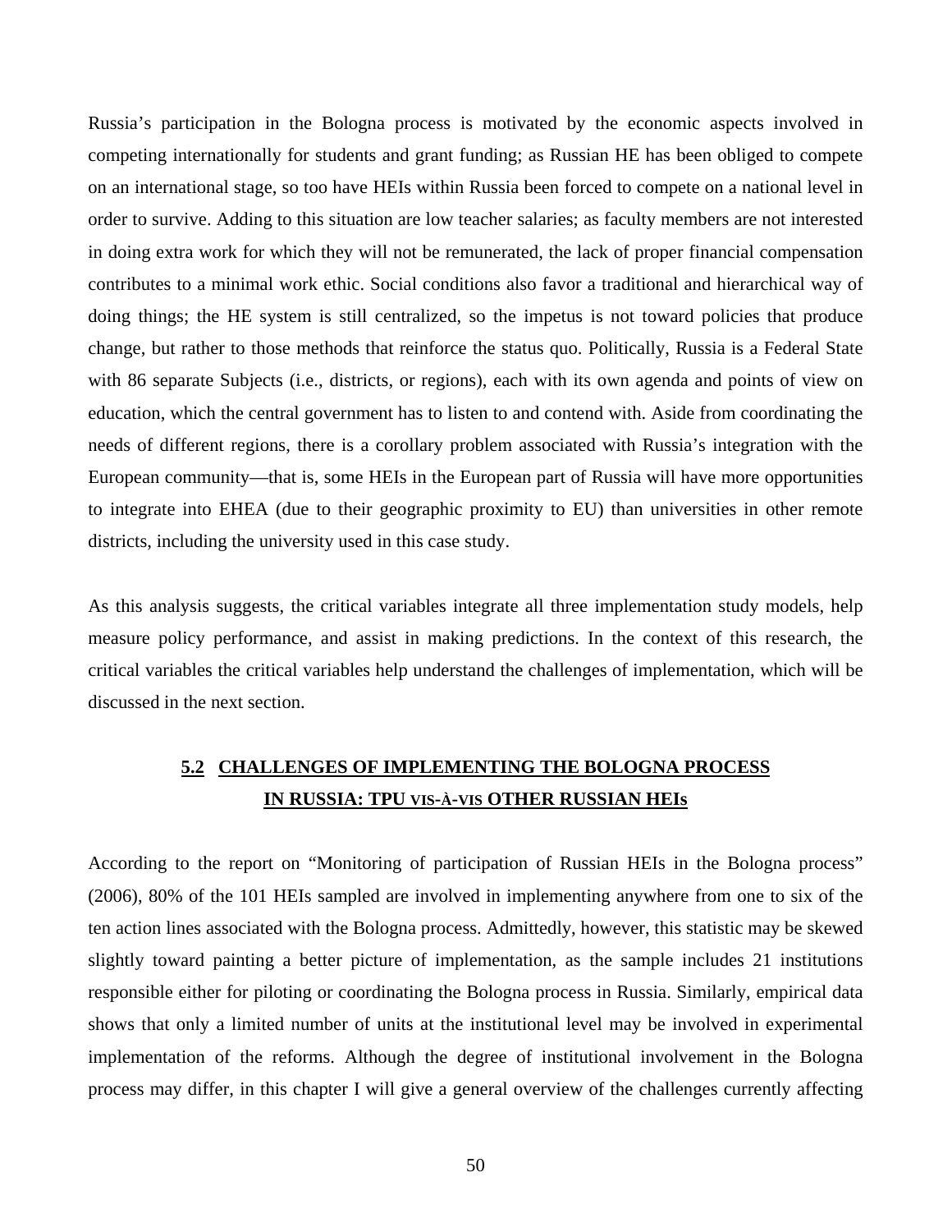Russia's participation in the Bologna process is motivated by the economic aspects involved in competing internationally for students and grant funding; as Russian HE has been obliged to compete on an international stage, so too have HEIs within Russia been forced to compete on a national level in order to survive. Adding to this situation are low teacher salaries; as faculty members are not interested in doing extra work for which they will not be remunerated, the lack of proper financial compensation contributes to a minimal work ethic. Social conditions also favor a traditional and hierarchical way of doing things; the HE system is still centralized, so the impetus is not toward policies that produce change, but rather to those methods that reinforce the status quo. Politically, Russia is a Federal State with 86 separate Subjects (i.e., districts, or regions), each with its own agenda and points of view on education, which the central government has to listen to and contend with. Aside from coordinating the needs of different regions, there is a corollary problem associated with Russia's integration with the European community—that is, some HEIs in the European part of Russia will have more opportunities to integrate into EHEA (due to their geographic proximity to EU) than universities in other remote districts, including the university used in this case study.

As this analysis suggests, the critical variables integrate all three implementation study models, help measure policy performance, and assist in making predictions. In the context of this research, the critical variables the critical variables help understand the challenges of implementation, which will be discussed in the next section.

## 5.2 CHALLENGES OF IMPLEMENTING THE BOLOGNA PROCESS IN RUSSIA: TPU VIS-À-VIS OTHER RUSSIAN HEIs

According to the report on "Monitoring of participation of Russian HEIs in the Bologna process" (2006), 80% of the 101 HEIs sampled are involved in implementing anywhere from one to six of the ten action lines associated with the Bologna process. Admittedly, however, this statistic may be skewed slightly toward painting a better picture of implementation, as the sample includes 21 institutions responsible either for piloting or coordinating the Bologna process in Russia. Similarly, empirical data shows that only a limited number of units at the institutional level may be involved in experimental implementation of the reforms. Although the degree of institutional involvement in the Bologna process may differ, in this chapter I will give a general overview of the challenges currently affecting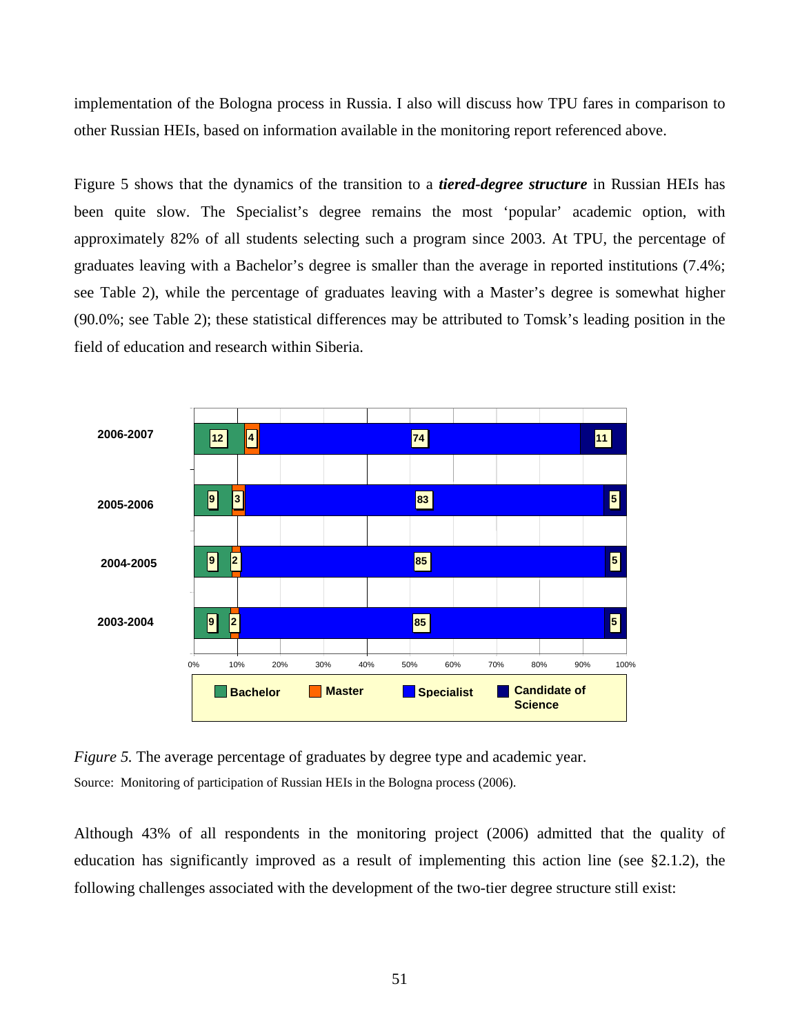implementation of the Bologna process in Russia. I also will discuss how TPU fares in comparison to other Russian HEIs, based on information available in the monitoring report referenced above.

Figure 5 shows that the dynamics of the transition to a ***tiered-degree structure*** in Russian HEIs has been quite slow. The Specialist's degree remains the most 'popular' academic option, with approximately 82% of all students selecting such a program since 2003. At TPU, the percentage of graduates leaving with a Bachelor's degree is smaller than the average in reported institutions (7.4%; see Table 2), while the percentage of graduates leaving with a Master's degree is somewhat higher (90.0%; see Table 2); these statistical differences may be attributed to Tomsk's leading position in the field of education and research within Siberia.

| Academic year | Bachelor | Master | Specialist | Candidate of Science |
|---|---|---|---|---|
| 2006-2007 | 12 | 4 | 74 | 11 |
| 2005-2006 | 9 | 3 | 83 | 5 |
| 2004-2005 | 9 | 2 | 85 | 5 |
| 2003-2004 | 9 | 2 | 85 | 5 |

*Figure 5.* The average percentage of graduates by degree type and academic year.
Source: Monitoring of participation of Russian HEIs in the Bologna process (2006).

Although 43% of all respondents in the monitoring project (2006) admitted that the quality of education has significantly improved as a result of implementing this action line (see §2.1.2), the following challenges associated with the development of the two-tier degree structure still exist: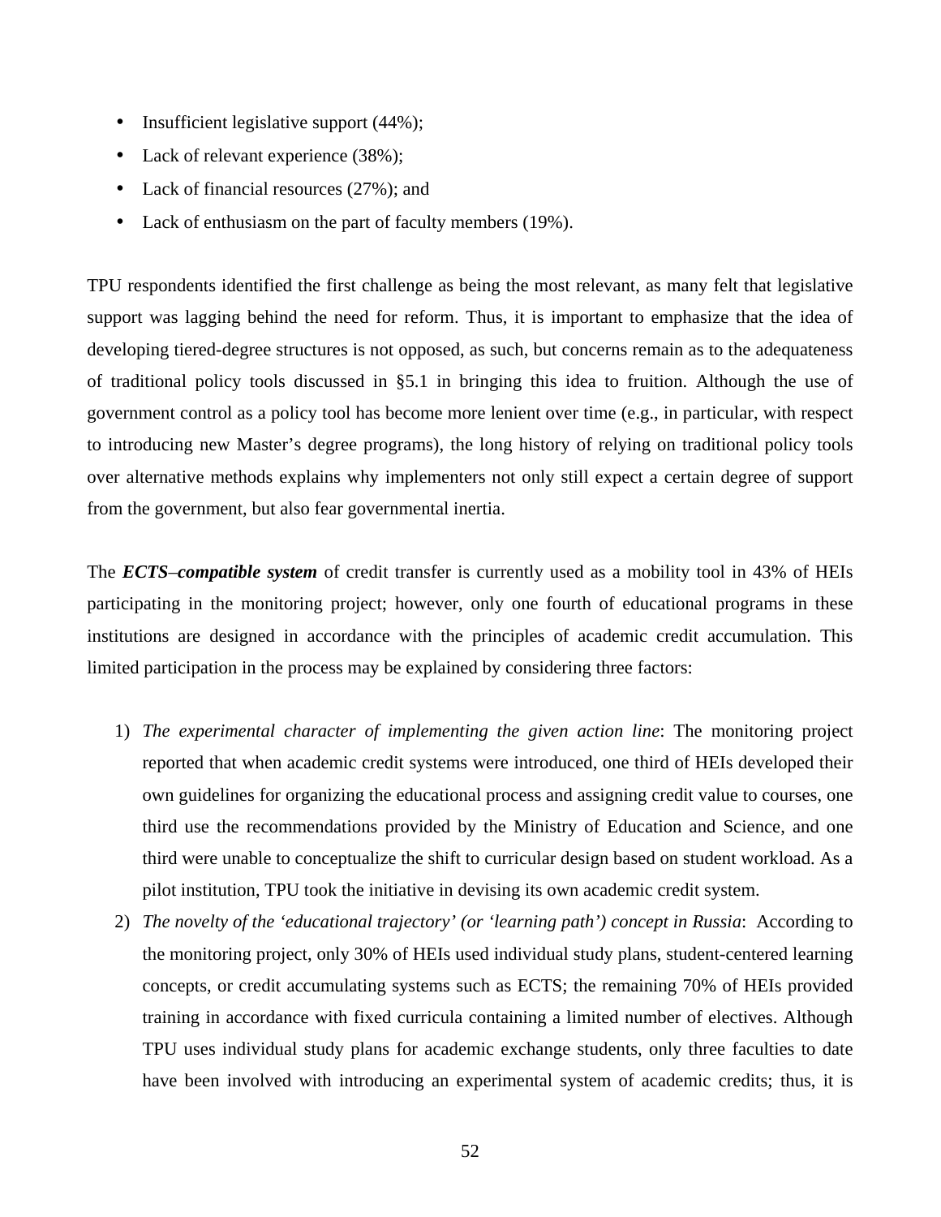- Insufficient legislative support (44%);
- Lack of relevant experience (38%);
- Lack of financial resources (27%); and
- Lack of enthusiasm on the part of faculty members (19%).

TPU respondents identified the first challenge as being the most relevant, as many felt that legislative support was lagging behind the need for reform. Thus, it is important to emphasize that the idea of developing tiered-degree structures is not opposed, as such, but concerns remain as to the adequateness of traditional policy tools discussed in §5.1 in bringing this idea to fruition. Although the use of government control as a policy tool has become more lenient over time (e.g., in particular, with respect to introducing new Master's degree programs), the long history of relying on traditional policy tools over alternative methods explains why implementers not only still expect a certain degree of support from the government, but also fear governmental inertia.

The ***ECTS–compatible system*** of credit transfer is currently used as a mobility tool in 43% of HEIs participating in the monitoring project; however, only one fourth of educational programs in these institutions are designed in accordance with the principles of academic credit accumulation. This limited participation in the process may be explained by considering three factors:

1) *The experimental character of implementing the given action line*: The monitoring project reported that when academic credit systems were introduced, one third of HEIs developed their own guidelines for organizing the educational process and assigning credit value to courses, one third use the recommendations provided by the Ministry of Education and Science, and one third were unable to conceptualize the shift to curricular design based on student workload. As a pilot institution, TPU took the initiative in devising its own academic credit system.
2) *The novelty of the 'educational trajectory' (or 'learning path') concept in Russia*: According to the monitoring project, only 30% of HEIs used individual study plans, student-centered learning concepts, or credit accumulating systems such as ECTS; the remaining 70% of HEIs provided training in accordance with fixed curricula containing a limited number of electives. Although TPU uses individual study plans for academic exchange students, only three faculties to date have been involved with introducing an experimental system of academic credits; thus, it is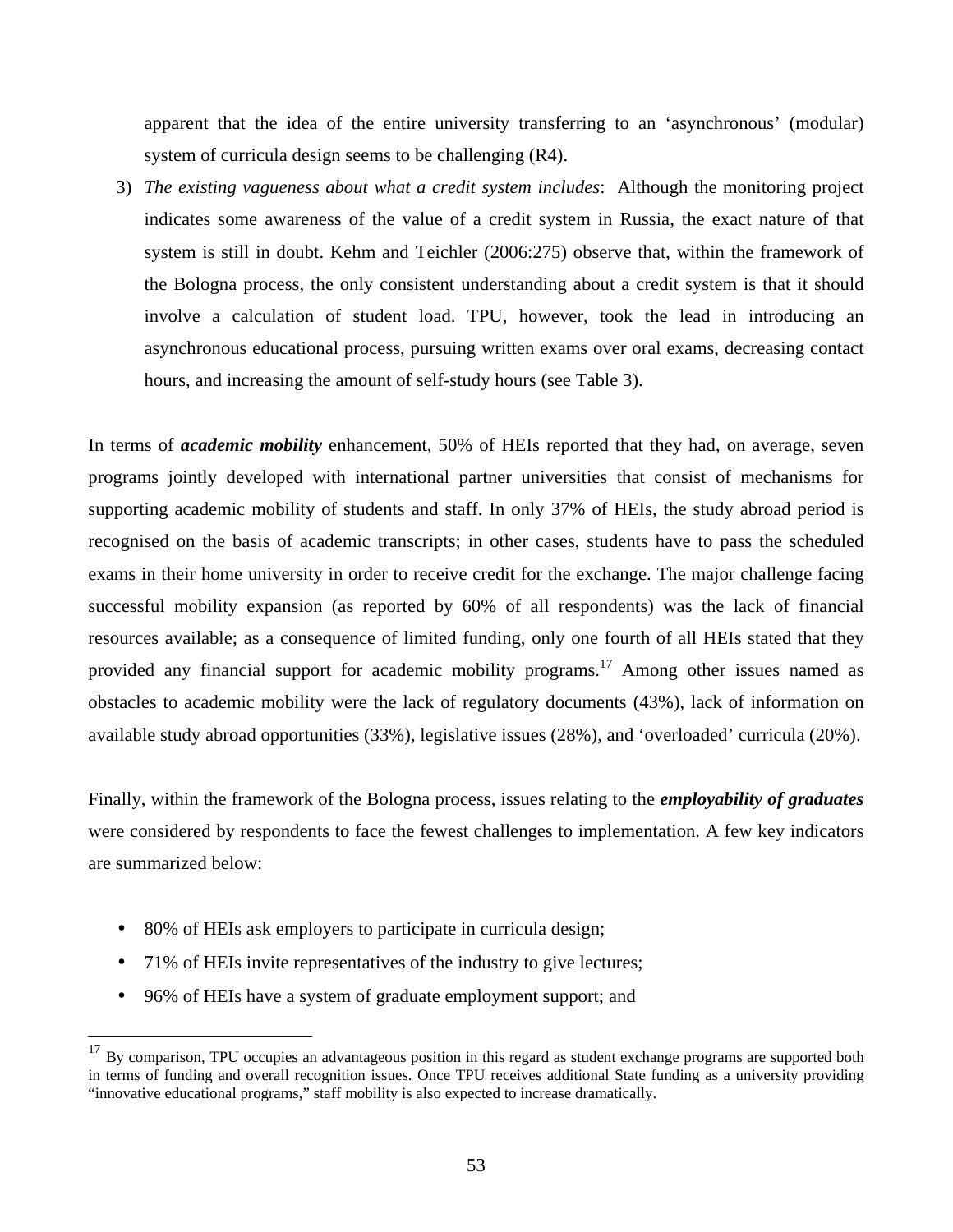apparent that the idea of the entire university transferring to an 'asynchronous' (modular) system of curricula design seems to be challenging (R4).

3) *The existing vagueness about what a credit system includes*: Although the monitoring project indicates some awareness of the value of a credit system in Russia, the exact nature of that system is still in doubt. Kehm and Teichler (2006:275) observe that, within the framework of the Bologna process, the only consistent understanding about a credit system is that it should involve a calculation of student load. TPU, however, took the lead in introducing an asynchronous educational process, pursuing written exams over oral exams, decreasing contact hours, and increasing the amount of self-study hours (see Table 3).

In terms of ***academic mobility*** enhancement, 50% of HEIs reported that they had, on average, seven programs jointly developed with international partner universities that consist of mechanisms for supporting academic mobility of students and staff. In only 37% of HEIs, the study abroad period is recognised on the basis of academic transcripts; in other cases, students have to pass the scheduled exams in their home university in order to receive credit for the exchange. The major challenge facing successful mobility expansion (as reported by 60% of all respondents) was the lack of financial resources available; as a consequence of limited funding, only one fourth of all HEIs stated that they provided any financial support for academic mobility programs.[17] Among other issues named as obstacles to academic mobility were the lack of regulatory documents (43%), lack of information on available study abroad opportunities (33%), legislative issues (28%), and 'overloaded' curricula (20%).

Finally, within the framework of the Bologna process, issues relating to the ***employability of graduates*** were considered by respondents to face the fewest challenges to implementation. A few key indicators are summarized below:

- 80% of HEIs ask employers to participate in curricula design;
- 71% of HEIs invite representatives of the industry to give lectures;
- 96% of HEIs have a system of graduate employment support; and

[17] By comparison, TPU occupies an advantageous position in this regard as student exchange programs are supported both in terms of funding and overall recognition issues. Once TPU receives additional State funding as a university providing "innovative educational programs," staff mobility is also expected to increase dramatically.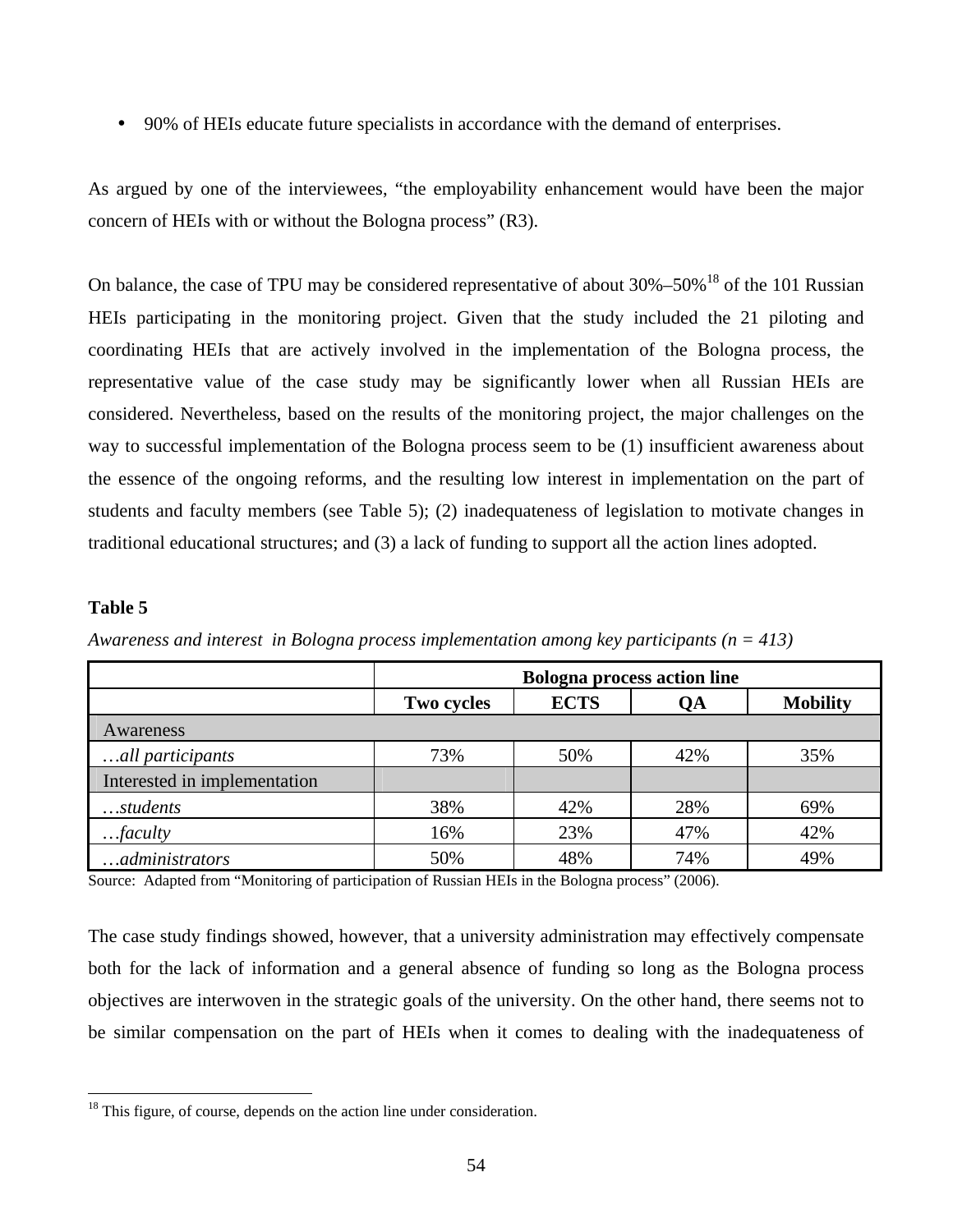- 90% of HEIs educate future specialists in accordance with the demand of enterprises.

As argued by one of the interviewees, "the employability enhancement would have been the major concern of HEIs with or without the Bologna process" (R3).

On balance, the case of TPU may be considered representative of about 30%–50%[18] of the 101 Russian HEIs participating in the monitoring project. Given that the study included the 21 piloting and coordinating HEIs that are actively involved in the implementation of the Bologna process, the representative value of the case study may be significantly lower when all Russian HEIs are considered. Nevertheless, based on the results of the monitoring project, the major challenges on the way to successful implementation of the Bologna process seem to be (1) insufficient awareness about the essence of the ongoing reforms, and the resulting low interest in implementation on the part of students and faculty members (see Table 5); (2) inadequateness of legislation to motivate changes in traditional educational structures; and (3) a lack of funding to support all the action lines adopted.

**Table 5**

*Awareness and interest in Bologna process implementation among key participants (n = 413)*

| | **Bologna process action line** | | | |
|---|---|---|---|---|
| | **Two cycles** | **ECTS** | **QA** | **Mobility** |
| Awareness | | | | |
| *…all participants* | 73% | 50% | 42% | 35% |
| Interested in implementation | | | | |
| *…students* | 38% | 42% | 28% | 69% |
| *…faculty* | 16% | 23% | 47% | 42% |
| *…administrators* | 50% | 48% | 74% | 49% |

Source: Adapted from "Monitoring of participation of Russian HEIs in the Bologna process" (2006).

The case study findings showed, however, that a university administration may effectively compensate both for the lack of information and a general absence of funding so long as the Bologna process objectives are interwoven in the strategic goals of the university. On the other hand, there seems not to be similar compensation on the part of HEIs when it comes to dealing with the inadequateness of

[18] This figure, of course, depends on the action line under consideration.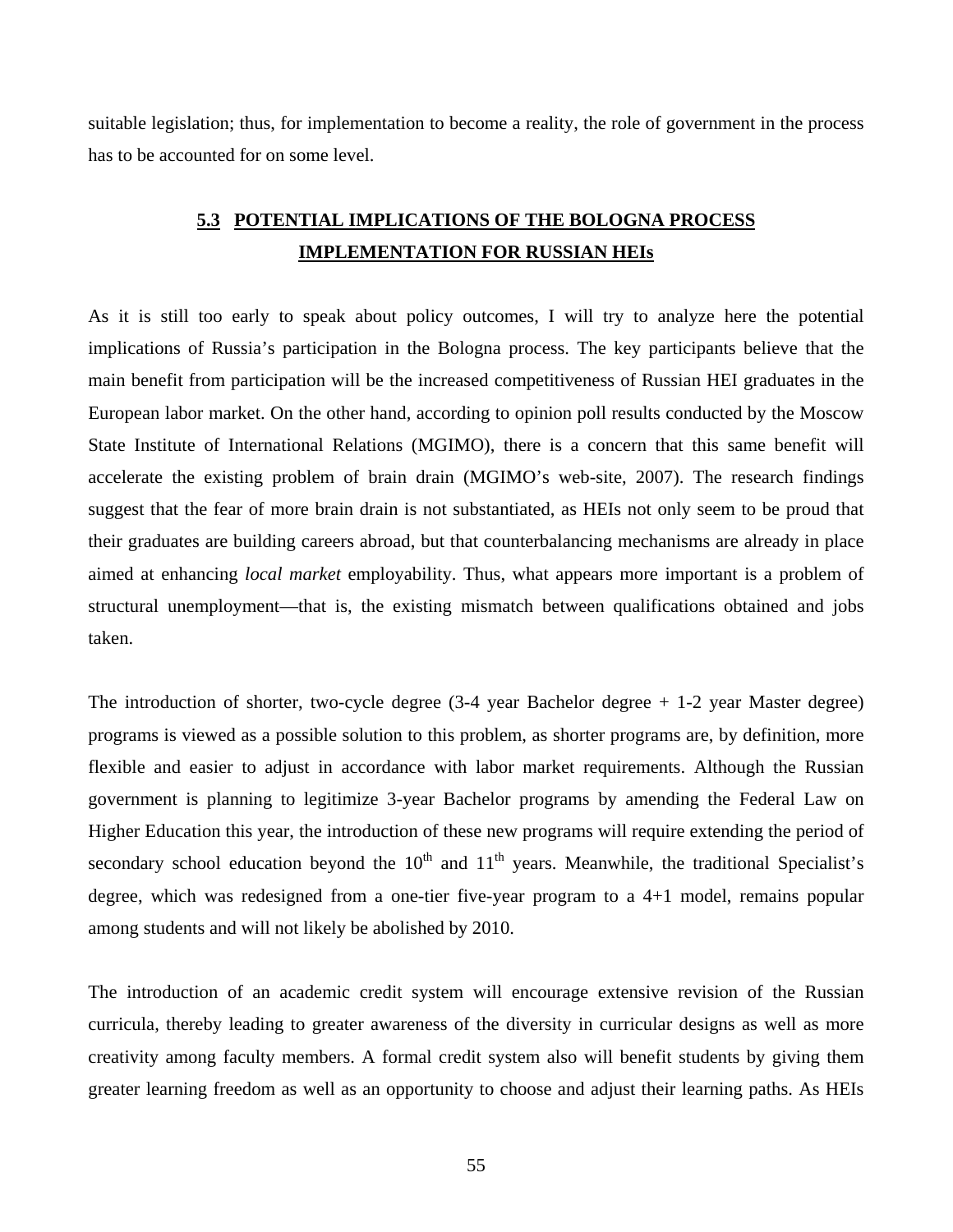suitable legislation; thus, for implementation to become a reality, the role of government in the process has to be accounted for on some level.

## 5.3 POTENTIAL IMPLICATIONS OF THE BOLOGNA PROCESS IMPLEMENTATION FOR RUSSIAN HEIs

As it is still too early to speak about policy outcomes, I will try to analyze here the potential implications of Russia's participation in the Bologna process. The key participants believe that the main benefit from participation will be the increased competitiveness of Russian HEI graduates in the European labor market. On the other hand, according to opinion poll results conducted by the Moscow State Institute of International Relations (MGIMO), there is a concern that this same benefit will accelerate the existing problem of brain drain (MGIMO's web-site, 2007). The research findings suggest that the fear of more brain drain is not substantiated, as HEIs not only seem to be proud that their graduates are building careers abroad, but that counterbalancing mechanisms are already in place aimed at enhancing *local market* employability. Thus, what appears more important is a problem of structural unemployment—that is, the existing mismatch between qualifications obtained and jobs taken.

The introduction of shorter, two-cycle degree (3-4 year Bachelor degree + 1-2 year Master degree) programs is viewed as a possible solution to this problem, as shorter programs are, by definition, more flexible and easier to adjust in accordance with labor market requirements. Although the Russian government is planning to legitimize 3-year Bachelor programs by amending the Federal Law on Higher Education this year, the introduction of these new programs will require extending the period of secondary school education beyond the 10th and 11th years. Meanwhile, the traditional Specialist's degree, which was redesigned from a one-tier five-year program to a 4+1 model, remains popular among students and will not likely be abolished by 2010.

The introduction of an academic credit system will encourage extensive revision of the Russian curricula, thereby leading to greater awareness of the diversity in curricular designs as well as more creativity among faculty members. A formal credit system also will benefit students by giving them greater learning freedom as well as an opportunity to choose and adjust their learning paths. As HEIs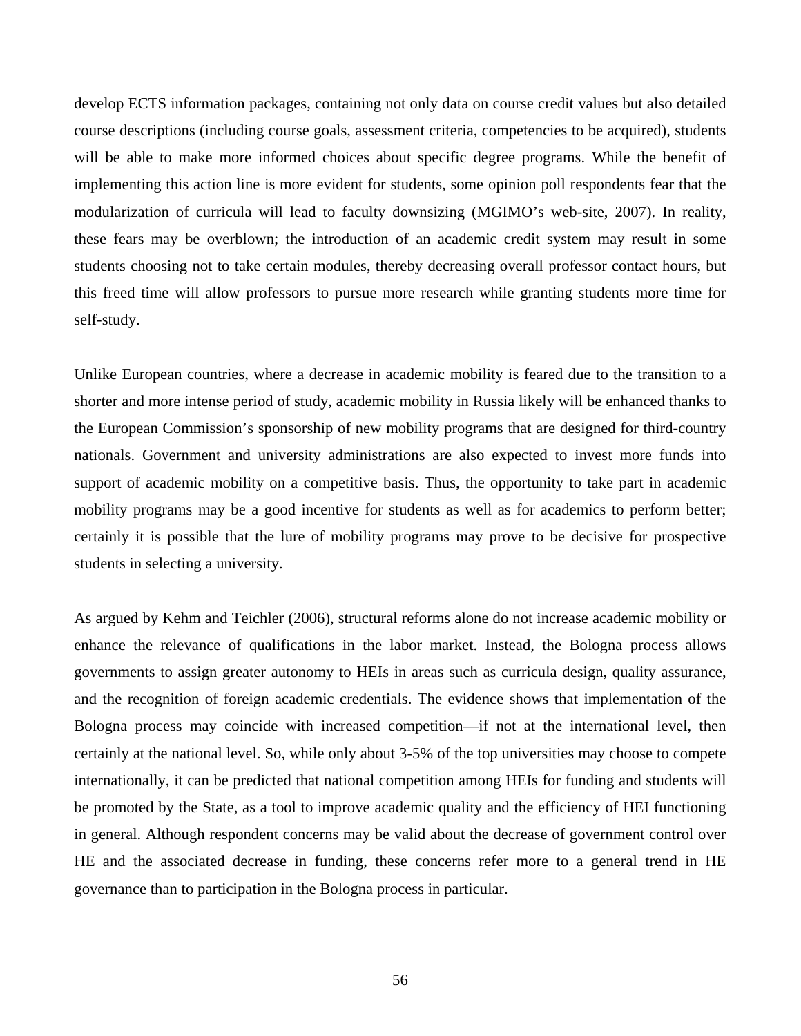develop ECTS information packages, containing not only data on course credit values but also detailed course descriptions (including course goals, assessment criteria, competencies to be acquired), students will be able to make more informed choices about specific degree programs. While the benefit of implementing this action line is more evident for students, some opinion poll respondents fear that the modularization of curricula will lead to faculty downsizing (MGIMO's web-site, 2007). In reality, these fears may be overblown; the introduction of an academic credit system may result in some students choosing not to take certain modules, thereby decreasing overall professor contact hours, but this freed time will allow professors to pursue more research while granting students more time for self-study.

Unlike European countries, where a decrease in academic mobility is feared due to the transition to a shorter and more intense period of study, academic mobility in Russia likely will be enhanced thanks to the European Commission's sponsorship of new mobility programs that are designed for third-country nationals. Government and university administrations are also expected to invest more funds into support of academic mobility on a competitive basis. Thus, the opportunity to take part in academic mobility programs may be a good incentive for students as well as for academics to perform better; certainly it is possible that the lure of mobility programs may prove to be decisive for prospective students in selecting a university.

As argued by Kehm and Teichler (2006), structural reforms alone do not increase academic mobility or enhance the relevance of qualifications in the labor market. Instead, the Bologna process allows governments to assign greater autonomy to HEIs in areas such as curricula design, quality assurance, and the recognition of foreign academic credentials. The evidence shows that implementation of the Bologna process may coincide with increased competition—if not at the international level, then certainly at the national level. So, while only about 3-5% of the top universities may choose to compete internationally, it can be predicted that national competition among HEIs for funding and students will be promoted by the State, as a tool to improve academic quality and the efficiency of HEI functioning in general. Although respondent concerns may be valid about the decrease of government control over HE and the associated decrease in funding, these concerns refer more to a general trend in HE governance than to participation in the Bologna process in particular.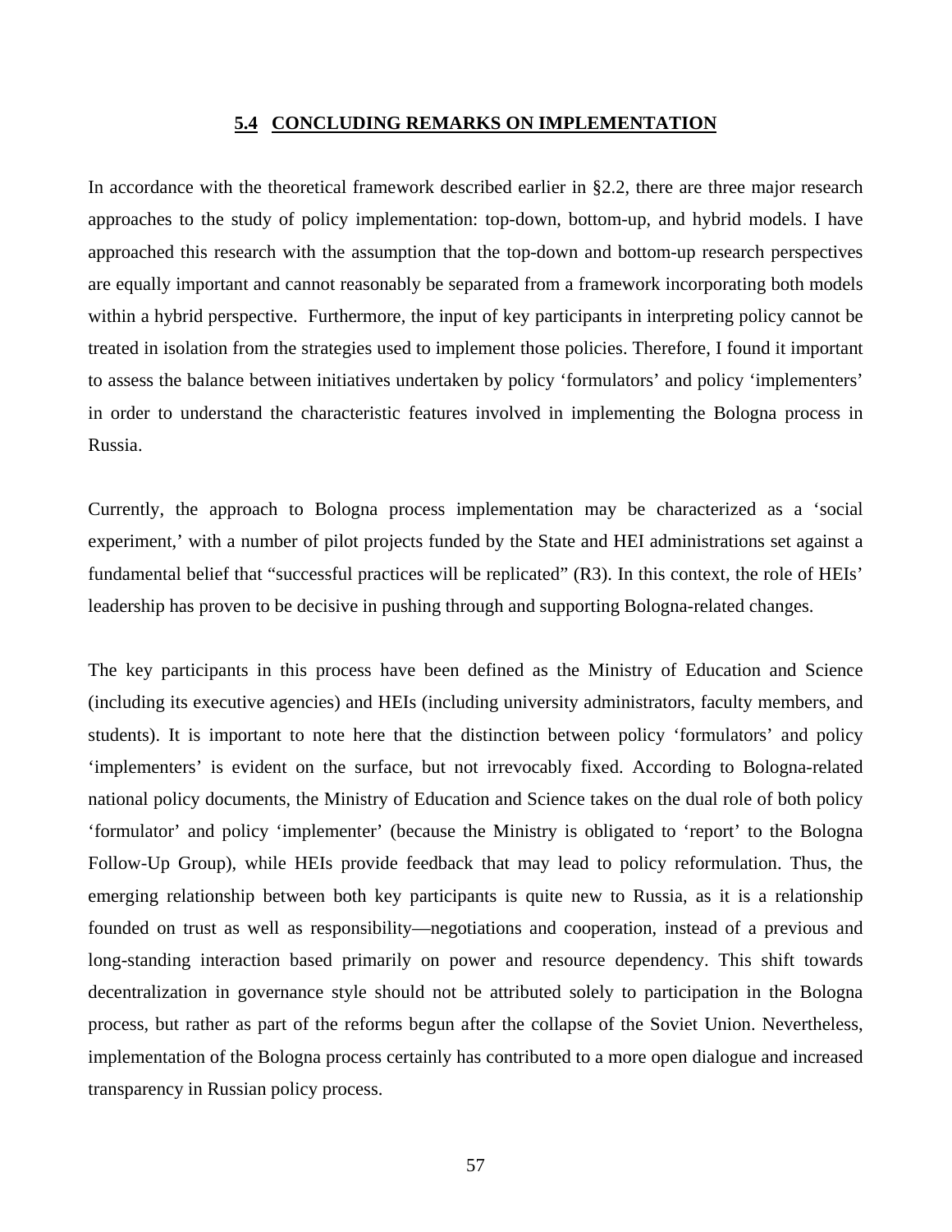## 5.4 CONCLUDING REMARKS ON IMPLEMENTATION

In accordance with the theoretical framework described earlier in §2.2, there are three major research approaches to the study of policy implementation: top-down, bottom-up, and hybrid models. I have approached this research with the assumption that the top-down and bottom-up research perspectives are equally important and cannot reasonably be separated from a framework incorporating both models within a hybrid perspective. Furthermore, the input of key participants in interpreting policy cannot be treated in isolation from the strategies used to implement those policies. Therefore, I found it important to assess the balance between initiatives undertaken by policy 'formulators' and policy 'implementers' in order to understand the characteristic features involved in implementing the Bologna process in Russia.

Currently, the approach to Bologna process implementation may be characterized as a 'social experiment,' with a number of pilot projects funded by the State and HEI administrations set against a fundamental belief that "successful practices will be replicated" (R3). In this context, the role of HEIs' leadership has proven to be decisive in pushing through and supporting Bologna-related changes.

The key participants in this process have been defined as the Ministry of Education and Science (including its executive agencies) and HEIs (including university administrators, faculty members, and students). It is important to note here that the distinction between policy 'formulators' and policy 'implementers' is evident on the surface, but not irrevocably fixed. According to Bologna-related national policy documents, the Ministry of Education and Science takes on the dual role of both policy 'formulator' and policy 'implementer' (because the Ministry is obligated to 'report' to the Bologna Follow-Up Group), while HEIs provide feedback that may lead to policy reformulation. Thus, the emerging relationship between both key participants is quite new to Russia, as it is a relationship founded on trust as well as responsibility—negotiations and cooperation, instead of a previous and long-standing interaction based primarily on power and resource dependency. This shift towards decentralization in governance style should not be attributed solely to participation in the Bologna process, but rather as part of the reforms begun after the collapse of the Soviet Union. Nevertheless, implementation of the Bologna process certainly has contributed to a more open dialogue and increased transparency in Russian policy process.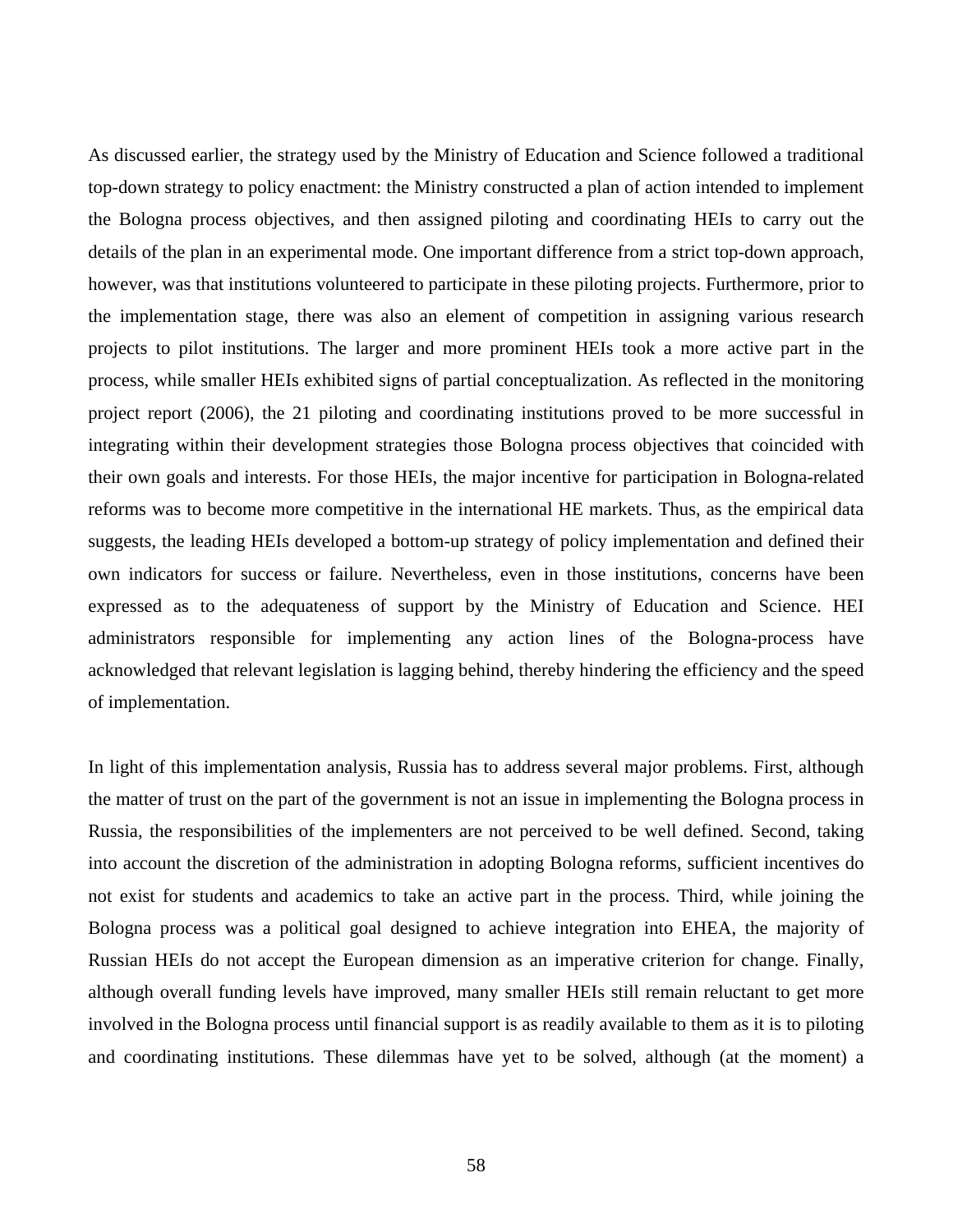As discussed earlier, the strategy used by the Ministry of Education and Science followed a traditional top-down strategy to policy enactment: the Ministry constructed a plan of action intended to implement the Bologna process objectives, and then assigned piloting and coordinating HEIs to carry out the details of the plan in an experimental mode. One important difference from a strict top-down approach, however, was that institutions volunteered to participate in these piloting projects. Furthermore, prior to the implementation stage, there was also an element of competition in assigning various research projects to pilot institutions. The larger and more prominent HEIs took a more active part in the process, while smaller HEIs exhibited signs of partial conceptualization. As reflected in the monitoring project report (2006), the 21 piloting and coordinating institutions proved to be more successful in integrating within their development strategies those Bologna process objectives that coincided with their own goals and interests. For those HEIs, the major incentive for participation in Bologna-related reforms was to become more competitive in the international HE markets. Thus, as the empirical data suggests, the leading HEIs developed a bottom-up strategy of policy implementation and defined their own indicators for success or failure. Nevertheless, even in those institutions, concerns have been expressed as to the adequateness of support by the Ministry of Education and Science. HEI administrators responsible for implementing any action lines of the Bologna-process have acknowledged that relevant legislation is lagging behind, thereby hindering the efficiency and the speed of implementation.

In light of this implementation analysis, Russia has to address several major problems. First, although the matter of trust on the part of the government is not an issue in implementing the Bologna process in Russia, the responsibilities of the implementers are not perceived to be well defined. Second, taking into account the discretion of the administration in adopting Bologna reforms, sufficient incentives do not exist for students and academics to take an active part in the process. Third, while joining the Bologna process was a political goal designed to achieve integration into EHEA, the majority of Russian HEIs do not accept the European dimension as an imperative criterion for change. Finally, although overall funding levels have improved, many smaller HEIs still remain reluctant to get more involved in the Bologna process until financial support is as readily available to them as it is to piloting and coordinating institutions. These dilemmas have yet to be solved, although (at the moment) a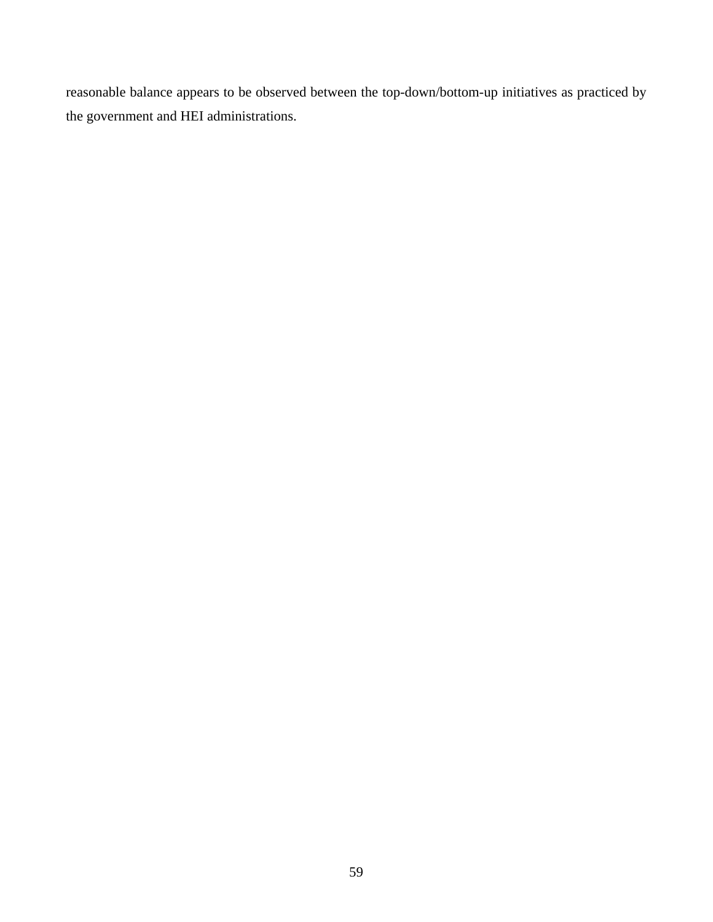reasonable balance appears to be observed between the top-down/bottom-up initiatives as practiced by the government and HEI administrations.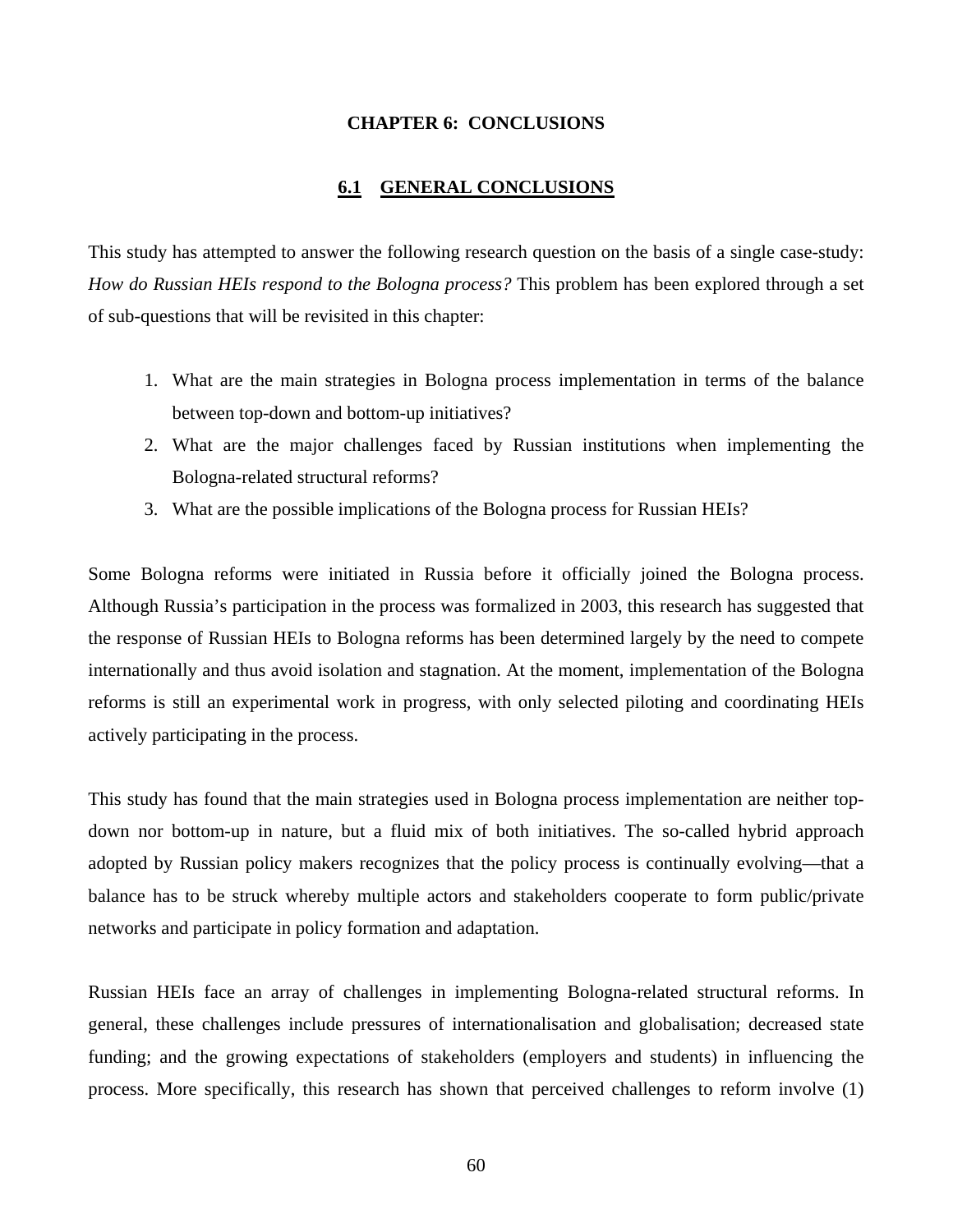# CHAPTER 6: CONCLUSIONS

## 6.1 GENERAL CONCLUSIONS

This study has attempted to answer the following research question on the basis of a single case-study: *How do Russian HEIs respond to the Bologna process?* This problem has been explored through a set of sub-questions that will be revisited in this chapter:

1. What are the main strategies in Bologna process implementation in terms of the balance between top-down and bottom-up initiatives?
2. What are the major challenges faced by Russian institutions when implementing the Bologna-related structural reforms?
3. What are the possible implications of the Bologna process for Russian HEIs?

Some Bologna reforms were initiated in Russia before it officially joined the Bologna process. Although Russia's participation in the process was formalized in 2003, this research has suggested that the response of Russian HEIs to Bologna reforms has been determined largely by the need to compete internationally and thus avoid isolation and stagnation. At the moment, implementation of the Bologna reforms is still an experimental work in progress, with only selected piloting and coordinating HEIs actively participating in the process.

This study has found that the main strategies used in Bologna process implementation are neither top-down nor bottom-up in nature, but a fluid mix of both initiatives. The so-called hybrid approach adopted by Russian policy makers recognizes that the policy process is continually evolving—that a balance has to be struck whereby multiple actors and stakeholders cooperate to form public/private networks and participate in policy formation and adaptation.

Russian HEIs face an array of challenges in implementing Bologna-related structural reforms. In general, these challenges include pressures of internationalisation and globalisation; decreased state funding; and the growing expectations of stakeholders (employers and students) in influencing the process. More specifically, this research has shown that perceived challenges to reform involve (1)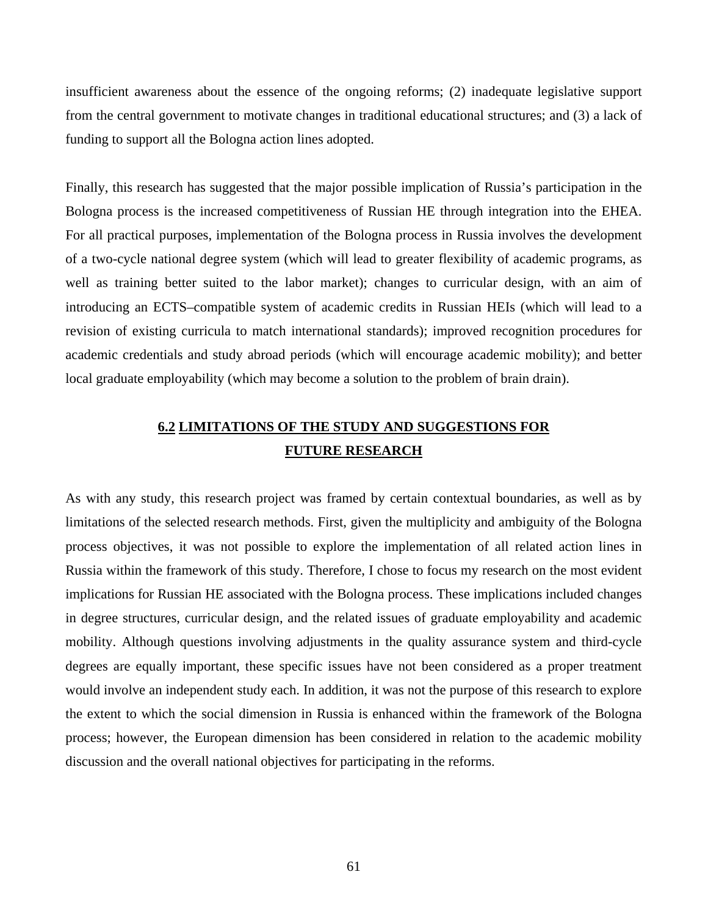insufficient awareness about the essence of the ongoing reforms; (2) inadequate legislative support from the central government to motivate changes in traditional educational structures; and (3) a lack of funding to support all the Bologna action lines adopted.

Finally, this research has suggested that the major possible implication of Russia's participation in the Bologna process is the increased competitiveness of Russian HE through integration into the EHEA. For all practical purposes, implementation of the Bologna process in Russia involves the development of a two-cycle national degree system (which will lead to greater flexibility of academic programs, as well as training better suited to the labor market); changes to curricular design, with an aim of introducing an ECTS–compatible system of academic credits in Russian HEIs (which will lead to a revision of existing curricula to match international standards); improved recognition procedures for academic credentials and study abroad periods (which will encourage academic mobility); and better local graduate employability (which may become a solution to the problem of brain drain).

## 6.2 LIMITATIONS OF THE STUDY AND SUGGESTIONS FOR FUTURE RESEARCH

As with any study, this research project was framed by certain contextual boundaries, as well as by limitations of the selected research methods. First, given the multiplicity and ambiguity of the Bologna process objectives, it was not possible to explore the implementation of all related action lines in Russia within the framework of this study. Therefore, I chose to focus my research on the most evident implications for Russian HE associated with the Bologna process. These implications included changes in degree structures, curricular design, and the related issues of graduate employability and academic mobility. Although questions involving adjustments in the quality assurance system and third-cycle degrees are equally important, these specific issues have not been considered as a proper treatment would involve an independent study each. In addition, it was not the purpose of this research to explore the extent to which the social dimension in Russia is enhanced within the framework of the Bologna process; however, the European dimension has been considered in relation to the academic mobility discussion and the overall national objectives for participating in the reforms.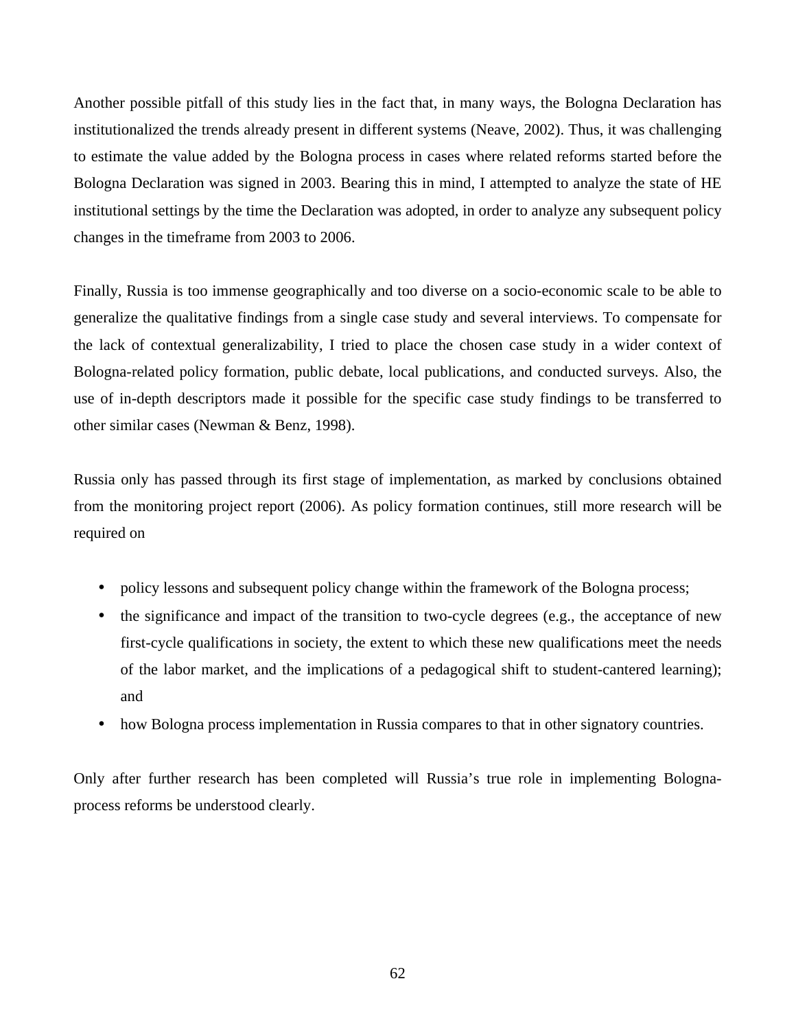Another possible pitfall of this study lies in the fact that, in many ways, the Bologna Declaration has institutionalized the trends already present in different systems (Neave, 2002). Thus, it was challenging to estimate the value added by the Bologna process in cases where related reforms started before the Bologna Declaration was signed in 2003. Bearing this in mind, I attempted to analyze the state of HE institutional settings by the time the Declaration was adopted, in order to analyze any subsequent policy changes in the timeframe from 2003 to 2006.

Finally, Russia is too immense geographically and too diverse on a socio-economic scale to be able to generalize the qualitative findings from a single case study and several interviews. To compensate for the lack of contextual generalizability, I tried to place the chosen case study in a wider context of Bologna-related policy formation, public debate, local publications, and conducted surveys. Also, the use of in-depth descriptors made it possible for the specific case study findings to be transferred to other similar cases (Newman & Benz, 1998).

Russia only has passed through its first stage of implementation, as marked by conclusions obtained from the monitoring project report (2006). As policy formation continues, still more research will be required on

- policy lessons and subsequent policy change within the framework of the Bologna process;
- the significance and impact of the transition to two-cycle degrees (e.g., the acceptance of new first-cycle qualifications in society, the extent to which these new qualifications meet the needs of the labor market, and the implications of a pedagogical shift to student-cantered learning); and
- how Bologna process implementation in Russia compares to that in other signatory countries.

Only after further research has been completed will Russia's true role in implementing Bologna-process reforms be understood clearly.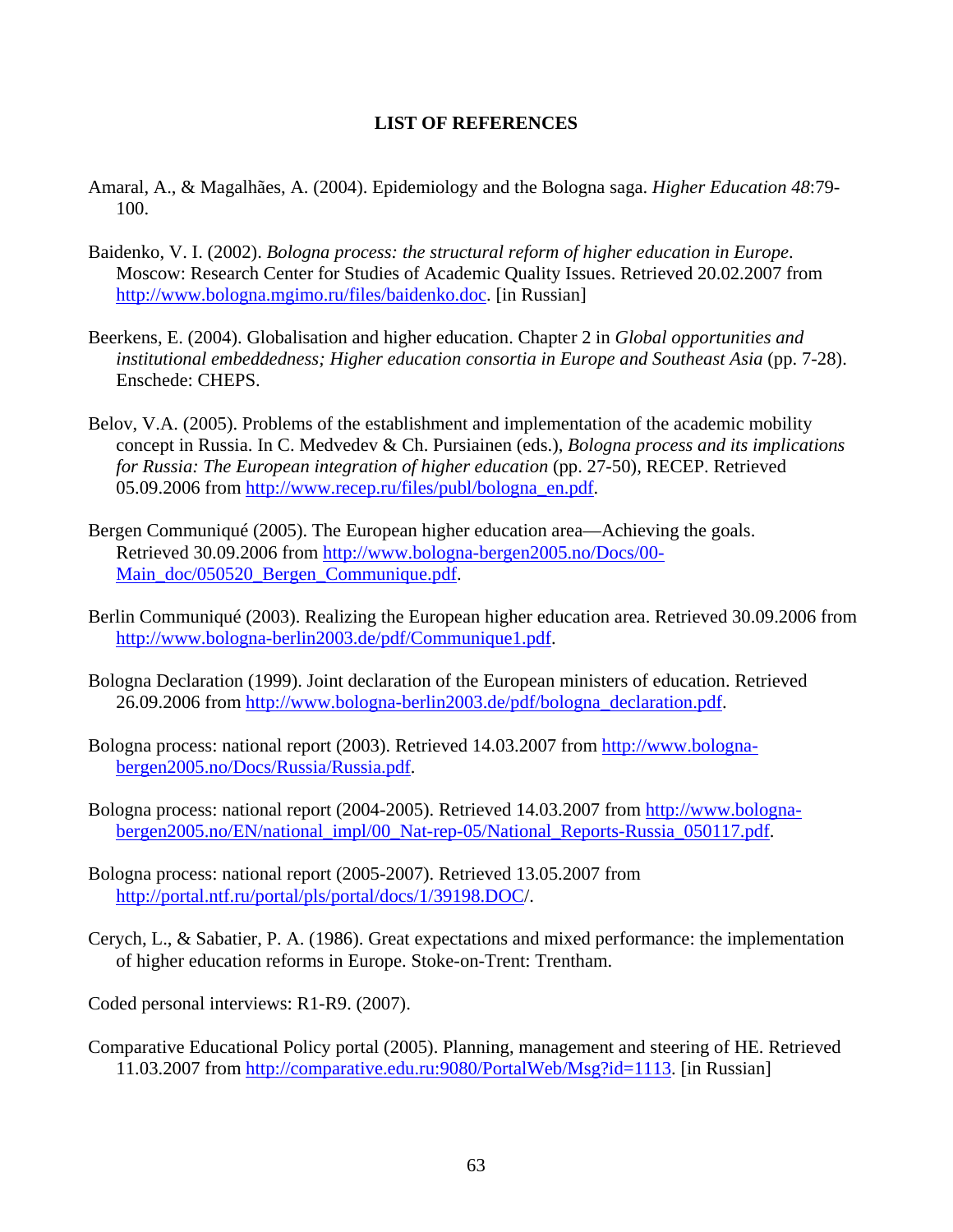# LIST OF REFERENCES

Amaral, A., & Magalhães, A. (2004). Epidemiology and the Bologna saga. *Higher Education 48*:79-100.

Baidenko, V. I. (2002). *Bologna process: the structural reform of higher education in Europe*. Moscow: Research Center for Studies of Academic Quality Issues. Retrieved 20.02.2007 from http://www.bologna.mgimo.ru/files/baidenko.doc. [in Russian]

Beerkens, E. (2004). Globalisation and higher education. Chapter 2 in *Global opportunities and institutional embeddedness; Higher education consortia in Europe and Southeast Asia* (pp. 7-28). Enschede: CHEPS.

Belov, V.A. (2005). Problems of the establishment and implementation of the academic mobility concept in Russia. In C. Medvedev & Ch. Pursiainen (eds.), *Bologna process and its implications for Russia: The European integration of higher education* (pp. 27-50), RECEP. Retrieved 05.09.2006 from http://www.recep.ru/files/publ/bologna_en.pdf.

Bergen Communiqué (2005). The European higher education area—Achieving the goals. Retrieved 30.09.2006 from http://www.bologna-bergen2005.no/Docs/00-Main_doc/050520_Bergen_Communique.pdf.

Berlin Communiqué (2003). Realizing the European higher education area. Retrieved 30.09.2006 from http://www.bologna-berlin2003.de/pdf/Communique1.pdf.

Bologna Declaration (1999). Joint declaration of the European ministers of education. Retrieved 26.09.2006 from http://www.bologna-berlin2003.de/pdf/bologna_declaration.pdf.

Bologna process: national report (2003). Retrieved 14.03.2007 from http://www.bologna-bergen2005.no/Docs/Russia/Russia.pdf.

Bologna process: national report (2004-2005). Retrieved 14.03.2007 from http://www.bologna-bergen2005.no/EN/national_impl/00_Nat-rep-05/National_Reports-Russia_050117.pdf.

Bologna process: national report (2005-2007). Retrieved 13.05.2007 from http://portal.ntf.ru/portal/pls/portal/docs/1/39198.DOC/.

Cerych, L., & Sabatier, P. A. (1986). Great expectations and mixed performance: the implementation of higher education reforms in Europe. Stoke-on-Trent: Trentham.

Coded personal interviews: R1-R9. (2007).

Comparative Educational Policy portal (2005). Planning, management and steering of HE. Retrieved 11.03.2007 from http://comparative.edu.ru:9080/PortalWeb/Msg?id=1113. [in Russian]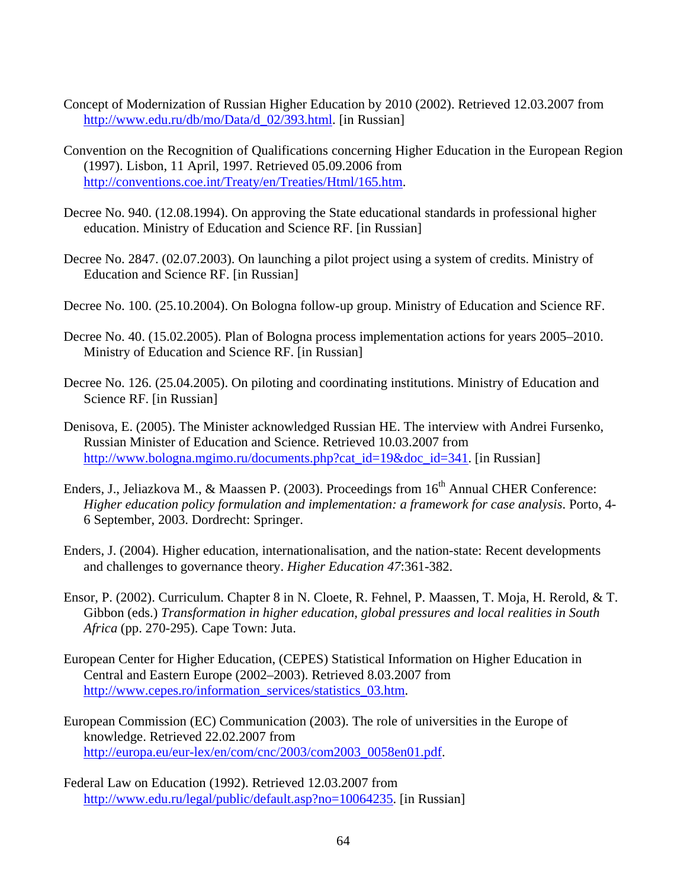Concept of Modernization of Russian Higher Education by 2010 (2002). Retrieved 12.03.2007 from http://www.edu.ru/db/mo/Data/d_02/393.html. [in Russian]

Convention on the Recognition of Qualifications concerning Higher Education in the European Region (1997). Lisbon, 11 April, 1997. Retrieved 05.09.2006 from http://conventions.coe.int/Treaty/en/Treaties/Html/165.htm.

Decree No. 940. (12.08.1994). On approving the State educational standards in professional higher education. Ministry of Education and Science RF. [in Russian]

Decree No. 2847. (02.07.2003). On launching a pilot project using a system of credits. Ministry of Education and Science RF. [in Russian]

Decree No. 100. (25.10.2004). On Bologna follow-up group. Ministry of Education and Science RF.

Decree No. 40. (15.02.2005). Plan of Bologna process implementation actions for years 2005–2010. Ministry of Education and Science RF. [in Russian]

Decree No. 126. (25.04.2005). On piloting and coordinating institutions. Ministry of Education and Science RF. [in Russian]

Denisova, E. (2005). The Minister acknowledged Russian HE. The interview with Andrei Fursenko, Russian Minister of Education and Science. Retrieved 10.03.2007 from http://www.bologna.mgimo.ru/documents.php?cat_id=19&doc_id=341. [in Russian]

Enders, J., Jeliazkova M., & Maassen P. (2003). Proceedings from 16th Annual CHER Conference: *Higher education policy formulation and implementation: a framework for case analysis*. Porto, 4-6 September, 2003. Dordrecht: Springer.

Enders, J. (2004). Higher education, internationalisation, and the nation-state: Recent developments and challenges to governance theory. *Higher Education 47*:361-382.

Ensor, P. (2002). Curriculum. Chapter 8 in N. Cloete, R. Fehnel, P. Maassen, T. Moja, H. Rerold, & T. Gibbon (eds.) *Transformation in higher education, global pressures and local realities in South Africa* (pp. 270-295). Cape Town: Juta.

European Center for Higher Education, (CEPES) Statistical Information on Higher Education in Central and Eastern Europe (2002–2003). Retrieved 8.03.2007 from http://www.cepes.ro/information_services/statistics_03.htm.

European Commission (EC) Communication (2003). The role of universities in the Europe of knowledge. Retrieved 22.02.2007 from http://europa.eu/eur-lex/en/com/cnc/2003/com2003_0058en01.pdf.

Federal Law on Education (1992). Retrieved 12.03.2007 from http://www.edu.ru/legal/public/default.asp?no=10064235. [in Russian]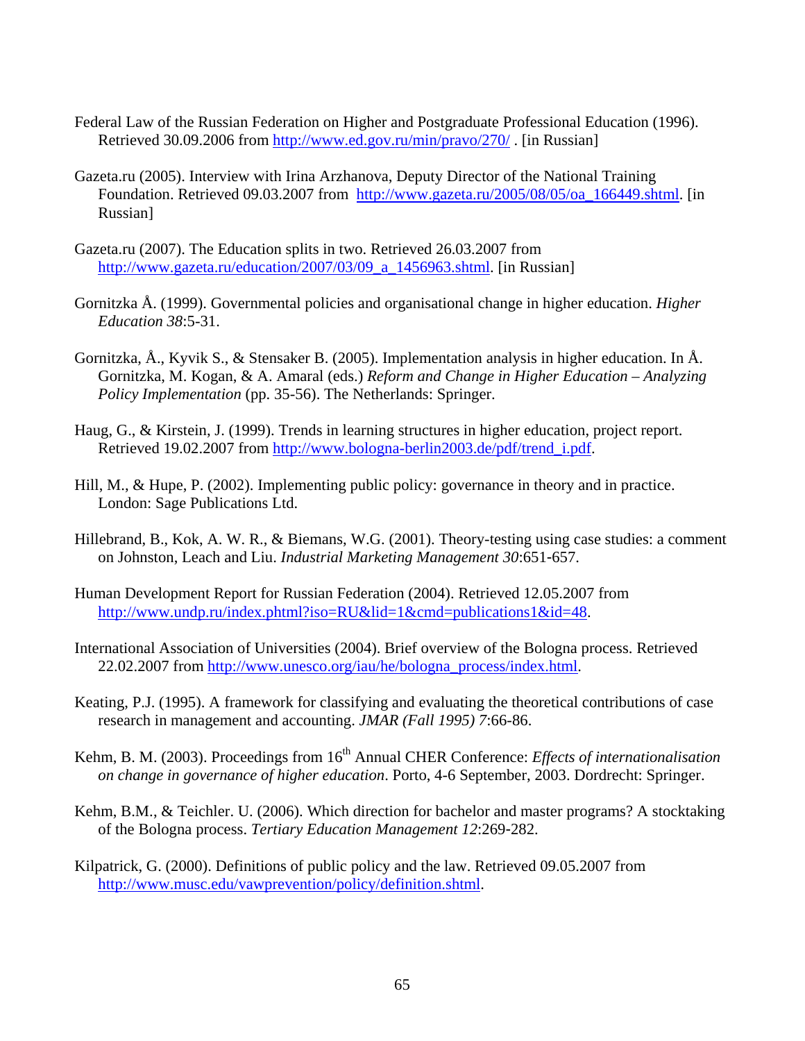Federal Law of the Russian Federation on Higher and Postgraduate Professional Education (1996). Retrieved 30.09.2006 from http://www.ed.gov.ru/min/pravo/270/ . [in Russian]

Gazeta.ru (2005). Interview with Irina Arzhanova, Deputy Director of the National Training Foundation. Retrieved 09.03.2007 from http://www.gazeta.ru/2005/08/05/oa_166449.shtml. [in Russian]

Gazeta.ru (2007). The Education splits in two. Retrieved 26.03.2007 from http://www.gazeta.ru/education/2007/03/09_a_1456963.shtml. [in Russian]

Gornitzka Å. (1999). Governmental policies and organisational change in higher education. *Higher Education 38*:5-31.

Gornitzka, Å., Kyvik S., & Stensaker B. (2005). Implementation analysis in higher education. In Å. Gornitzka, M. Kogan, & A. Amaral (eds.) *Reform and Change in Higher Education – Analyzing Policy Implementation* (pp. 35-56). The Netherlands: Springer.

Haug, G., & Kirstein, J. (1999). Trends in learning structures in higher education, project report. Retrieved 19.02.2007 from http://www.bologna-berlin2003.de/pdf/trend_i.pdf.

Hill, M., & Hupe, P. (2002). Implementing public policy: governance in theory and in practice. London: Sage Publications Ltd.

Hillebrand, B., Kok, A. W. R., & Biemans, W.G. (2001). Theory-testing using case studies: a comment on Johnston, Leach and Liu. *Industrial Marketing Management 30*:651-657.

Human Development Report for Russian Federation (2004). Retrieved 12.05.2007 from http://www.undp.ru/index.phtml?iso=RU&lid=1&cmd=publications1&id=48.

International Association of Universities (2004). Brief overview of the Bologna process. Retrieved 22.02.2007 from http://www.unesco.org/iau/he/bologna_process/index.html.

Keating, P.J. (1995). A framework for classifying and evaluating the theoretical contributions of case research in management and accounting. *JMAR (Fall 1995) 7*:66-86.

Kehm, B. M. (2003). Proceedings from 16th Annual CHER Conference: *Effects of internationalisation on change in governance of higher education*. Porto, 4-6 September, 2003. Dordrecht: Springer.

Kehm, B.M., & Teichler. U. (2006). Which direction for bachelor and master programs? A stocktaking of the Bologna process. *Tertiary Education Management 12*:269-282.

Kilpatrick, G. (2000). Definitions of public policy and the law. Retrieved 09.05.2007 from http://www.musc.edu/vawprevention/policy/definition.shtml.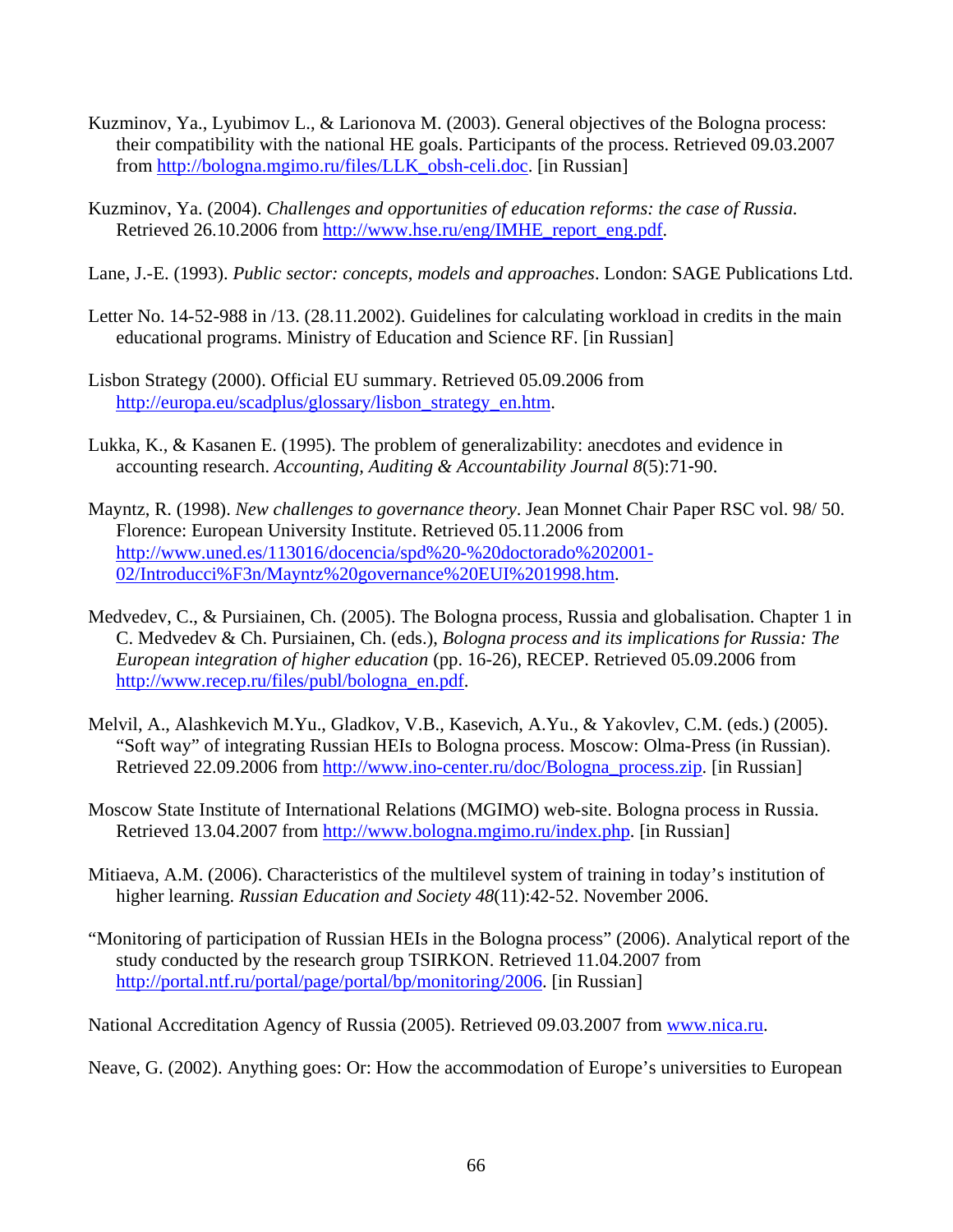Kuzminov, Ya., Lyubimov L., & Larionova M. (2003). General objectives of the Bologna process: their compatibility with the national HE goals. Participants of the process. Retrieved 09.03.2007 from http://bologna.mgimo.ru/files/LLK_obsh-celi.doc. [in Russian]

Kuzminov, Ya. (2004). *Challenges and opportunities of education reforms: the case of Russia.* Retrieved 26.10.2006 from http://www.hse.ru/eng/IMHE_report_eng.pdf.

Lane, J.-E. (1993). *Public sector: concepts, models and approaches*. London: SAGE Publications Ltd.

Letter No. 14-52-988 in /13. (28.11.2002). Guidelines for calculating workload in credits in the main educational programs. Ministry of Education and Science RF. [in Russian]

Lisbon Strategy (2000). Official EU summary. Retrieved 05.09.2006 from http://europa.eu/scadplus/glossary/lisbon_strategy_en.htm.

Lukka, K., & Kasanen E. (1995). The problem of generalizability: anecdotes and evidence in accounting research. *Accounting, Auditing & Accountability Journal 8*(5):71-90.

Mayntz, R. (1998). *New challenges to governance theory*. Jean Monnet Chair Paper RSC vol. 98/ 50. Florence: European University Institute. Retrieved 05.11.2006 from http://www.uned.es/113016/docencia/spd%20-%20doctorado%202001-02/Introducci%F3n/Mayntz%20governance%20EUI%201998.htm.

Medvedev, C., & Pursiainen, Ch. (2005). The Bologna process, Russia and globalisation. Chapter 1 in C. Medvedev & Ch. Pursiainen, Ch. (eds.), *Bologna process and its implications for Russia: The European integration of higher education* (pp. 16-26), RECEP. Retrieved 05.09.2006 from http://www.recep.ru/files/publ/bologna_en.pdf.

Melvil, A., Alashkevich M.Yu., Gladkov, V.B., Kasevich, A.Yu., & Yakovlev, C.M. (eds.) (2005). "Soft way" of integrating Russian HEIs to Bologna process. Moscow: Olma-Press (in Russian). Retrieved 22.09.2006 from http://www.ino-center.ru/doc/Bologna_process.zip. [in Russian]

Moscow State Institute of International Relations (MGIMO) web-site. Bologna process in Russia. Retrieved 13.04.2007 from http://www.bologna.mgimo.ru/index.php. [in Russian]

Mitiaeva, A.M. (2006). Characteristics of the multilevel system of training in today's institution of higher learning. *Russian Education and Society 48*(11):42-52. November 2006.

"Monitoring of participation of Russian HEIs in the Bologna process" (2006). Analytical report of the study conducted by the research group TSIRKON. Retrieved 11.04.2007 from http://portal.ntf.ru/portal/page/portal/bp/monitoring/2006. [in Russian]

National Accreditation Agency of Russia (2005). Retrieved 09.03.2007 from www.nica.ru.

Neave, G. (2002). Anything goes: Or: How the accommodation of Europe's universities to European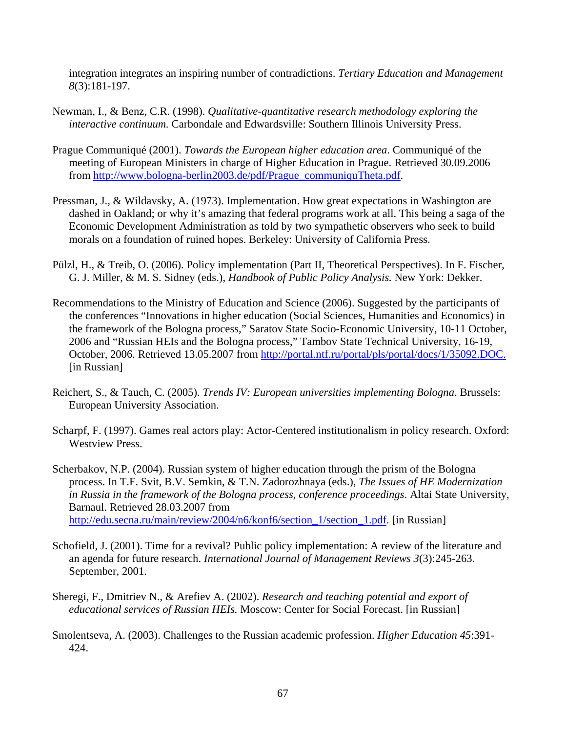integration integrates an inspiring number of contradictions. *Tertiary Education and Management 8*(3):181-197.

Newman, I., & Benz, C.R. (1998). *Qualitative-quantitative research methodology exploring the interactive continuum.* Carbondale and Edwardsville: Southern Illinois University Press.

Prague Communiqué (2001). *Towards the European higher education area*. Communiqué of the meeting of European Ministers in charge of Higher Education in Prague. Retrieved 30.09.2006 from http://www.bologna-berlin2003.de/pdf/Prague_communiquTheta.pdf.

Pressman, J., & Wildavsky, A. (1973). Implementation. How great expectations in Washington are dashed in Oakland; or why it's amazing that federal programs work at all. This being a saga of the Economic Development Administration as told by two sympathetic observers who seek to build morals on a foundation of ruined hopes. Berkeley: University of California Press.

Pülzl, H., & Treib, O. (2006). Policy implementation (Part II, Theoretical Perspectives). In F. Fischer, G. J. Miller, & M. S. Sidney (eds.), *Handbook of Public Policy Analysis.* New York: Dekker.

Recommendations to the Ministry of Education and Science (2006). Suggested by the participants of the conferences "Innovations in higher education (Social Sciences, Humanities and Economics) in the framework of the Bologna process," Saratov State Socio-Economic University, 10-11 October, 2006 and "Russian HEIs and the Bologna process," Tambov State Technical University, 16-19, October, 2006. Retrieved 13.05.2007 from http://portal.ntf.ru/portal/pls/portal/docs/1/35092.DOC. [in Russian]

Reichert, S., & Tauch, C. (2005). *Trends IV: European universities implementing Bologna*. Brussels: European University Association.

Scharpf, F. (1997). Games real actors play: Actor-Centered institutionalism in policy research. Oxford: Westview Press.

Scherbakov, N.P. (2004). Russian system of higher education through the prism of the Bologna process. In T.F. Svit, B.V. Semkin, & T.N. Zadorozhnaya (eds.), *The Issues of HE Modernization in Russia in the framework of the Bologna process, conference proceedings.* Altai State University, Barnaul. Retrieved 28.03.2007 from http://edu.secna.ru/main/review/2004/n6/konf6/section_1/section_1.pdf. [in Russian]

Schofield, J. (2001). Time for a revival? Public policy implementation: A review of the literature and an agenda for future research. *International Journal of Management Reviews 3*(3):245-263. September, 2001.

Sheregi, F., Dmitriev N., & Arefiev A. (2002). *Research and teaching potential and export of educational services of Russian HEIs.* Moscow: Center for Social Forecast. [in Russian]

Smolentseva, A. (2003). Challenges to the Russian academic profession. *Higher Education 45*:391-424.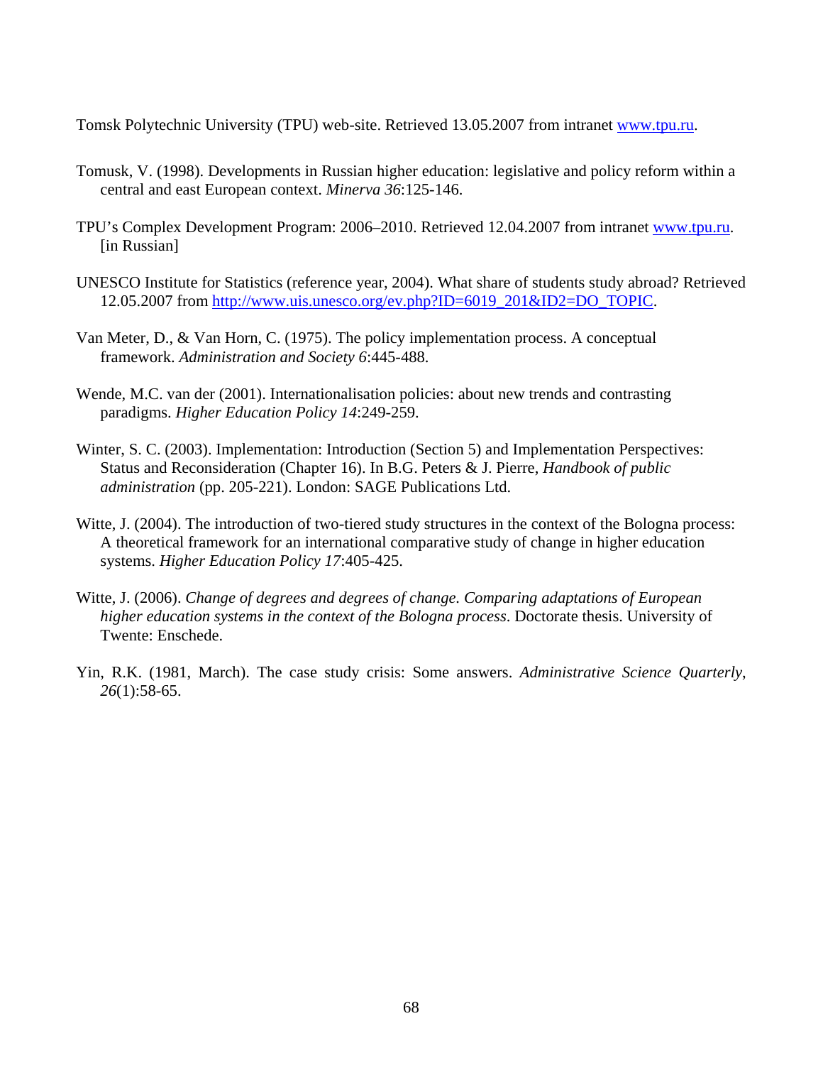Tomsk Polytechnic University (TPU) web-site. Retrieved 13.05.2007 from intranet www.tpu.ru.

Tomusk, V. (1998). Developments in Russian higher education: legislative and policy reform within a central and east European context. *Minerva 36*:125-146.

TPU's Complex Development Program: 2006–2010. Retrieved 12.04.2007 from intranet www.tpu.ru. [in Russian]

UNESCO Institute for Statistics (reference year, 2004). What share of students study abroad? Retrieved 12.05.2007 from http://www.uis.unesco.org/ev.php?ID=6019_201&ID2=DO_TOPIC.

Van Meter, D., & Van Horn, C. (1975). The policy implementation process. A conceptual framework. *Administration and Society 6*:445-488.

Wende, M.C. van der (2001). Internationalisation policies: about new trends and contrasting paradigms. *Higher Education Policy 14*:249-259.

Winter, S. C. (2003). Implementation: Introduction (Section 5) and Implementation Perspectives: Status and Reconsideration (Chapter 16). In B.G. Peters & J. Pierre, *Handbook of public administration* (pp. 205-221). London: SAGE Publications Ltd.

Witte, J. (2004). The introduction of two-tiered study structures in the context of the Bologna process: A theoretical framework for an international comparative study of change in higher education systems. *Higher Education Policy 17*:405-425.

Witte, J. (2006). *Change of degrees and degrees of change. Comparing adaptations of European higher education systems in the context of the Bologna process*. Doctorate thesis. University of Twente: Enschede.

Yin, R.K. (1981, March). The case study crisis: Some answers. *Administrative Science Quarterly*, *26*(1):58-65.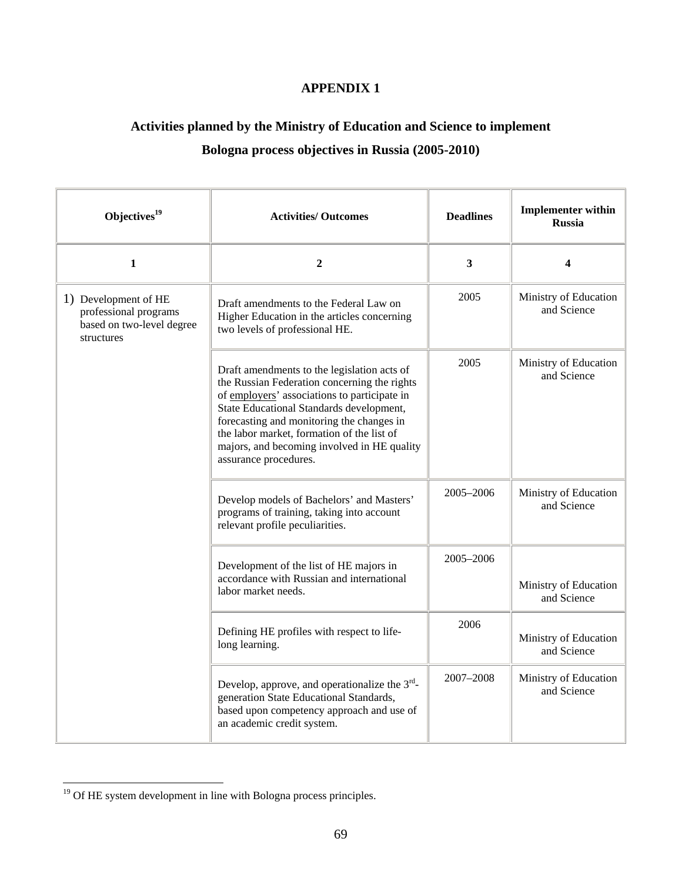# APPENDIX 1

## Activities planned by the Ministry of Education and Science to implement Bologna process objectives in Russia (2005-2010)

| Objectives[19] | Activities/ Outcomes | Deadlines | Implementer within Russia |
|---|---|---|---|
| 1 | 2 | 3 | 4 |
| 1) Development of HE professional programs based on two-level degree structures | Draft amendments to the Federal Law on Higher Education in the articles concerning two levels of professional HE. | 2005 | Ministry of Education and Science |
| | Draft amendments to the legislation acts of the Russian Federation concerning the rights of employers' associations to participate in State Educational Standards development, forecasting and monitoring the changes in the labor market, formation of the list of majors, and becoming involved in HE quality assurance procedures. | 2005 | Ministry of Education and Science |
| | Develop models of Bachelors' and Masters' programs of training, taking into account relevant profile peculiarities. | 2005–2006 | Ministry of Education and Science |
| | Development of the list of HE majors in accordance with Russian and international labor market needs. | 2005–2006 | Ministry of Education and Science |
| | Defining HE profiles with respect to life-long learning. | 2006 | Ministry of Education and Science |
| | Develop, approve, and operationalize the 3rd-generation State Educational Standards, based upon competency approach and use of an academic credit system. | 2007–2008 | Ministry of Education and Science |

[19] Of HE system development in line with Bologna process principles.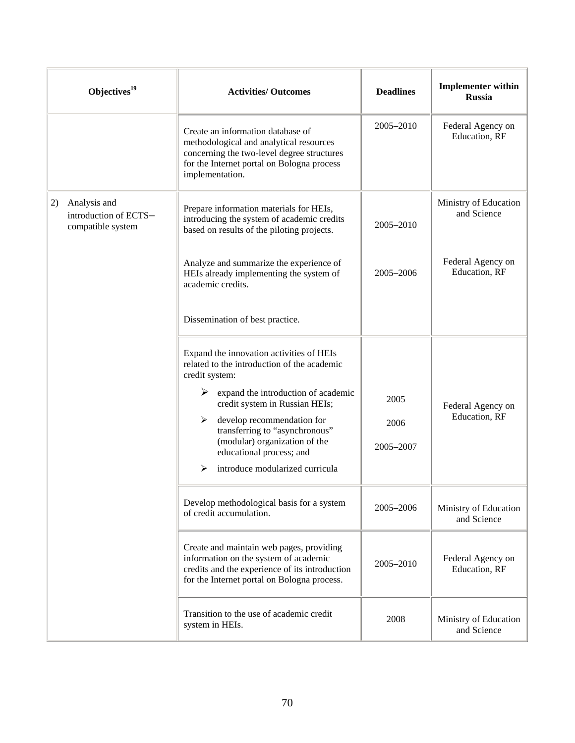| Objectives[19] | Activities/ Outcomes | Deadlines | Implementer within Russia |
|---|---|---|---|
| | Create an information database of methodological and analytical resources concerning the two-level degree structures for the Internet portal on Bologna process implementation. | 2005–2010 | Federal Agency on Education, RF |
| 2) Analysis and introduction of ECTS–compatible system | Prepare information materials for HEIs, introducing the system of academic credits based on results of the piloting projects. | 2005–2010 | Ministry of Education and Science |
| | Analyze and summarize the experience of HEIs already implementing the system of academic credits. | 2005–2006 | Federal Agency on Education, RF |
| | Dissemination of best practice. | | |
| | Expand the innovation activities of HEIs related to the introduction of the academic credit system:<br>➢ expand the introduction of academic credit system in Russian HEIs;<br>➢ develop recommendation for transferring to "asynchronous" (modular) organization of the educational process; and<br>➢ introduce modularized curricula | <br>2005<br>2006<br>2005–2007 | Federal Agency on Education, RF |
| | Develop methodological basis for a system of credit accumulation. | 2005–2006 | Ministry of Education and Science |
| | Create and maintain web pages, providing information on the system of academic credits and the experience of its introduction for the Internet portal on Bologna process. | 2005–2010 | Federal Agency on Education, RF |
| | Transition to the use of academic credit system in HEIs. | 2008 | Ministry of Education and Science |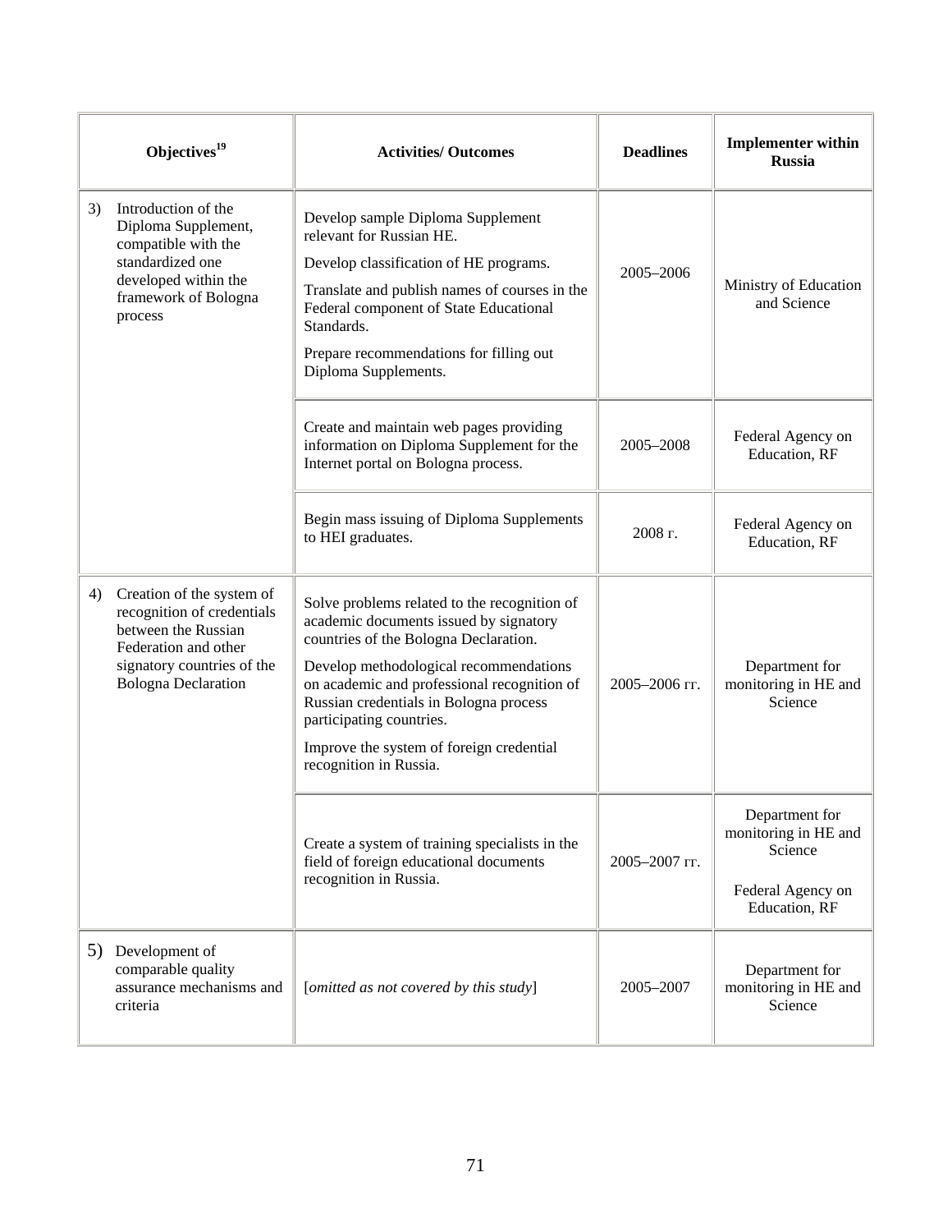| Objectives[19] | Activities/ Outcomes | Deadlines | Implementer within Russia |
|---|---|---|---|
| 3) Introduction of the Diploma Supplement, compatible with the standardized one developed within the framework of Bologna process | Develop sample Diploma Supplement relevant for Russian HE.<br><br>Develop classification of HE programs.<br><br>Translate and publish names of courses in the Federal component of State Educational Standards.<br><br>Prepare recommendations for filling out Diploma Supplements. | 2005–2006 | Ministry of Education and Science |
| | Create and maintain web pages providing information on Diploma Supplement for the Internet portal on Bologna process. | 2005–2008 | Federal Agency on Education, RF |
| | Begin mass issuing of Diploma Supplements to HEI graduates. | 2008 г. | Federal Agency on Education, RF |
| 4) Creation of the system of recognition of credentials between the Russian Federation and other signatory countries of the Bologna Declaration | Solve problems related to the recognition of academic documents issued by signatory countries of the Bologna Declaration.<br><br>Develop methodological recommendations on academic and professional recognition of Russian credentials in Bologna process participating countries.<br><br>Improve the system of foreign credential recognition in Russia. | 2005–2006 гг. | Department for monitoring in HE and Science |
| | Create a system of training specialists in the field of foreign educational documents recognition in Russia. | 2005–2007 гг. | Department for monitoring in HE and Science<br><br>Federal Agency on Education, RF |
| 5) Development of comparable quality assurance mechanisms and criteria | [*omitted as not covered by this study*] | 2005–2007 | Department for monitoring in HE and Science |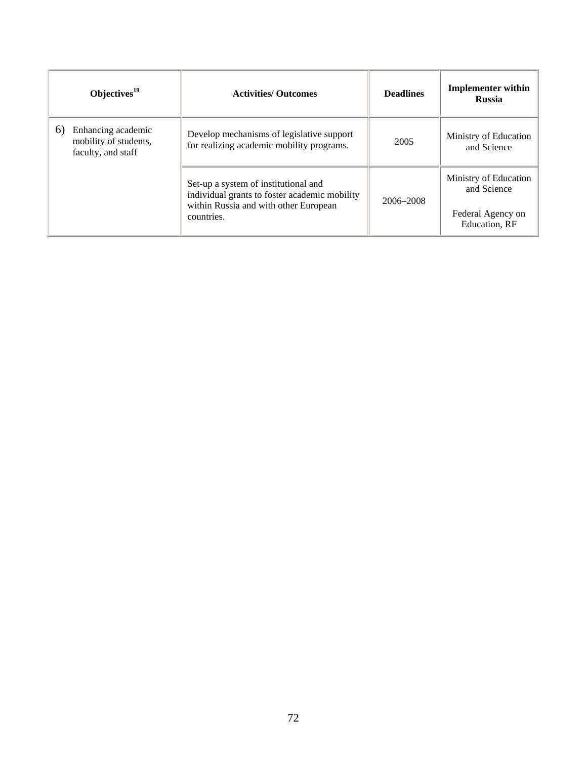| Objectives[19] | Activities/ Outcomes | Deadlines | Implementer within Russia |
|---|---|---|---|
| 6) Enhancing academic mobility of students, faculty, and staff | Develop mechanisms of legislative support for realizing academic mobility programs. | 2005 | Ministry of Education and Science |
| | Set-up a system of institutional and individual grants to foster academic mobility within Russia and with other European countries. | 2006–2008 | Ministry of Education and Science<br><br>Federal Agency on Education, RF |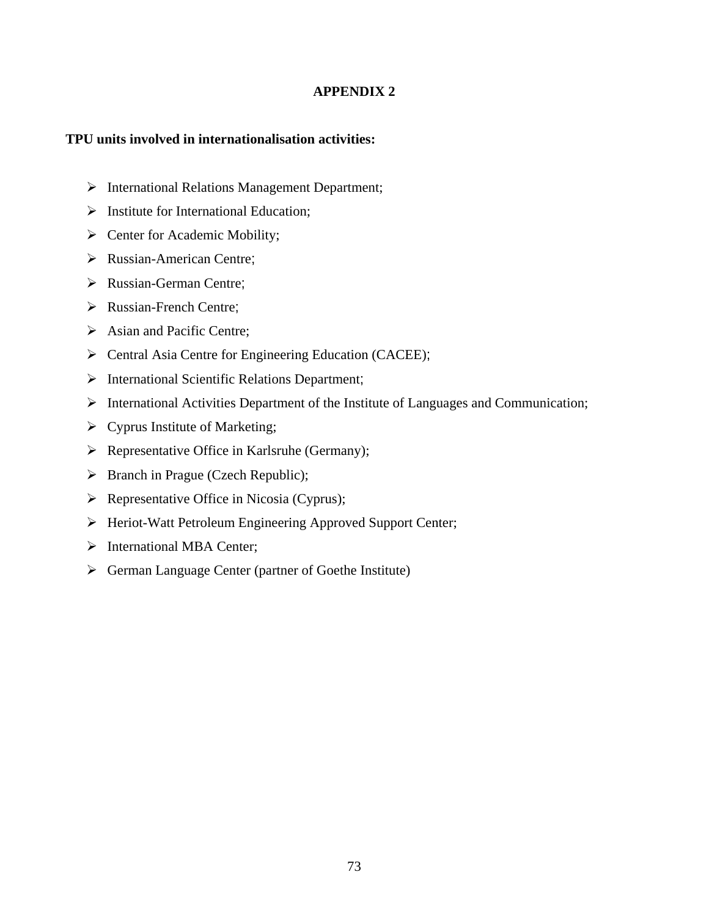# APPENDIX 2

**TPU units involved in internationalisation activities:**

- International Relations Management Department;
- Institute for International Education;
- Center for Academic Mobility;
- Russian-American Centre;
- Russian-German Centre;
- Russian-French Centre;
- Asian and Pacific Centre;
- Central Asia Centre for Engineering Education (CACEE);
- International Scientific Relations Department;
- International Activities Department of the Institute of Languages and Communication;
- Cyprus Institute of Marketing;
- Representative Office in Karlsruhe (Germany);
- Branch in Prague (Czech Republic);
- Representative Office in Nicosia (Cyprus);
- Heriot-Watt Petroleum Engineering Approved Support Center;
- International MBA Center;
- German Language Center (partner of Goethe Institute)